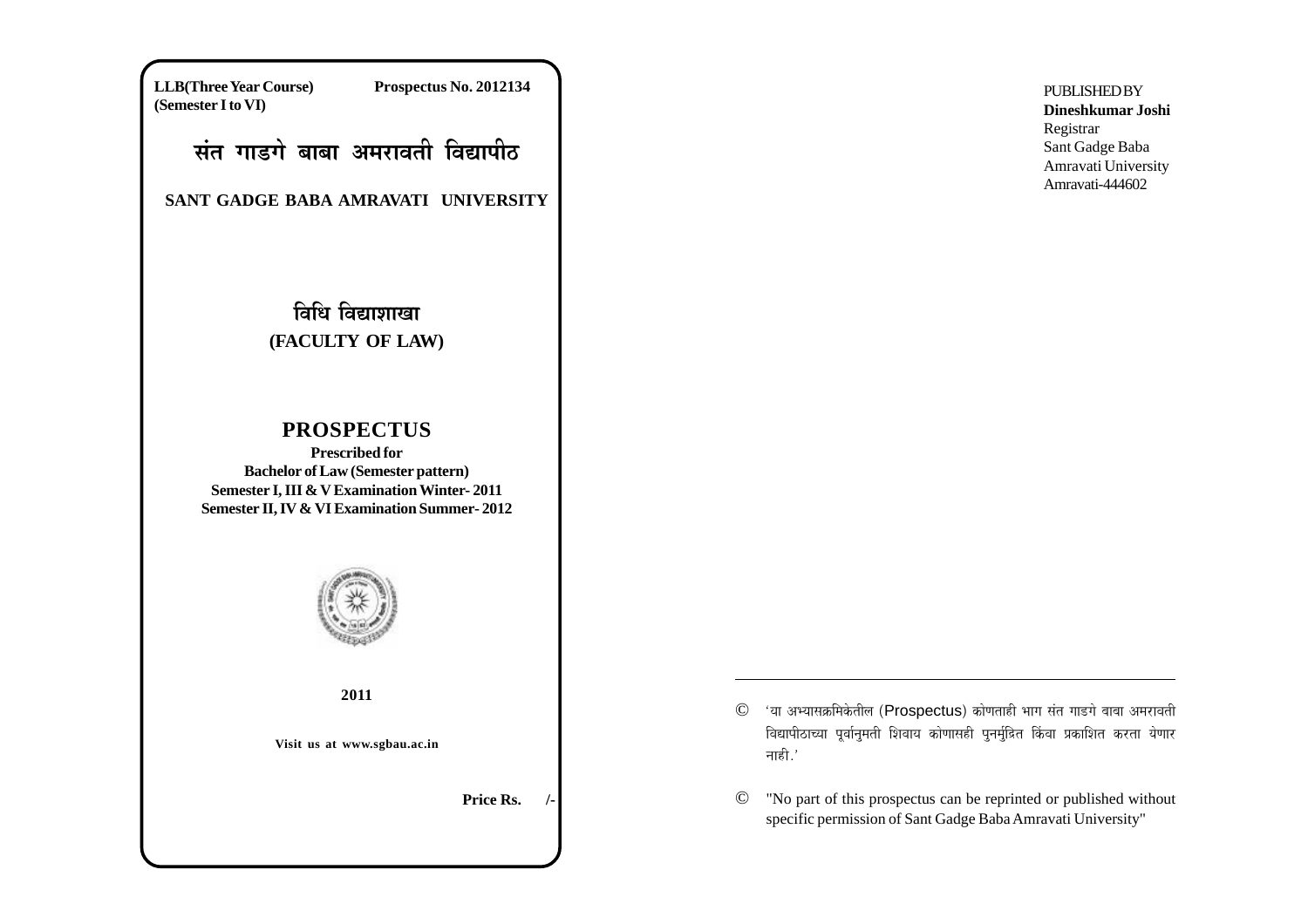**LLB(Three Year Course)** **Prospectus No. 2012134**
**(Semester I to VI)**

# संत गाडगे बाबा अमरावती विद्यापीठ

## SANT GADGE BABA AMRAVATI UNIVERSITY

## विधि विद्याशाखा
## (FACULTY OF LAW)

# PROSPECTUS

**Prescribed for**
**Bachelor of Law (Semester pattern)**
**Semester I, III & V Examination Winter- 2011**
**Semester II, IV & VI Examination Summer- 2012**

**2011**

**Visit us at www.sgbau.ac.in**

**Price Rs. /-**

PUBLISHED BY
**Dineshkumar Joshi**
Registrar
Sant Gadge Baba
Amravati University
Amravati-444602

© 'या अभ्यासक्रमिकेतील (Prospectus) कोणताही भाग संत गाडगे बाबा अमरावती विद्यापीठाच्या पूर्वानुमती शिवाय कोणासही पुनर्मुद्रित किंवा प्रकाशित करता येणार नाही.'

© "No part of this prospectus can be reprinted or published without specific permission of Sant Gadge Baba Amravati University"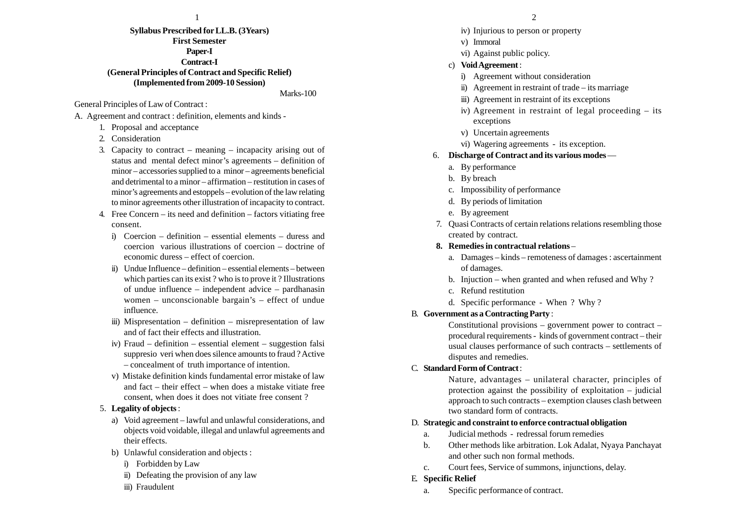**Syllabus Prescribed for LL.B. (3Years)**
**First Semester**
**Paper-I**
**Contract-I**
**(General Principles of Contract and Specific Relief)**
**(Implemented from 2009-10 Session)**

Marks-100

General Principles of Law of Contract :

A. Agreement and contract : definition, elements and kinds -

1. Proposal and acceptance
2. Consideration
3. Capacity to contract – meaning – incapacity arising out of status and mental defect minor's agreements – definition of minor – accessories supplied to a minor – agreements beneficial and detrimental to a minor – affirmation – restitution in cases of minor's agreements and estoppels – evolution of the law relating to minor agreements other illustration of incapacity to contract.
4. Free Concern – its need and definition – factors vitiating free consent.
   - i) Coercion – definition – essential elements – duress and coercion various illustrations of coercion – doctrine of economic duress – effect of coercion.
   - ii) Undue Influence – definition – essential elements – between which parties can its exist ? who is to prove it ? Illustrations of undue influence – independent advice – pardhanasin women – unconscionable bargain's – effect of undue influence.
   - iii) Mispresentation – definition – misrepresentation of law and of fact their effects and illustration.
   - iv) Fraud – definition – essential element – suggestion falsi suppresio veri when does silence amounts to fraud ? Active – concealment of truth importance of intention.
   - v) Mistake definition kinds fundamental error mistake of law and fact – their effect – when does a mistake vitiate free consent, when does it does not vitiate free consent ?
5. **Legality of objects** :
   - a) Void agreement – lawful and unlawful considerations, and objects void voidable, illegal and unlawful agreements and their effects.
   - b) Unlawful consideration and objects :
     - i) Forbidden by Law
     - ii) Defeating the provision of any law
     - iii) Fraudulent
     - iv) Injurious to person or property
     - v) Immoral
     - vi) Against public policy.
   - c) **Void Agreement** :
     - i) Agreement without consideration
     - ii) Agreement in restraint of trade – its marriage
     - iii) Agreement in restraint of its exceptions
     - iv) Agreement in restraint of legal proceeding – its exceptions
     - v) Uncertain agreements
     - vi) Wagering agreements - its exception.
6. **Discharge of Contract and its various modes** —
   - a. By performance
   - b. By breach
   - c. Impossibility of performance
   - d. By periods of limitation
   - e. By agreement
7. Quasi Contracts of certain relations relations resembling those created by contract.
8. **Remedies in contractual relations** –
   - a. Damages – kinds – remoteness of damages : ascertainment of damages.
   - b. Injuction – when granted and when refused and Why ?
   - c. Refund restitution
   - d. Specific performance - When ? Why ?

B. **Government as a Contracting Party** :

Constitutional provisions – government power to contract – procedural requirements - kinds of government contract – their usual clauses performance of such contracts – settlements of disputes and remedies.

C. **Standard Form of Contract** :

Nature, advantages – unilateral character, principles of protection against the possibility of exploitation – judicial approach to such contracts – exemption clauses clash between two standard form of contracts.

D. **Strategic and constraint to enforce contractual obligation**

- a. Judicial methods - redressal forum remedies
- b. Other methods like arbitration. Lok Adalat, Nyaya Panchayat and other such non formal methods.
- c. Court fees, Service of summons, injunctions, delay.

E. **Specific Relief**

- a. Specific performance of contract.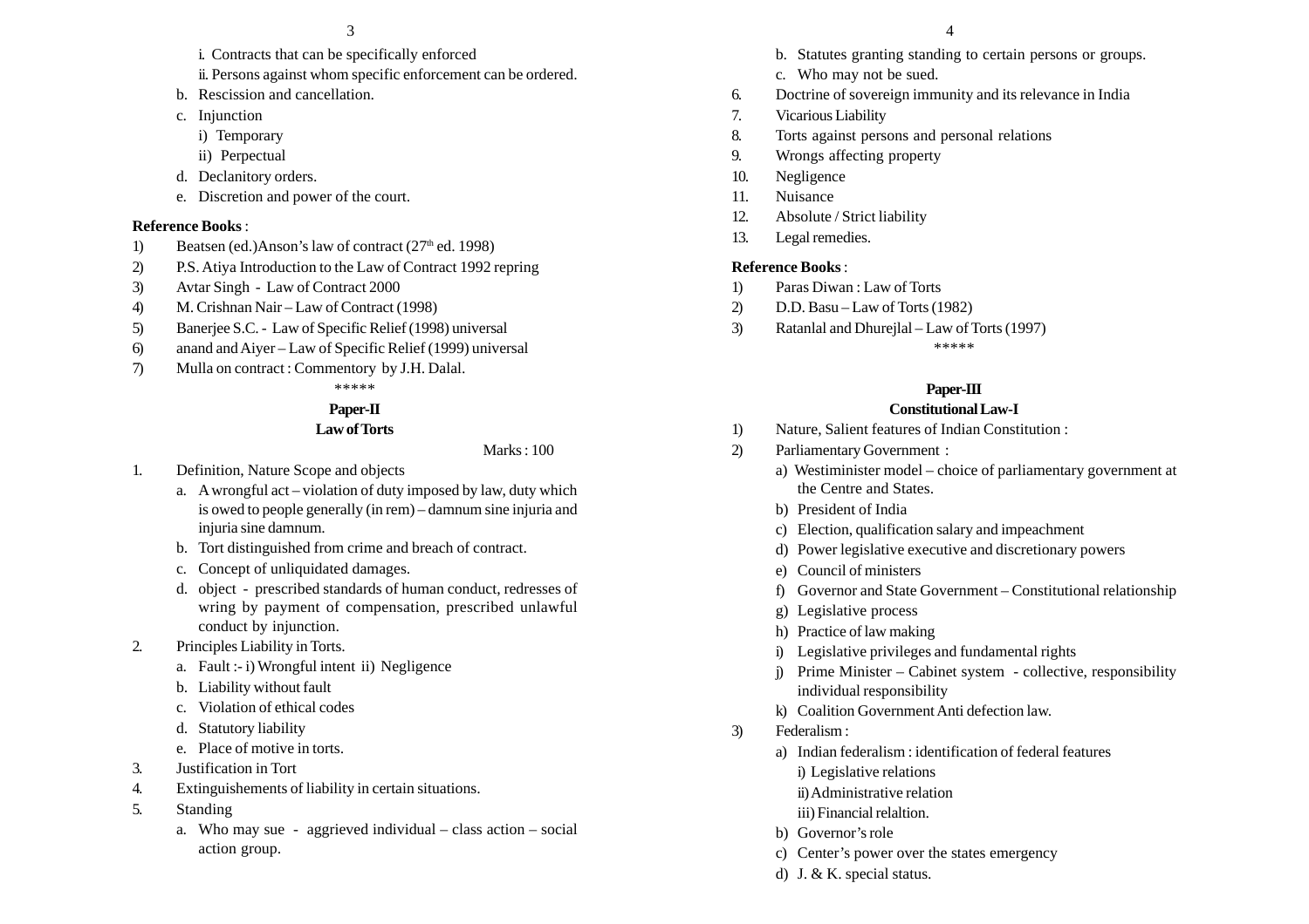i. Contracts that can be specifically enforced

ii. Persons against whom specific enforcement can be ordered.

b. Rescission and cancellation.

c. Injunction

   i) Temporary

   ii) Perpectual

d. Declanitory orders.

e. Discretion and power of the court.

**Reference Books** :

1) Beatsen (ed.)Anson's law of contract (27th ed. 1998)
2) P.S. Atiya Introduction to the Law of Contract 1992 repring
3) Avtar Singh - Law of Contract 2000
4) M. Crishnan Nair – Law of Contract (1998)
5) Banerjee S.C. - Law of Specific Relief (1998) universal
6) anand and Aiyer – Law of Specific Relief (1999) universal
7) Mulla on contract : Commentory by J.H. Dalal.

*****

## Paper-II

## Law of Torts

Marks : 100

1. Definition, Nature Scope and objects
   a. A wrongful act – violation of duty imposed by law, duty which is owed to people generally (in rem) – damnum sine injuria and injuria sine damnum.
   b. Tort distinguished from crime and breach of contract.
   c. Concept of unliquidated damages.
   d. object - prescribed standards of human conduct, redresses of wring by payment of compensation, prescribed unlawful conduct by injunction.
2. Principles Liability in Torts.
   a. Fault :- i) Wrongful intent ii) Negligence
   b. Liability without fault
   c. Violation of ethical codes
   d. Statutory liability
   e. Place of motive in torts.
3. Justification in Tort
4. Extinguishements of liability in certain situations.
5. Standing
   a. Who may sue - aggrieved individual – class action – social action group.
   b. Statutes granting standing to certain persons or groups.
   c. Who may not be sued.
6. Doctrine of sovereign immunity and its relevance in India
7. Vicarious Liability
8. Torts against persons and personal relations
9. Wrongs affecting property
10. Negligence
11. Nuisance
12. Absolute / Strict liability
13. Legal remedies.

**Reference Books** :

1) Paras Diwan : Law of Torts
2) D.D. Basu – Law of Torts (1982)
3) Ratanlal and Dhurejlal – Law of Torts (1997)

*****

## Paper-III

## Constitutional Law-I

1) Nature, Salient features of Indian Constitution :
2) Parliamentary Government :
   a) Westiminister model – choice of parliamentary government at the Centre and States.
   b) President of India
   c) Election, qualification salary and impeachment
   d) Power legislative executive and discretionary powers
   e) Council of ministers
   f) Governor and State Government – Constitutional relationship
   g) Legislative process
   h) Practice of law making
   i) Legislative privileges and fundamental rights
   j) Prime Minister – Cabinet system - collective, responsibility individual responsibility
   k) Coalition Government Anti defection law.
3) Federalism :
   a) Indian federalism : identification of federal features
      i) Legislative relations
      ii) Administrative relation
      iii) Financial relaltion.
   b) Governor's role
   c) Center's power over the states emergency
   d) J. & K. special status.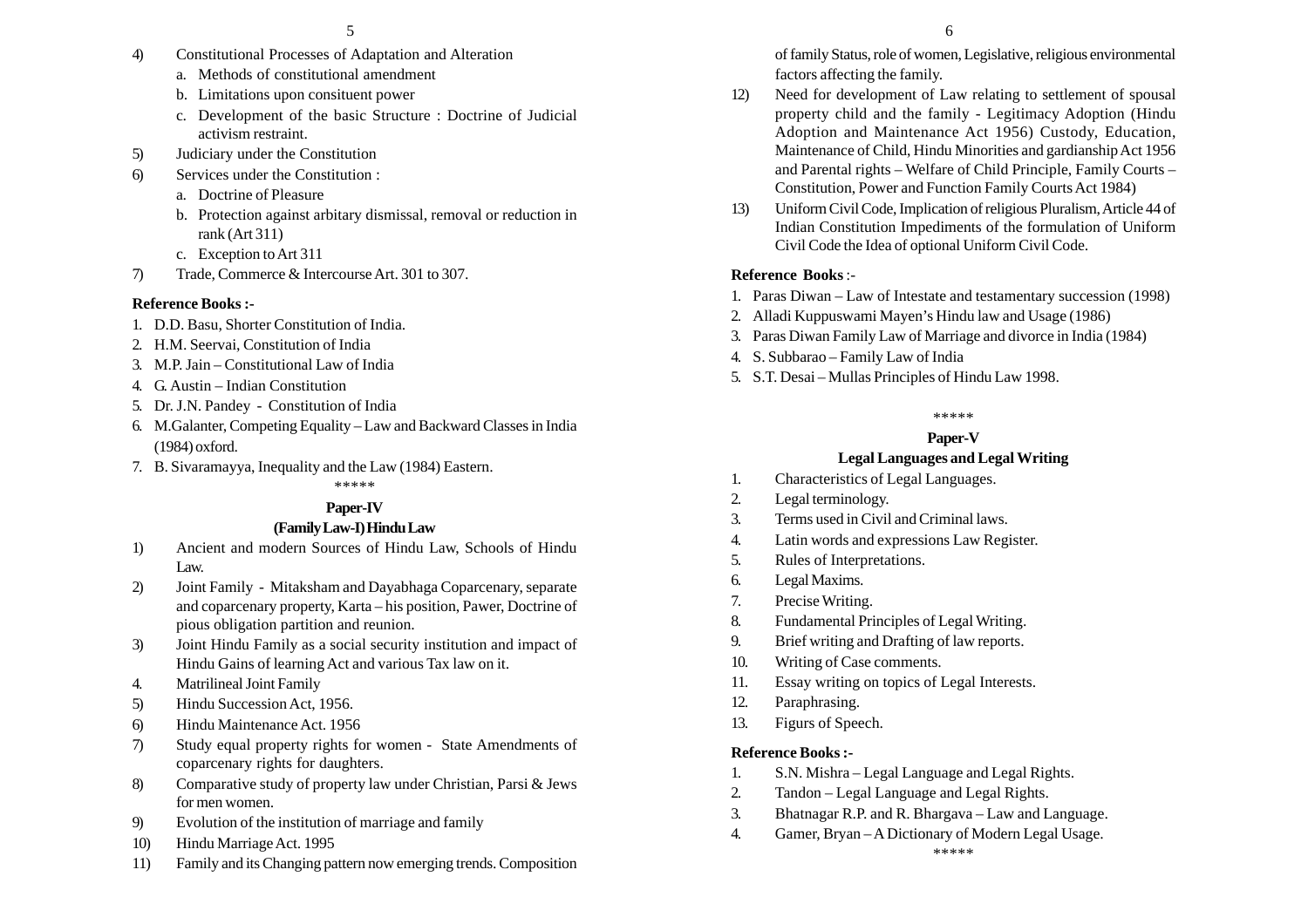4) Constitutional Processes of Adaptation and Alteration
   a. Methods of constitutional amendment
   b. Limitations upon consituent power
   c. Development of the basic Structure : Doctrine of Judicial activism restraint.
5) Judiciary under the Constitution
6) Services under the Constitution :
   a. Doctrine of Pleasure
   b. Protection against arbitary dismissal, removal or reduction in rank (Art 311)
   c. Exception to Art 311
7) Trade, Commerce & Intercourse Art. 301 to 307.

**Reference Books :-**

1. D.D. Basu, Shorter Constitution of India.
2. H.M. Seervai, Constitution of India
3. M.P. Jain – Constitutional Law of India
4. G. Austin – Indian Constitution
5. Dr. J.N. Pandey - Constitution of India
6. M.Galanter, Competing Equality – Law and Backward Classes in India (1984) oxford.
7. B. Sivaramayya, Inequality and the Law (1984) Eastern.

\*\*\*\*\*

### Paper-IV

### (Family Law-I) Hindu Law

1) Ancient and modern Sources of Hindu Law, Schools of Hindu Law.
2) Joint Family - Mitaksham and Dayabhaga Coparcenary, separate and coparcenary property, Karta – his position, Pawer, Doctrine of pious obligation partition and reunion.
3) Joint Hindu Family as a social security institution and impact of Hindu Gains of learning Act and various Tax law on it.
4. Matrilineal Joint Family
5) Hindu Succession Act, 1956.
6) Hindu Maintenance Act. 1956
7) Study equal property rights for women - State Amendments of coparcenary rights for daughters.
8) Comparative study of property law under Christian, Parsi & Jews for men women.
9) Evolution of the institution of marriage and family
10) Hindu Marriage Act. 1995
11) Family and its Changing pattern now emerging trends. Composition of family Status, role of women, Legislative, religious environmental factors affecting the family.
12) Need for development of Law relating to settlement of spousal property child and the family - Legitimacy Adoption (Hindu Adoption and Maintenance Act 1956) Custody, Education, Maintenance of Child, Hindu Minorities and gardianship Act 1956 and Parental rights – Welfare of Child Principle, Family Courts – Constitution, Power and Function Family Courts Act 1984)
13) Uniform Civil Code, Implication of religious Pluralism, Article 44 of Indian Constitution Impediments of the formulation of Uniform Civil Code the Idea of optional Uniform Civil Code.

**Reference Books** :-

1. Paras Diwan – Law of Intestate and testamentary succession (1998)
2. Alladi Kuppuswami Mayen's Hindu law and Usage (1986)
3. Paras Diwan Family Law of Marriage and divorce in India (1984)
4. S. Subbarao – Family Law of India
5. S.T. Desai – Mullas Principles of Hindu Law 1998.

\*\*\*\*\*

### Paper-V

### Legal Languages and Legal Writing

1. Characteristics of Legal Languages.
2. Legal terminology.
3. Terms used in Civil and Criminal laws.
4. Latin words and expressions Law Register.
5. Rules of Interpretations.
6. Legal Maxims.
7. Precise Writing.
8. Fundamental Principles of Legal Writing.
9. Brief writing and Drafting of law reports.
10. Writing of Case comments.
11. Essay writing on topics of Legal Interests.
12. Paraphrasing.
13. Figurs of Speech.

**Reference Books :-**

1. S.N. Mishra – Legal Language and Legal Rights.
2. Tandon – Legal Language and Legal Rights.
3. Bhatnagar R.P. and R. Bhargava – Law and Language.
4. Gamer, Bryan – A Dictionary of Modern Legal Usage.

\*\*\*\*\*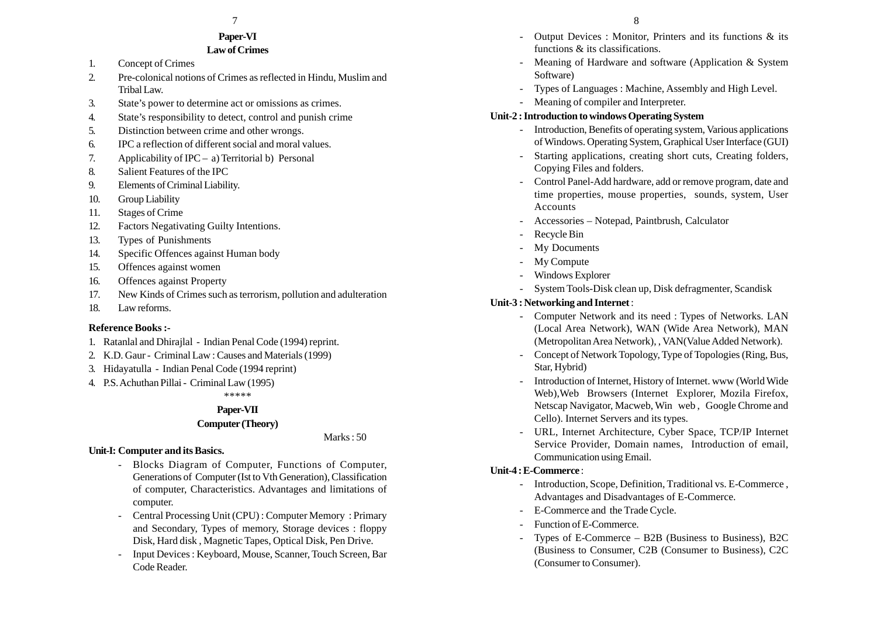## Paper-VI

### Law of Crimes

1. Concept of Crimes
2. Pre-colonical notions of Crimes as reflected in Hindu, Muslim and Tribal Law.
3. State's power to determine act or omissions as crimes.
4. State's responsibility to detect, control and punish crime
5. Distinction between crime and other wrongs.
6. IPC a reflection of different social and moral values.
7. Applicability of IPC – a) Territorial b) Personal
8. Salient Features of the IPC
9. Elements of Criminal Liability.
10. Group Liability
11. Stages of Crime
12. Factors Negativating Guilty Intentions.
13. Types of Punishments
14. Specific Offences against Human body
15. Offences against women
16. Offences against Property
17. New Kinds of Crimes such as terrorism, pollution and adulteration
18. Law reforms.

**Reference Books :-**

1. Ratanlal and Dhirajlal - Indian Penal Code (1994) reprint.
2. K.D. Gaur - Criminal Law : Causes and Materials (1999)
3. Hidayatulla - Indian Penal Code (1994 reprint)
4. P.S. Achuthan Pillai - Criminal Law (1995)

*****

## Paper-VII

### Computer (Theory)

Marks : 50

**Unit-I: Computer and its Basics.**

- Blocks Diagram of Computer, Functions of Computer, Generations of Computer (Ist to Vth Generation), Classification of computer, Characteristics. Advantages and limitations of computer.
- Central Processing Unit (CPU) : Computer Memory : Primary and Secondary, Types of memory, Storage devices : floppy Disk, Hard disk , Magnetic Tapes, Optical Disk, Pen Drive.
- Input Devices : Keyboard, Mouse, Scanner, Touch Screen, Bar Code Reader.
- Output Devices : Monitor, Printers and its functions & its functions & its classifications.
- Meaning of Hardware and software (Application & System Software)
- Types of Languages : Machine, Assembly and High Level.
- Meaning of compiler and Interpreter.

**Unit-2 : Introduction to windows Operating System**

- Introduction, Benefits of operating system, Various applications of Windows. Operating System, Graphical User Interface (GUI)
- Starting applications, creating short cuts, Creating folders, Copying Files and folders.
- Control Panel-Add hardware, add or remove program, date and time properties, mouse properties, sounds, system, User Accounts
- Accessories – Notepad, Paintbrush, Calculator
- Recycle Bin
- My Documents
- My Compute
- Windows Explorer
- System Tools-Disk clean up, Disk defragmenter, Scandisk

**Unit-3 : Networking and Internet** :

- Computer Network and its need : Types of Networks. LAN (Local Area Network), WAN (Wide Area Network), MAN (Metropolitan Area Network), , VAN(Value Added Network).
- Concept of Network Topology, Type of Topologies (Ring, Bus, Star, Hybrid)
- Introduction of Internet, History of Internet. www (World Wide Web),Web Browsers (Internet Explorer, Mozila Firefox, Netscap Navigator, Macweb, Win web , Google Chrome and Cello). Internet Servers and its types.
- URL, Internet Architecture, Cyber Space, TCP/IP Internet Service Provider, Domain names, Introduction of email, Communication using Email.

**Unit-4 : E-Commerce** :

- Introduction, Scope, Definition, Traditional vs. E-Commerce , Advantages and Disadvantages of E-Commerce.
- E-Commerce and the Trade Cycle.
- Function of E-Commerce.
- Types of E-Commerce – B2B (Business to Business), B2C (Business to Consumer, C2B (Consumer to Business), C2C (Consumer to Consumer).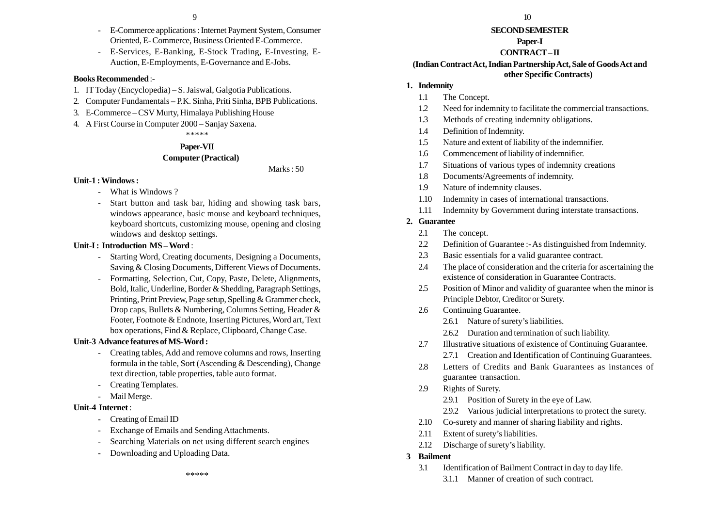- E-Commerce applications : Internet Payment System, Consumer Oriented, E- Commerce, Business Oriented E-Commerce.
- E-Services, E-Banking, E-Stock Trading, E-Investing, E-Auction, E-Employments, E-Governance and E-Jobs.

**Books Recommended** :-

1. IT Today (Encyclopedia) – S. Jaiswal, Galgotia Publications.
2. Computer Fundamentals – P.K. Sinha, Priti Sinha, BPB Publications.
3. E-Commerce – CSV Murty, Himalaya Publishing House
4. A First Course in Computer 2000 – Sanjay Saxena.

*****

## Paper-VII

## Computer (Practical)

Marks : 50

**Unit-1 : Windows :**

- What is Windows ?
- Start button and task bar, hiding and showing task bars, windows appearance, basic mouse and keyboard techniques, keyboard shortcuts, customizing mouse, opening and closing windows and desktop settings.

**Unit-I : Introduction MS – Word** :

- Starting Word, Creating documents, Designing a Documents, Saving & Closing Documents, Different Views of Documents.
- Formatting, Selection, Cut, Copy, Paste, Delete, Alignments, Bold, Italic, Underline, Border & Shedding, Paragraph Settings, Printing, Print Preview, Page setup, Spelling & Grammer check, Drop caps, Bullets & Numbering, Columns Setting, Header & Footer, Footnote & Endnote, Inserting Pictures, Word art, Text box operations, Find & Replace, Clipboard, Change Case.

**Unit-3 Advance features of MS-Word :**

- Creating tables, Add and remove columns and rows, Inserting formula in the table, Sort (Ascending & Descending), Change text direction, table properties, table auto format.
- Creating Templates.
- Mail Merge.

**Unit-4 Internet** :

- Creating of Email ID
- Exchange of Emails and Sending Attachments.
- Searching Materials on net using different search engines
- Downloading and Uploading Data.

*****

# SECOND SEMESTER

## Paper-I

## CONTRACT – II

**(Indian Contract Act, Indian Partnership Act, Sale of Goods Act and other Specific Contracts)**

**1. Indemnity**

1.1 The Concept.

1.2 Need for indemnity to facilitate the commercial transactions.

1.3 Methods of creating indemnity obligations.

1.4 Definition of Indemnity.

1.5 Nature and extent of liability of the indemnifier.

1.6 Commencement of liability of indemnifier.

1.7 Situations of various types of indemnity creations

1.8 Documents/Agreements of indemnity.

1.9 Nature of indemnity clauses.

1.10 Indemnity in cases of international transactions.

1.11 Indemnity by Government during interstate transactions.

**2. Guarantee**

2.1 The concept.

2.2 Definition of Guarantee :- As distinguished from Indemnity.

2.3 Basic essentials for a valid guarantee contract.

2.4 The place of consideration and the criteria for ascertaining the existence of consideration in Guarantee Contracts.

2.5 Position of Minor and validity of guarantee when the minor is Principle Debtor, Creditor or Surety.

2.6 Continuing Guarantee.

2.6.1 Nature of surety's liabilities.

2.6.2 Duration and termination of such liability.

2.7 Illustrative situations of existence of Continuing Guarantee.

2.7.1 Creation and Identification of Continuing Guarantees.

2.8 Letters of Credits and Bank Guarantees as instances of guarantee transaction.

2.9 Rights of Surety.

2.9.1 Position of Surety in the eye of Law.

2.9.2 Various judicial interpretations to protect the surety.

2.10 Co-surety and manner of sharing liability and rights.

2.11 Extent of surety's liabilities.

2.12 Discharge of surety's liability.

**3 Bailment**

3.1 Identification of Bailment Contract in day to day life.

3.1.1 Manner of creation of such contract.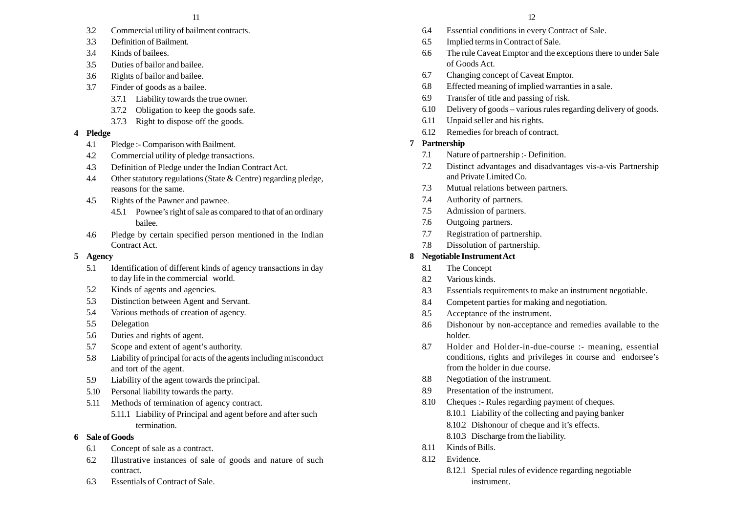3.2 Commercial utility of bailment contracts.

3.3 Definition of Bailment.

3.4 Kinds of bailees.

3.5 Duties of bailor and bailee.

3.6 Rights of bailor and bailee.

3.7 Finder of goods as a bailee.

   3.7.1 Liability towards the true owner.

   3.7.2 Obligation to keep the goods safe.

   3.7.3 Right to dispose off the goods.

**4 Pledge**

4.1 Pledge :- Comparison with Bailment.

4.2 Commercial utility of pledge transactions.

4.3 Definition of Pledge under the Indian Contract Act.

4.4 Other statutory regulations (State & Centre) regarding pledge, reasons for the same.

4.5 Rights of the Pawner and pawnee.

   4.5.1 Pownee's right of sale as compared to that of an ordinary bailee.

4.6 Pledge by certain specified person mentioned in the Indian Contract Act.

**5 Agency**

5.1 Identification of different kinds of agency transactions in day to day life in the commercial world.

5.2 Kinds of agents and agencies.

5.3 Distinction between Agent and Servant.

5.4 Various methods of creation of agency.

5.5 Delegation

5.6 Duties and rights of agent.

5.7 Scope and extent of agent's authority.

5.8 Liability of principal for acts of the agents including misconduct and tort of the agent.

5.9 Liability of the agent towards the principal.

5.10 Personal liability towards the party.

5.11 Methods of termination of agency contract.

   5.11.1 Liability of Principal and agent before and after such termination.

**6 Sale of Goods**

6.1 Concept of sale as a contract.

6.2 Illustrative instances of sale of goods and nature of such contract.

6.3 Essentials of Contract of Sale.

6.4 Essential conditions in every Contract of Sale.

6.5 Implied terms in Contract of Sale.

6.6 The rule Caveat Emptor and the exceptions there to under Sale of Goods Act.

6.7 Changing concept of Caveat Emptor.

6.8 Effected meaning of implied warranties in a sale.

6.9 Transfer of title and passing of risk.

6.10 Delivery of goods – various rules regarding delivery of goods.

6.11 Unpaid seller and his rights.

6.12 Remedies for breach of contract.

**7 Partnership**

7.1 Nature of partnership :- Definition.

7.2 Distinct advantages and disadvantages vis-a-vis Partnership and Private Limited Co.

7.3 Mutual relations between partners.

7.4 Authority of partners.

7.5 Admission of partners.

7.6 Outgoing partners.

7.7 Registration of partnership.

7.8 Dissolution of partnership.

**8 Negotiable Instrument Act**

8.1 The Concept

8.2 Various kinds.

8.3 Essentials requirements to make an instrument negotiable.

8.4 Competent parties for making and negotiation.

8.5 Acceptance of the instrument.

8.6 Dishonour by non-acceptance and remedies available to the holder.

8.7 Holder and Holder-in-due-course :- meaning, essential conditions, rights and privileges in course and endorsee's from the holder in due course.

8.8 Negotiation of the instrument.

8.9 Presentation of the instrument.

8.10 Cheques :- Rules regarding payment of cheques.

   8.10.1 Liability of the collecting and paying banker

   8.10.2 Dishonour of cheque and it's effects.

   8.10.3 Discharge from the liability.

8.11 Kinds of Bills.

8.12 Evidence.

   8.12.1 Special rules of evidence regarding negotiable instrument.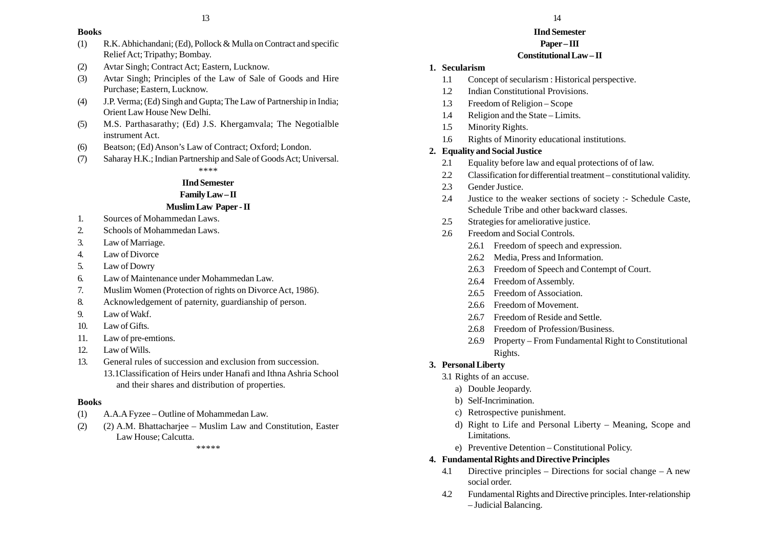**Books**

(1) R.K. Abhichandani; (Ed), Pollock & Mulla on Contract and specific Relief Act; Tripathy; Bombay.

(2) Avtar Singh; Contract Act; Eastern, Lucknow.

(3) Avtar Singh; Principles of the Law of Sale of Goods and Hire Purchase; Eastern, Lucknow.

(4) J.P. Verma; (Ed) Singh and Gupta; The Law of Partnership in India; Orient Law House New Delhi.

(5) M.S. Parthasarathy; (Ed) J.S. Khergamvala; The Negotialble instrument Act.

(6) Beatson; (Ed) Anson's Law of Contract; Oxford; London.

(7) Saharay H.K.; Indian Partnership and Sale of Goods Act; Universal.

\*\*\*\*

## IInd Semester
## Family Law – II
## Muslim Law Paper - II

1. Sources of Mohammedan Laws.
2. Schools of Mohammedan Laws.
3. Law of Marriage.
4. Law of Divorce
5. Law of Dowry
6. Law of Maintenance under Mohammedan Law.
7. Muslim Women (Protection of rights on Divorce Act, 1986).
8. Acknowledgement of paternity, guardianship of person.
9. Law of Wakf.
10. Law of Gifts.
11. Law of pre-emtions.
12. Law of Wills.
13. General rules of succession and exclusion from succession.
    13.1Classification of Heirs under Hanafi and Ithna Ashria School and their shares and distribution of properties.

**Books**

(1) A.A.A Fyzee – Outline of Mohammedan Law.

(2) (2) A.M. Bhattacharjee – Muslim Law and Constitution, Easter Law House; Calcutta.

\*\*\*\*\*

## IInd Semester
## Paper – III
## Constitutional Law – II

**1. Secularism**

- 1.1 Concept of secularism : Historical perspective.
- 1.2 Indian Constitutional Provisions.
- 1.3 Freedom of Religion – Scope
- 1.4 Religion and the State – Limits.
- 1.5 Minority Rights.
- 1.6 Rights of Minority educational institutions.

**2. Equality and Social Justice**

- 2.1 Equality before law and equal protections of of law.
- 2.2 Classification for differential treatment – constitutional validity.
- 2.3 Gender Justice.
- 2.4 Justice to the weaker sections of society :- Schedule Caste, Schedule Tribe and other backward classes.
- 2.5 Strategies for ameliorative justice.
- 2.6 Freedom and Social Controls.
  - 2.6.1 Freedom of speech and expression.
  - 2.6.2 Media, Press and Information.
  - 2.6.3 Freedom of Speech and Contempt of Court.
  - 2.6.4 Freedom of Assembly.
  - 2.6.5 Freedom of Association.
  - 2.6.6 Freedom of Movement.
  - 2.6.7 Freedom of Reside and Settle.
  - 2.6.8 Freedom of Profession/Business.
  - 2.6.9 Property – From Fundamental Right to Constitutional Rights.

**3. Personal Liberty**

3.1 Rights of an accuse.

- a) Double Jeopardy.
- b) Self-Incrimination.
- c) Retrospective punishment.
- d) Right to Life and Personal Liberty – Meaning, Scope and Limitations.
- e) Preventive Detention – Constitutional Policy.

**4. Fundamental Rights and Directive Principles**

- 4.1 Directive principles – Directions for social change – A new social order.
- 4.2 Fundamental Rights and Directive principles. Inter-relationship – Judicial Balancing.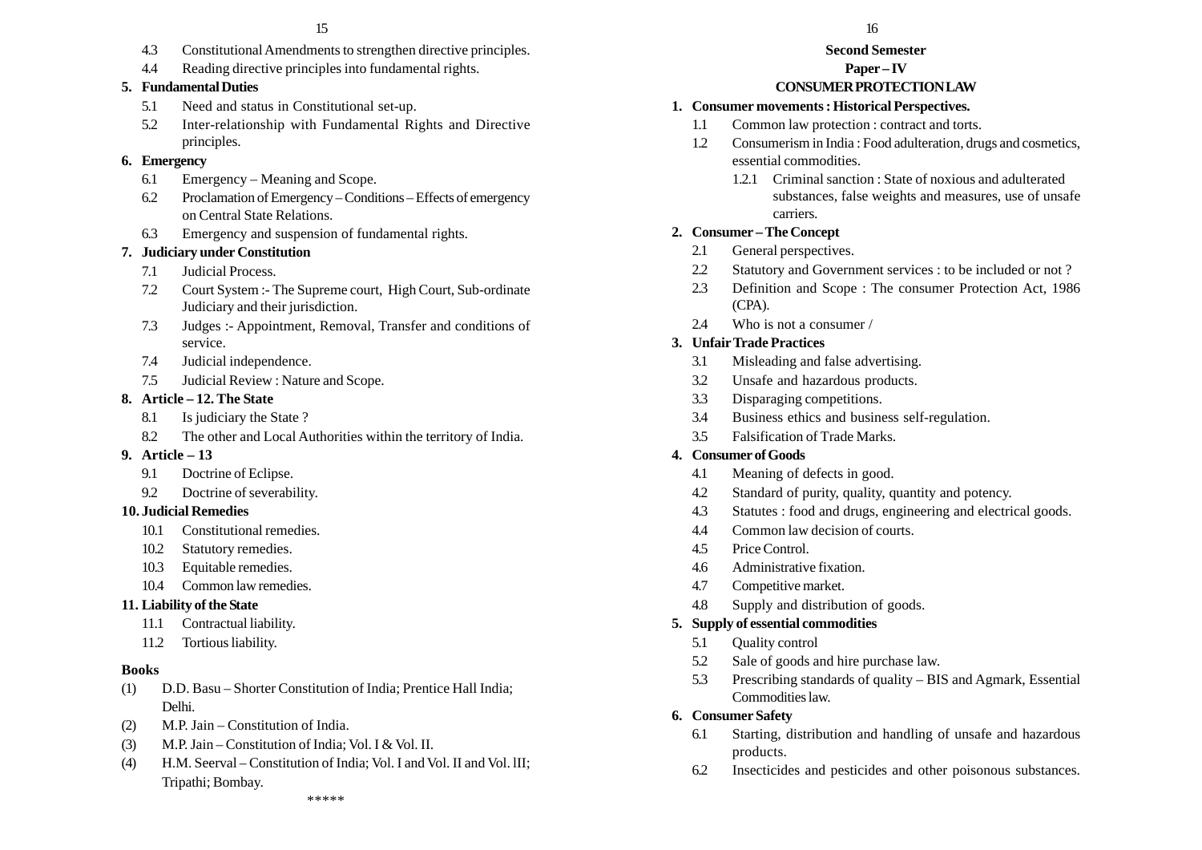4.3 Constitutional Amendments to strengthen directive principles.

4.4 Reading directive principles into fundamental rights.

**5. Fundamental Duties**

5.1 Need and status in Constitutional set-up.

5.2 Inter-relationship with Fundamental Rights and Directive principles.

**6. Emergency**

6.1 Emergency – Meaning and Scope.

6.2 Proclamation of Emergency – Conditions – Effects of emergency on Central State Relations.

6.3 Emergency and suspension of fundamental rights.

**7. Judiciary under Constitution**

7.1 Judicial Process.

7.2 Court System :- The Supreme court, High Court, Sub-ordinate Judiciary and their jurisdiction.

7.3 Judges :- Appointment, Removal, Transfer and conditions of service.

7.4 Judicial independence.

7.5 Judicial Review : Nature and Scope.

**8. Article – 12. The State**

8.1 Is judiciary the State ?

8.2 The other and Local Authorities within the territory of India.

**9. Article – 13**

9.1 Doctrine of Eclipse.

9.2 Doctrine of severability.

**10. Judicial Remedies**

10.1 Constitutional remedies.

10.2 Statutory remedies.

10.3 Equitable remedies.

10.4 Common law remedies.

**11. Liability of the State**

11.1 Contractual liability.

11.2 Tortious liability.

**Books**

(1) D.D. Basu – Shorter Constitution of India; Prentice Hall India; Delhi.

(2) M.P. Jain – Constitution of India.

(3) M.P. Jain – Constitution of India; Vol. I & Vol. II.

(4) H.M. Seerval – Constitution of India; Vol. I and Vol. II and Vol. III; Tripathi; Bombay.

*****

## Second Semester

## Paper – IV

## CONSUMER PROTECTION LAW

**1. Consumer movements : Historical Perspectives.**

1.1 Common law protection : contract and torts.

1.2 Consumerism in India : Food adulteration, drugs and cosmetics, essential commodities.

1.2.1 Criminal sanction : State of noxious and adulterated substances, false weights and measures, use of unsafe carriers.

**2. Consumer – The Concept**

2.1 General perspectives.

2.2 Statutory and Government services : to be included or not ?

2.3 Definition and Scope : The consumer Protection Act, 1986 (CPA).

2.4 Who is not a consumer /

**3. Unfair Trade Practices**

3.1 Misleading and false advertising.

3.2 Unsafe and hazardous products.

3.3 Disparaging competitions.

3.4 Business ethics and business self-regulation.

3.5 Falsification of Trade Marks.

**4. Consumer of Goods**

4.1 Meaning of defects in good.

4.2 Standard of purity, quality, quantity and potency.

4.3 Statutes : food and drugs, engineering and electrical goods.

4.4 Common law decision of courts.

4.5 Price Control.

4.6 Administrative fixation.

4.7 Competitive market.

4.8 Supply and distribution of goods.

**5. Supply of essential commodities**

5.1 Quality control

5.2 Sale of goods and hire purchase law.

5.3 Prescribing standards of quality – BIS and Agmark, Essential Commodities law.

**6. Consumer Safety**

6.1 Starting, distribution and handling of unsafe and hazardous products.

6.2 Insecticides and pesticides and other poisonous substances.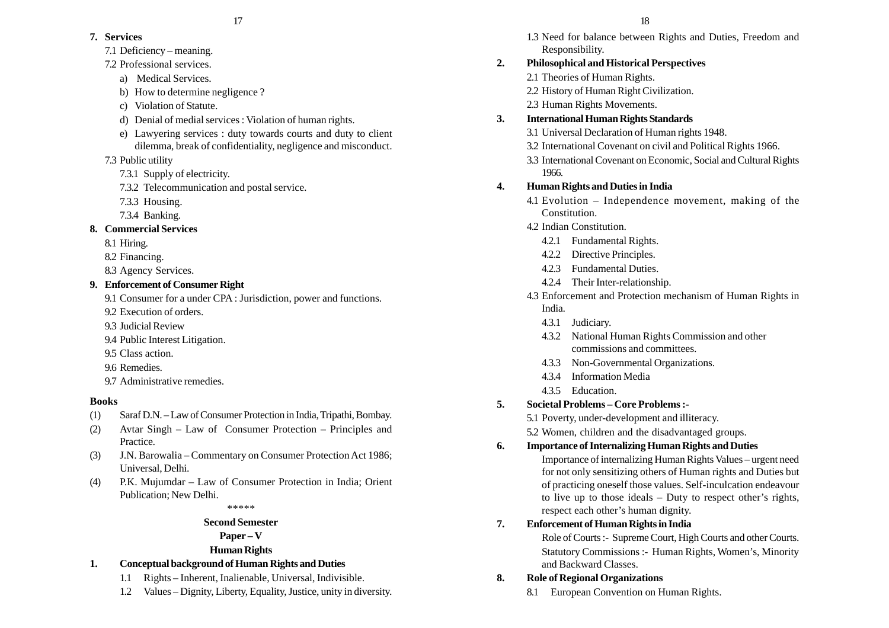**7. Services**

7.1 Deficiency – meaning.

7.2 Professional services.

a) Medical Services.

b) How to determine negligence ?

c) Violation of Statute.

d) Denial of medial services : Violation of human rights.

e) Lawyering services : duty towards courts and duty to client dilemma, break of confidentiality, negligence and misconduct.

7.3 Public utility

7.3.1 Supply of electricity.

7.3.2 Telecommunication and postal service.

7.3.3 Housing.

7.3.4 Banking.

**8. Commercial Services**

8.1 Hiring.

8.2 Financing.

8.3 Agency Services.

**9. Enforcement of Consumer Right**

9.1 Consumer for a under CPA : Jurisdiction, power and functions.

9.2 Execution of orders.

9.3 Judicial Review

9.4 Public Interest Litigation.

9.5 Class action.

9.6 Remedies.

9.7 Administrative remedies.

**Books**

(1) Saraf D.N. – Law of Consumer Protection in India, Tripathi, Bombay.

(2) Avtar Singh – Law of Consumer Protection – Principles and Practice.

(3) J.N. Barowalia – Commentary on Consumer Protection Act 1986; Universal, Delhi.

(4) P.K. Mujumdar – Law of Consumer Protection in India; Orient Publication; New Delhi.

*****

**Second Semester**

**Paper – V**

**Human Rights**

**1. Conceptual background of Human Rights and Duties**

1.1 Rights – Inherent, Inalienable, Universal, Indivisible.

1.2 Values – Dignity, Liberty, Equality, Justice, unity in diversity.

1.3 Need for balance between Rights and Duties, Freedom and Responsibility.

**2. Philosophical and Historical Perspectives**

2.1 Theories of Human Rights.

2.2 History of Human Right Civilization.

2.3 Human Rights Movements.

**3. International Human Rights Standards**

3.1 Universal Declaration of Human rights 1948.

3.2 International Covenant on civil and Political Rights 1966.

3.3 International Covenant on Economic, Social and Cultural Rights 1966.

**4. Human Rights and Duties in India**

4.1 Evolution – Independence movement, making of the Constitution.

4.2 Indian Constitution.

4.2.1 Fundamental Rights.

4.2.2 Directive Principles.

4.2.3 Fundamental Duties.

4.2.4 Their Inter-relationship.

4.3 Enforcement and Protection mechanism of Human Rights in India.

4.3.1 Judiciary.

4.3.2 National Human Rights Commission and other commissions and committees.

4.3.3 Non-Governmental Organizations.

4.3.4 Information Media

4.3.5 Education.

**5. Societal Problems – Core Problems :-**

5.1 Poverty, under-development and illiteracy.

5.2 Women, children and the disadvantaged groups.

**6. Importance of Internalizing Human Rights and Duties**

Importance of internalizing Human Rights Values – urgent need for not only sensitizing others of Human rights and Duties but of practicing oneself those values. Self-inculcation endeavour to live up to those ideals – Duty to respect other's rights, respect each other's human dignity.

**7. Enforcement of Human Rights in India**

Role of Courts :- Supreme Court, High Courts and other Courts.

Statutory Commissions :- Human Rights, Women's, Minority and Backward Classes.

**8. Role of Regional Organizations**

8.1 European Convention on Human Rights.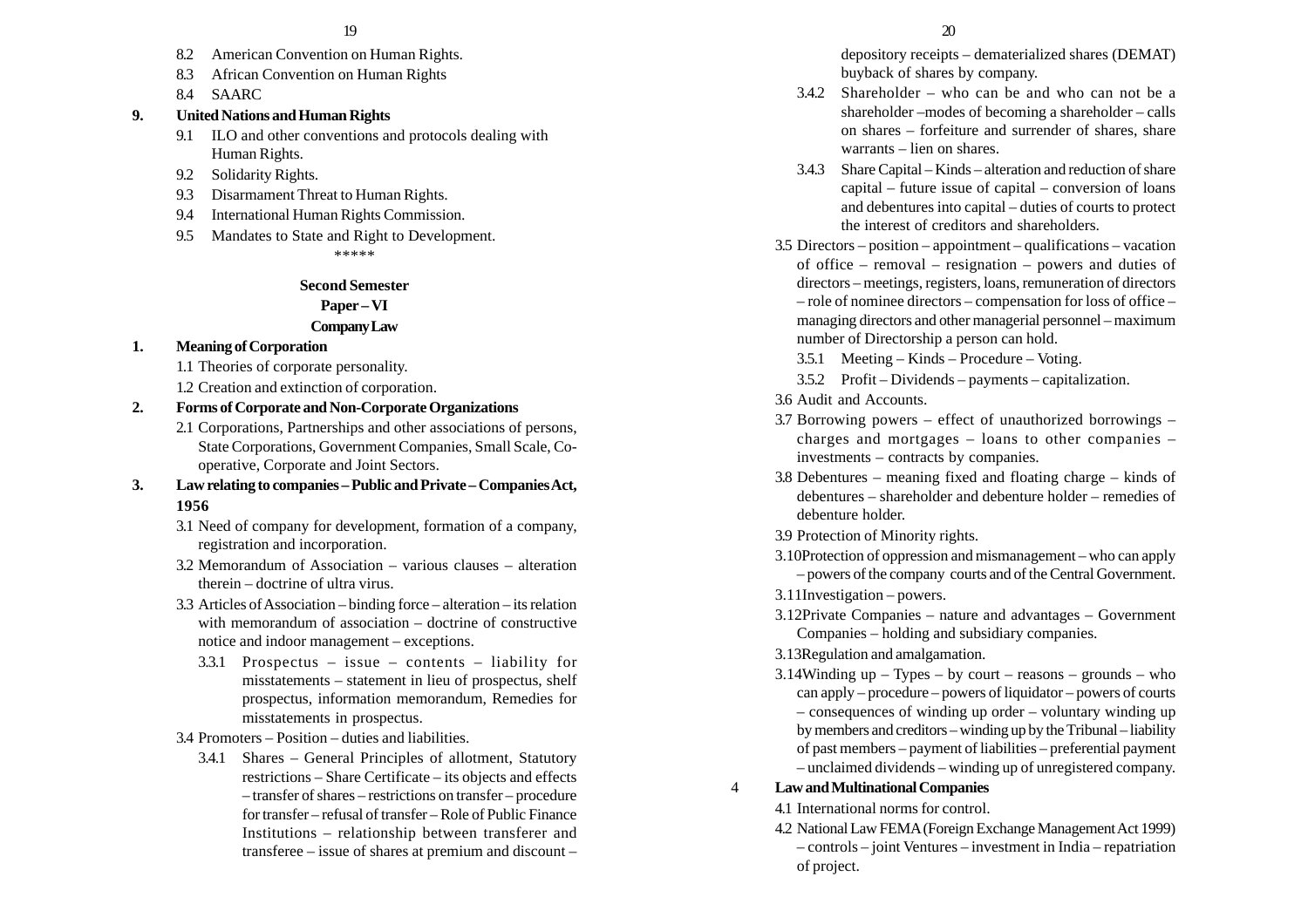8.2 American Convention on Human Rights.

8.3 African Convention on Human Rights

8.4 SAARC

**9. United Nations and Human Rights**

9.1 ILO and other conventions and protocols dealing with Human Rights.

9.2 Solidarity Rights.

9.3 Disarmament Threat to Human Rights.

9.4 International Human Rights Commission.

9.5 Mandates to State and Right to Development.

*****

**Second Semester**

**Paper – VI**

**Company Law**

**1. Meaning of Corporation**

1.1 Theories of corporate personality.

1.2 Creation and extinction of corporation.

**2. Forms of Corporate and Non-Corporate Organizations**

2.1 Corporations, Partnerships and other associations of persons, State Corporations, Government Companies, Small Scale, Co-operative, Corporate and Joint Sectors.

**3. Law relating to companies – Public and Private – Companies Act, 1956**

3.1 Need of company for development, formation of a company, registration and incorporation.

3.2 Memorandum of Association – various clauses – alteration therein – doctrine of ultra virus.

3.3 Articles of Association – binding force – alteration – its relation with memorandum of association – doctrine of constructive notice and indoor management – exceptions.

3.3.1 Prospectus – issue – contents – liability for misstatements – statement in lieu of prospectus, shelf prospectus, information memorandum, Remedies for misstatements in prospectus.

3.4 Promoters – Position – duties and liabilities.

3.4.1 Shares – General Principles of allotment, Statutory restrictions – Share Certificate – its objects and effects – transfer of shares – restrictions on transfer – procedure for transfer – refusal of transfer – Role of Public Finance Institutions – relationship between transferer and transferee – issue of shares at premium and discount – depository receipts – dematerialized shares (DEMAT) buyback of shares by company.

3.4.2 Shareholder – who can be and who can not be a shareholder –modes of becoming a shareholder – calls on shares – forfeiture and surrender of shares, share warrants – lien on shares.

3.4.3 Share Capital – Kinds – alteration and reduction of share capital – future issue of capital – conversion of loans and debentures into capital – duties of courts to protect the interest of creditors and shareholders.

3.5 Directors – position – appointment – qualifications – vacation of office – removal – resignation – powers and duties of directors – meetings, registers, loans, remuneration of directors – role of nominee directors – compensation for loss of office – managing directors and other managerial personnel – maximum number of Directorship a person can hold.

3.5.1 Meeting – Kinds – Procedure – Voting.

3.5.2 Profit – Dividends – payments – capitalization.

3.6 Audit and Accounts.

3.7 Borrowing powers – effect of unauthorized borrowings – charges and mortgages – loans to other companies – investments – contracts by companies.

3.8 Debentures – meaning fixed and floating charge – kinds of debentures – shareholder and debenture holder – remedies of debenture holder.

3.9 Protection of Minority rights.

3.10 Protection of oppression and mismanagement – who can apply – powers of the company courts and of the Central Government.

3.11 Investigation – powers.

3.12 Private Companies – nature and advantages – Government Companies – holding and subsidiary companies.

3.13 Regulation and amalgamation.

3.14 Winding up – Types – by court – reasons – grounds – who can apply – procedure – powers of liquidator – powers of courts – consequences of winding up order – voluntary winding up by members and creditors – winding up by the Tribunal – liability of past members – payment of liabilities – preferential payment – unclaimed dividends – winding up of unregistered company.

**4 Law and Multinational Companies**

4.1 International norms for control.

4.2 National Law FEMA (Foreign Exchange Management Act 1999) – controls – joint Ventures – investment in India – repatriation of project.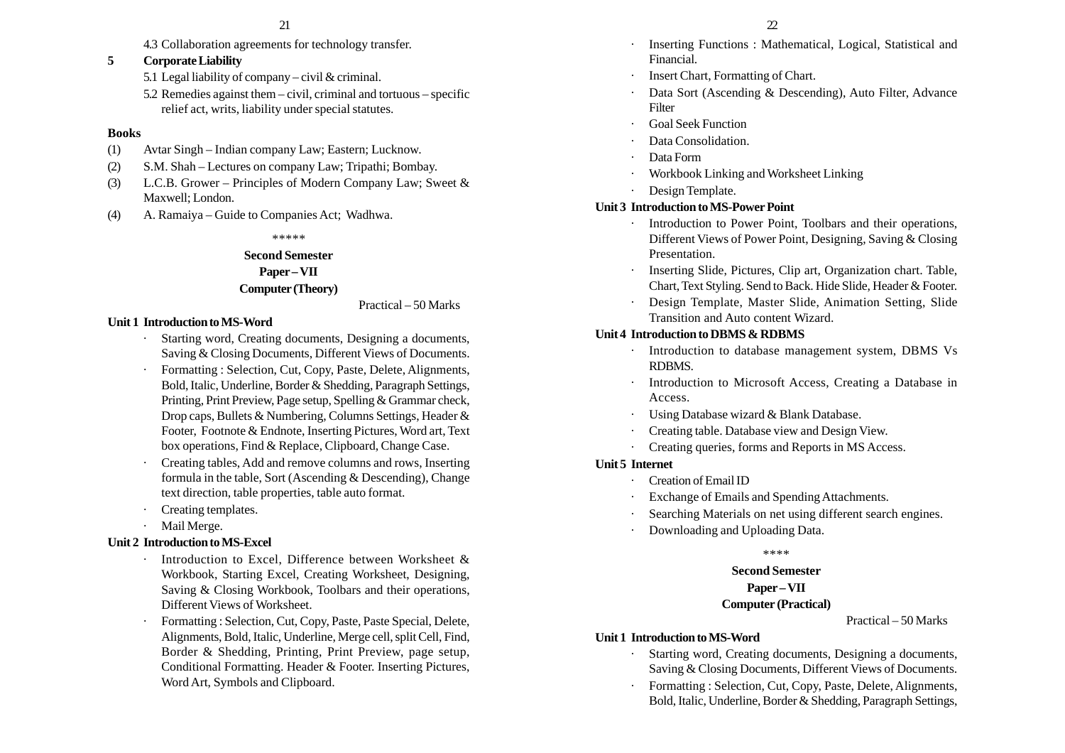4.3 Collaboration agreements for technology transfer.

**5 Corporate Liability**

5.1 Legal liability of company – civil & criminal.

5.2 Remedies against them – civil, criminal and tortuous – specific relief act, writs, liability under special statutes.

**Books**

(1) Avtar Singh – Indian company Law; Eastern; Lucknow.

(2) S.M. Shah – Lectures on company Law; Tripathi; Bombay.

(3) L.C.B. Grower – Principles of Modern Company Law; Sweet & Maxwell; London.

(4) A. Ramaiya – Guide to Companies Act; Wadhwa.

\*\*\*\*\*

**Second Semester**

**Paper – VII**

**Computer (Theory)**

Practical – 50 Marks

**Unit 1 Introduction to MS-Word**

- Starting word, Creating documents, Designing a documents, Saving & Closing Documents, Different Views of Documents.
- Formatting : Selection, Cut, Copy, Paste, Delete, Alignments, Bold, Italic, Underline, Border & Shedding, Paragraph Settings, Printing, Print Preview, Page setup, Spelling & Grammar check, Drop caps, Bullets & Numbering, Columns Settings, Header & Footer, Footnote & Endnote, Inserting Pictures, Word art, Text box operations, Find & Replace, Clipboard, Change Case.
- Creating tables, Add and remove columns and rows, Inserting formula in the table, Sort (Ascending & Descending), Change text direction, table properties, table auto format.
- Creating templates.
- Mail Merge.

**Unit 2 Introduction to MS-Excel**

- Introduction to Excel, Difference between Worksheet & Workbook, Starting Excel, Creating Worksheet, Designing, Saving & Closing Workbook, Toolbars and their operations, Different Views of Worksheet.
- Formatting : Selection, Cut, Copy, Paste, Paste Special, Delete, Alignments, Bold, Italic, Underline, Merge cell, split Cell, Find, Border & Shedding, Printing, Print Preview, page setup, Conditional Formatting. Header & Footer. Inserting Pictures, Word Art, Symbols and Clipboard.
- Inserting Functions : Mathematical, Logical, Statistical and Financial.
- Insert Chart, Formatting of Chart.
- Data Sort (Ascending & Descending), Auto Filter, Advance Filter
- Goal Seek Function
- Data Consolidation.
- Data Form
- Workbook Linking and Worksheet Linking
- Design Template.

**Unit 3 Introduction to MS-Power Point**

- Introduction to Power Point, Toolbars and their operations, Different Views of Power Point, Designing, Saving & Closing Presentation.
- Inserting Slide, Pictures, Clip art, Organization chart. Table, Chart, Text Styling. Send to Back. Hide Slide, Header & Footer.
- Design Template, Master Slide, Animation Setting, Slide Transition and Auto content Wizard.

**Unit 4 Introduction to DBMS & RDBMS**

- Introduction to database management system, DBMS Vs RDBMS.
- Introduction to Microsoft Access, Creating a Database in Access.
- Using Database wizard & Blank Database.
- Creating table. Database view and Design View.
- Creating queries, forms and Reports in MS Access.

**Unit 5 Internet**

- Creation of Email ID
- Exchange of Emails and Spending Attachments.
- Searching Materials on net using different search engines.
- Downloading and Uploading Data.

\*\*\*\*

**Second Semester**

**Paper – VII**

**Computer (Practical)**

Practical – 50 Marks

**Unit 1 Introduction to MS-Word**

- Starting word, Creating documents, Designing a documents, Saving & Closing Documents, Different Views of Documents.
- Formatting : Selection, Cut, Copy, Paste, Delete, Alignments, Bold, Italic, Underline, Border & Shedding, Paragraph Settings,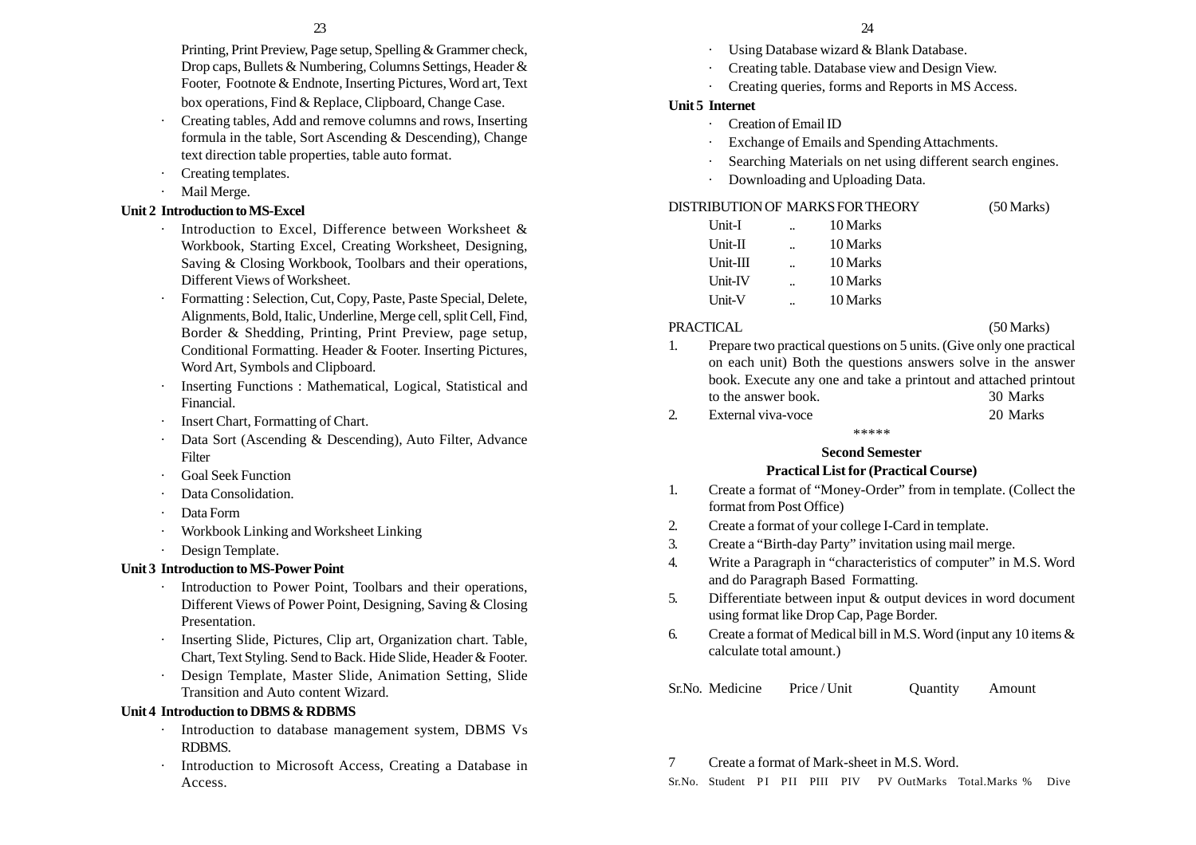Printing, Print Preview, Page setup, Spelling & Grammer check, Drop caps, Bullets & Numbering, Columns Settings, Header & Footer, Footnote & Endnote, Inserting Pictures, Word art, Text box operations, Find & Replace, Clipboard, Change Case.

- Creating tables, Add and remove columns and rows, Inserting formula in the table, Sort Ascending & Descending), Change text direction table properties, table auto format.
- Creating templates.
- Mail Merge.

**Unit 2 Introduction to MS-Excel**

- Introduction to Excel, Difference between Worksheet & Workbook, Starting Excel, Creating Worksheet, Designing, Saving & Closing Workbook, Toolbars and their operations, Different Views of Worksheet.
- Formatting : Selection, Cut, Copy, Paste, Paste Special, Delete, Alignments, Bold, Italic, Underline, Merge cell, split Cell, Find, Border & Shedding, Printing, Print Preview, page setup, Conditional Formatting. Header & Footer. Inserting Pictures, Word Art, Symbols and Clipboard.
- Inserting Functions : Mathematical, Logical, Statistical and Financial.
- Insert Chart, Formatting of Chart.
- Data Sort (Ascending & Descending), Auto Filter, Advance Filter
- Goal Seek Function
- Data Consolidation.
- Data Form
- Workbook Linking and Worksheet Linking
- Design Template.

**Unit 3 Introduction to MS-Power Point**

- Introduction to Power Point, Toolbars and their operations, Different Views of Power Point, Designing, Saving & Closing Presentation.
- Inserting Slide, Pictures, Clip art, Organization chart. Table, Chart, Text Styling. Send to Back. Hide Slide, Header & Footer.
- Design Template, Master Slide, Animation Setting, Slide Transition and Auto content Wizard.

**Unit 4 Introduction to DBMS & RDBMS**

- Introduction to database management system, DBMS Vs RDBMS.
- Introduction to Microsoft Access, Creating a Database in Access.
- Using Database wizard & Blank Database.
- Creating table. Database view and Design View.
- Creating queries, forms and Reports in MS Access.

**Unit 5 Internet**

- Creation of Email ID
- Exchange of Emails and Spending Attachments.
- Searching Materials on net using different search engines.
- Downloading and Uploading Data.

DISTRIBUTION OF MARKS FOR THEORY (50 Marks)

| | | |
|---|---|---|
| Unit-I | .. | 10 Marks |
| Unit-II | .. | 10 Marks |
| Unit-III | .. | 10 Marks |
| Unit-IV | .. | 10 Marks |
| Unit-V | .. | 10 Marks |

PRACTICAL (50 Marks)

1. Prepare two practical questions on 5 units. (Give only one practical on each unit) Both the questions answers solve in the answer book. Execute any one and take a printout and attached printout to the answer book. 30 Marks
2. External viva-voce 20 Marks

\*\*\*\*\*

**Second Semester**

**Practical List for (Practical Course)**

1. Create a format of "Money-Order" from in template. (Collect the format from Post Office)
2. Create a format of your college I-Card in template.
3. Create a "Birth-day Party" invitation using mail merge.
4. Write a Paragraph in "characteristics of computer" in M.S. Word and do Paragraph Based Formatting.
5. Differentiate between input & output devices in word document using format like Drop Cap, Page Border.
6. Create a format of Medical bill in M.S. Word (input any 10 items & calculate total amount.)

| Sr.No. | Medicine | Price / Unit | Quantity | Amount |
|---|---|---|---|---|

7. Create a format of Mark-sheet in M.S. Word.

| Sr.No. | Student | P I | P II | P III | P IV | P V | OutMarks | Total.Marks | % | Dive |
|---|---|---|---|---|---|---|---|---|---|---|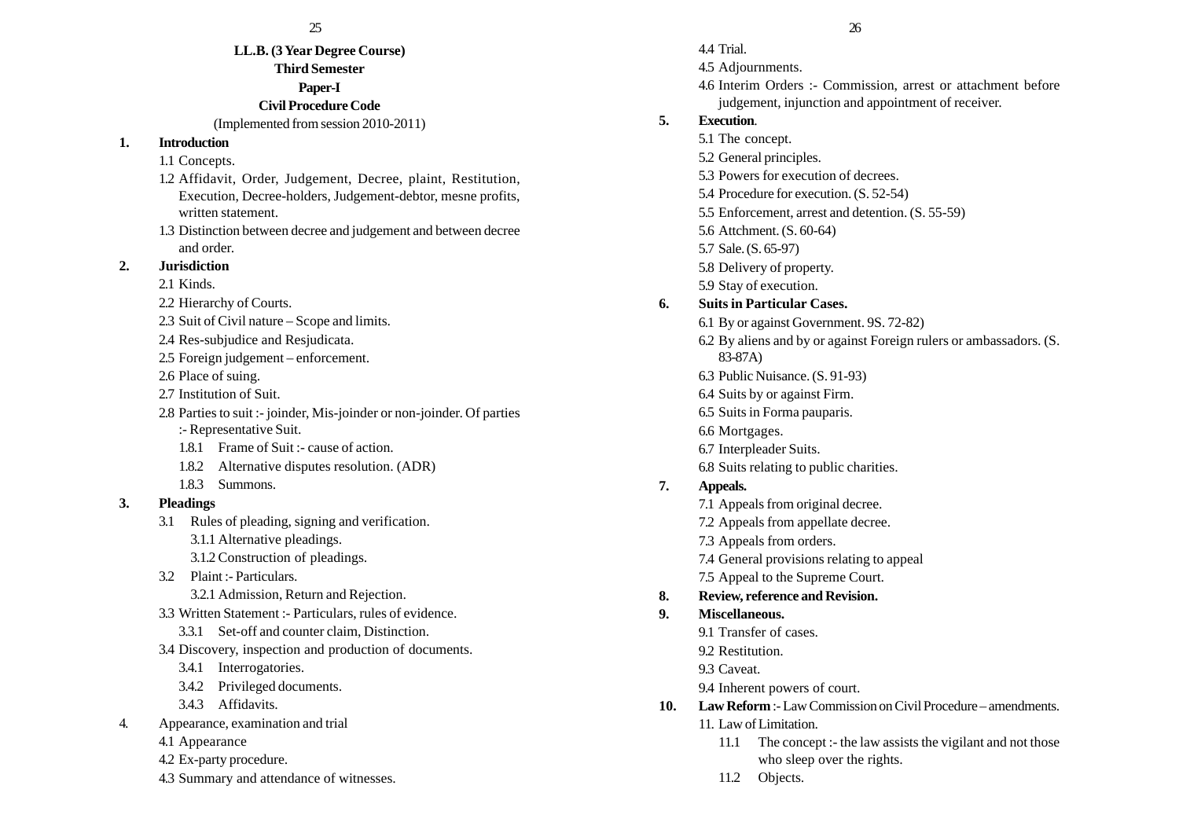**LL.B. (3 Year Degree Course)**

**Third Semester**

**Paper-I**

**Civil Procedure Code**

(Implemented from session 2010-2011)

**1. Introduction**

1.1 Concepts.

1.2 Affidavit, Order, Judgement, Decree, plaint, Restitution, Execution, Decree-holders, Judgement-debtor, mesne profits, written statement.

1.3 Distinction between decree and judgement and between decree and order.

**2. Jurisdiction**

2.1 Kinds.

2.2 Hierarchy of Courts.

2.3 Suit of Civil nature – Scope and limits.

2.4 Res-subjudice and Resjudicata.

2.5 Foreign judgement – enforcement.

2.6 Place of suing.

2.7 Institution of Suit.

2.8 Parties to suit :- joinder, Mis-joinder or non-joinder. Of parties :- Representative Suit.

1.8.1 Frame of Suit :- cause of action.

1.8.2 Alternative disputes resolution. (ADR)

1.8.3 Summons.

**3. Pleadings**

3.1 Rules of pleading, signing and verification.

3.1.1 Alternative pleadings.

3.1.2 Construction of pleadings.

3.2 Plaint :- Particulars.

3.2.1 Admission, Return and Rejection.

3.3 Written Statement :- Particulars, rules of evidence.

3.3.1 Set-off and counter claim, Distinction.

3.4 Discovery, inspection and production of documents.

3.4.1 Interrogatories.

3.4.2 Privileged documents.

3.4.3 Affidavits.

4. Appearance, examination and trial

4.1 Appearance

4.2 Ex-party procedure.

4.3 Summary and attendance of witnesses.

4.4 Trial.

4.5 Adjournments.

4.6 Interim Orders :- Commission, arrest or attachment before judgement, injunction and appointment of receiver.

**5. Execution**.

5.1 The concept.

5.2 General principles.

5.3 Powers for execution of decrees.

5.4 Procedure for execution. (S. 52-54)

5.5 Enforcement, arrest and detention. (S. 55-59)

5.6 Attchment. (S. 60-64)

5.7 Sale. (S. 65-97)

5.8 Delivery of property.

5.9 Stay of execution.

**6. Suits in Particular Cases.**

6.1 By or against Government. 9S. 72-82)

6.2 By aliens and by or against Foreign rulers or ambassadors. (S. 83-87A)

6.3 Public Nuisance. (S. 91-93)

6.4 Suits by or against Firm.

6.5 Suits in Forma pauparis.

6.6 Mortgages.

6.7 Interpleader Suits.

6.8 Suits relating to public charities.

**7. Appeals.**

7.1 Appeals from original decree.

7.2 Appeals from appellate decree.

7.3 Appeals from orders.

7.4 General provisions relating to appeal

7.5 Appeal to the Supreme Court.

**8. Review, reference and Revision.**

**9. Miscellaneous.**

9.1 Transfer of cases.

9.2 Restitution.

9.3 Caveat.

9.4 Inherent powers of court.

**10. Law Reform** :- Law Commission on Civil Procedure – amendments.

11. Law of Limitation.

11.1 The concept :- the law assists the vigilant and not those who sleep over the rights.

11.2 Objects.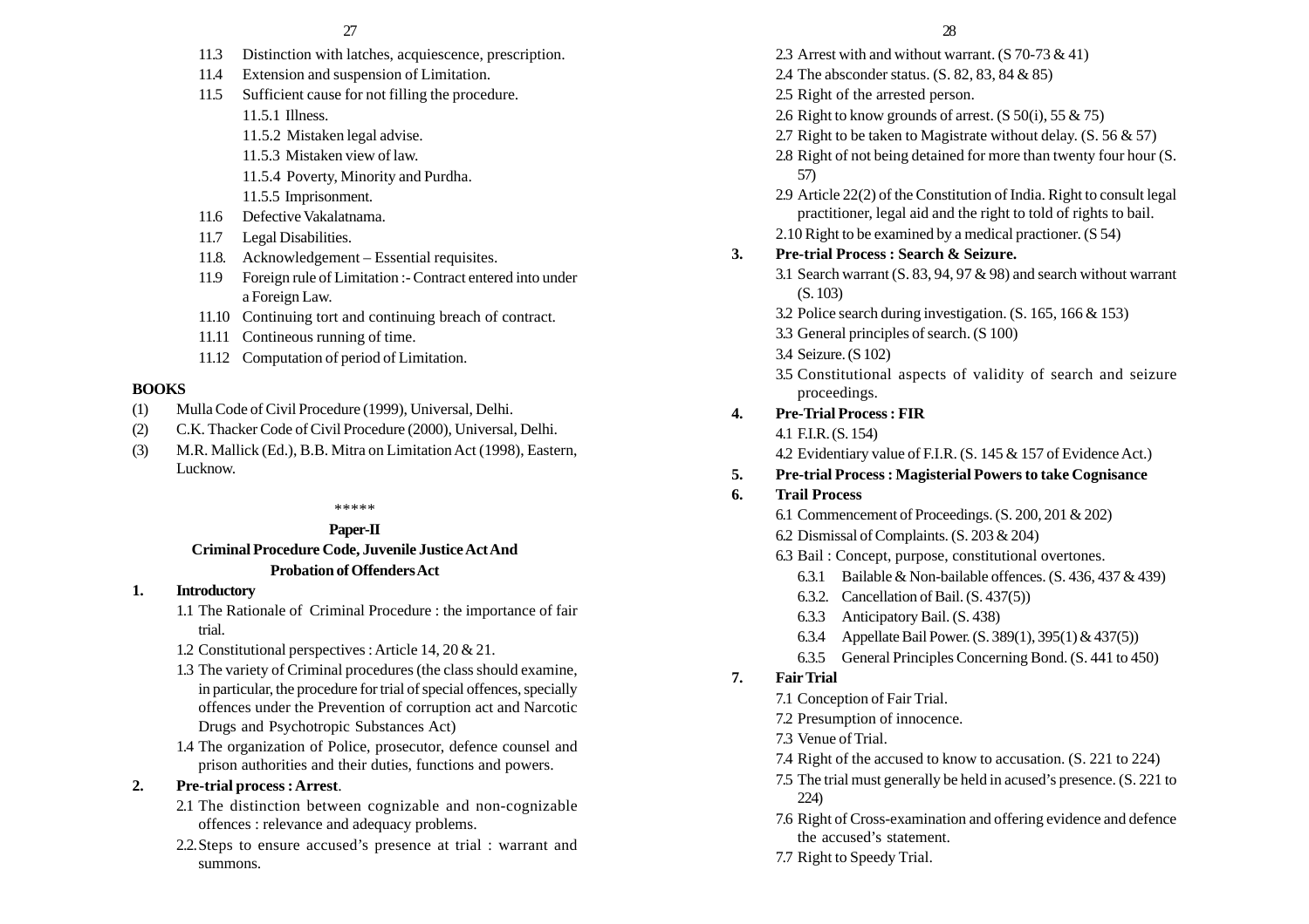11.3 Distinction with latches, acquiescence, prescription.

11.4 Extension and suspension of Limitation.

11.5 Sufficient cause for not filling the procedure.

11.5.1 Illness.

11.5.2 Mistaken legal advise.

11.5.3 Mistaken view of law.

11.5.4 Poverty, Minority and Purdha.

11.5.5 Imprisonment.

11.6 Defective Vakalatnama.

11.7 Legal Disabilities.

11.8. Acknowledgement – Essential requisites.

11.9 Foreign rule of Limitation :- Contract entered into under a Foreign Law.

11.10 Continuing tort and continuing breach of contract.

11.11 Contineous running of time.

11.12 Computation of period of Limitation.

**BOOKS**

(1) Mulla Code of Civil Procedure (1999), Universal, Delhi.

(2) C.K. Thacker Code of Civil Procedure (2000), Universal, Delhi.

(3) M.R. Mallick (Ed.), B.B. Mitra on Limitation Act (1998), Eastern, Lucknow.

*****

**Paper-II**

**Criminal Procedure Code, Juvenile Justice Act And Probation of Offenders Act**

**1. Introductory**

1.1 The Rationale of Criminal Procedure : the importance of fair trial.

1.2 Constitutional perspectives : Article 14, 20 & 21.

1.3 The variety of Criminal procedures (the class should examine, in particular, the procedure for trial of special offences, specially offences under the Prevention of corruption act and Narcotic Drugs and Psychotropic Substances Act)

1.4 The organization of Police, prosecutor, defence counsel and prison authorities and their duties, functions and powers.

**2. Pre-trial process : Arrest**.

2.1 The distinction between cognizable and non-cognizable offences : relevance and adequacy problems.

2.2. Steps to ensure accused's presence at trial : warrant and summons.

2.3 Arrest with and without warrant. (S 70-73 & 41)

2.4 The absconder status. (S. 82, 83, 84 & 85)

2.5 Right of the arrested person.

2.6 Right to know grounds of arrest. (S 50(i), 55 & 75)

2.7 Right to be taken to Magistrate without delay. (S. 56 & 57)

2.8 Right of not being detained for more than twenty four hour (S. 57)

2.9 Article 22(2) of the Constitution of India. Right to consult legal practitioner, legal aid and the right to told of rights to bail.

2.10 Right to be examined by a medical practioner. (S 54)

**3. Pre-trial Process : Search & Seizure.**

3.1 Search warrant (S. 83, 94, 97 & 98) and search without warrant (S. 103)

3.2 Police search during investigation. (S. 165, 166 & 153)

3.3 General principles of search. (S 100)

3.4 Seizure. (S 102)

3.5 Constitutional aspects of validity of search and seizure proceedings.

**4. Pre-Trial Process : FIR**

4.1 F.I.R. (S. 154)

4.2 Evidentiary value of F.I.R. (S. 145 & 157 of Evidence Act.)

**5. Pre-trial Process : Magisterial Powers to take Cognisance**

**6. Trail Process**

6.1 Commencement of Proceedings. (S. 200, 201 & 202)

6.2 Dismissal of Complaints. (S. 203 & 204)

6.3 Bail : Concept, purpose, constitutional overtones.

6.3.1 Bailable & Non-bailable offences. (S. 436, 437 & 439)

6.3.2. Cancellation of Bail. (S. 437(5))

6.3.3 Anticipatory Bail. (S. 438)

6.3.4 Appellate Bail Power. (S. 389(1), 395(1) & 437(5))

6.3.5 General Principles Concerning Bond. (S. 441 to 450)

**7. Fair Trial**

7.1 Conception of Fair Trial.

7.2 Presumption of innocence.

7.3 Venue of Trial.

7.4 Right of the accused to know to accusation. (S. 221 to 224)

7.5 The trial must generally be held in acused's presence. (S. 221 to 224)

7.6 Right of Cross-examination and offering evidence and defence the accused's statement.

7.7 Right to Speedy Trial.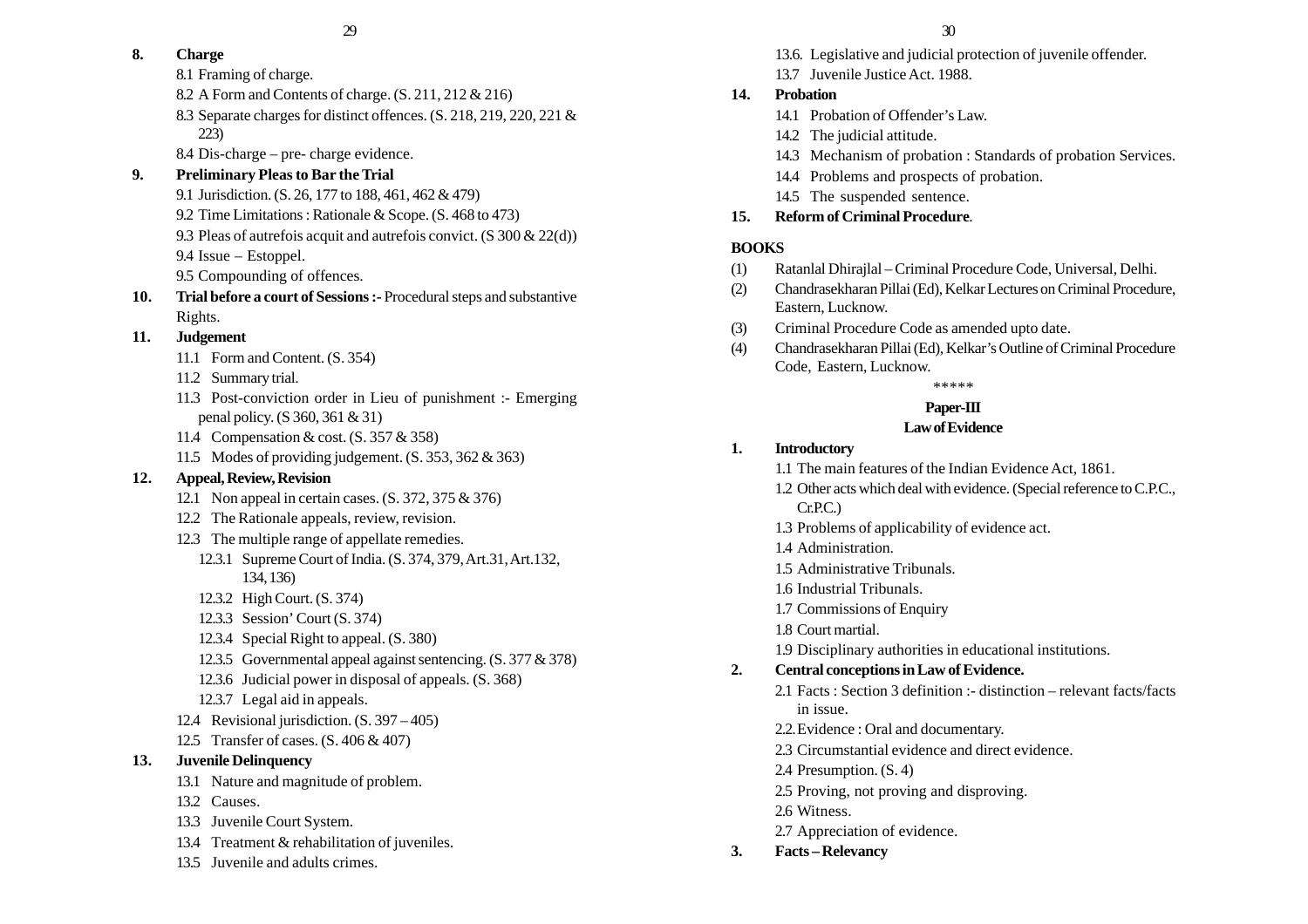**8. Charge**

8.1 Framing of charge.

8.2 A Form and Contents of charge. (S. 211, 212 & 216)

8.3 Separate charges for distinct offences. (S. 218, 219, 220, 221 & 223)

8.4 Dis-charge – pre- charge evidence.

**9. Preliminary Pleas to Bar the Trial**

9.1 Jurisdiction. (S. 26, 177 to 188, 461, 462 & 479)

9.2 Time Limitations : Rationale & Scope. (S. 468 to 473)

9.3 Pleas of autrefois acquit and autrefois convict. (S 300 & 22(d))

9.4 Issue – Estoppel.

9.5 Compounding of offences.

**10. Trial before a court of Sessions :-** Procedural steps and substantive Rights.

**11. Judgement**

11.1 Form and Content. (S. 354)

11.2 Summary trial.

11.3 Post-conviction order in Lieu of punishment :- Emerging penal policy. (S 360, 361 & 31)

11.4 Compensation & cost. (S. 357 & 358)

11.5 Modes of providing judgement. (S. 353, 362 & 363)

**12. Appeal, Review, Revision**

12.1 Non appeal in certain cases. (S. 372, 375 & 376)

12.2 The Rationale appeals, review, revision.

12.3 The multiple range of appellate remedies.

12.3.1 Supreme Court of India. (S. 374, 379, Art.31, Art.132, 134, 136)

12.3.2 High Court. (S. 374)

12.3.3 Session' Court (S. 374)

12.3.4 Special Right to appeal. (S. 380)

12.3.5 Governmental appeal against sentencing. (S. 377 & 378)

12.3.6 Judicial power in disposal of appeals. (S. 368)

12.3.7 Legal aid in appeals.

12.4 Revisional jurisdiction. (S. 397 – 405)

12.5 Transfer of cases. (S. 406 & 407)

**13. Juvenile Delinquency**

13.1 Nature and magnitude of problem.

13.2 Causes.

13.3 Juvenile Court System.

13.4 Treatment & rehabilitation of juveniles.

13.5 Juvenile and adults crimes.

13.6. Legislative and judicial protection of juvenile offender.

13.7 Juvenile Justice Act. 1988.

**14. Probation**

14.1 Probation of Offender's Law.

14.2 The judicial attitude.

14.3 Mechanism of probation : Standards of probation Services.

14.4 Problems and prospects of probation.

14.5 The suspended sentence.

**15. Reform of Criminal Procedure**.

**BOOKS**

(1) Ratanlal Dhirajlal – Criminal Procedure Code, Universal, Delhi.

(2) Chandrasekharan Pillai (Ed), Kelkar Lectures on Criminal Procedure, Eastern, Lucknow.

(3) Criminal Procedure Code as amended upto date.

(4) Chandrasekharan Pillai (Ed), Kelkar's Outline of Criminal Procedure Code, Eastern, Lucknow.

*****

## Paper-III

## Law of Evidence

**1. Introductory**

1.1 The main features of the Indian Evidence Act, 1861.

1.2 Other acts which deal with evidence. (Special reference to C.P.C., Cr.P.C.)

1.3 Problems of applicability of evidence act.

1.4 Administration.

1.5 Administrative Tribunals.

1.6 Industrial Tribunals.

1.7 Commissions of Enquiry

1.8 Court martial.

1.9 Disciplinary authorities in educational institutions.

**2. Central conceptions in Law of Evidence.**

2.1 Facts : Section 3 definition :- distinction – relevant facts/facts in issue.

2.2. Evidence : Oral and documentary.

2.3 Circumstantial evidence and direct evidence.

2.4 Presumption. (S. 4)

2.5 Proving, not proving and disproving.

2.6 Witness.

2.7 Appreciation of evidence.

**3. Facts – Relevancy**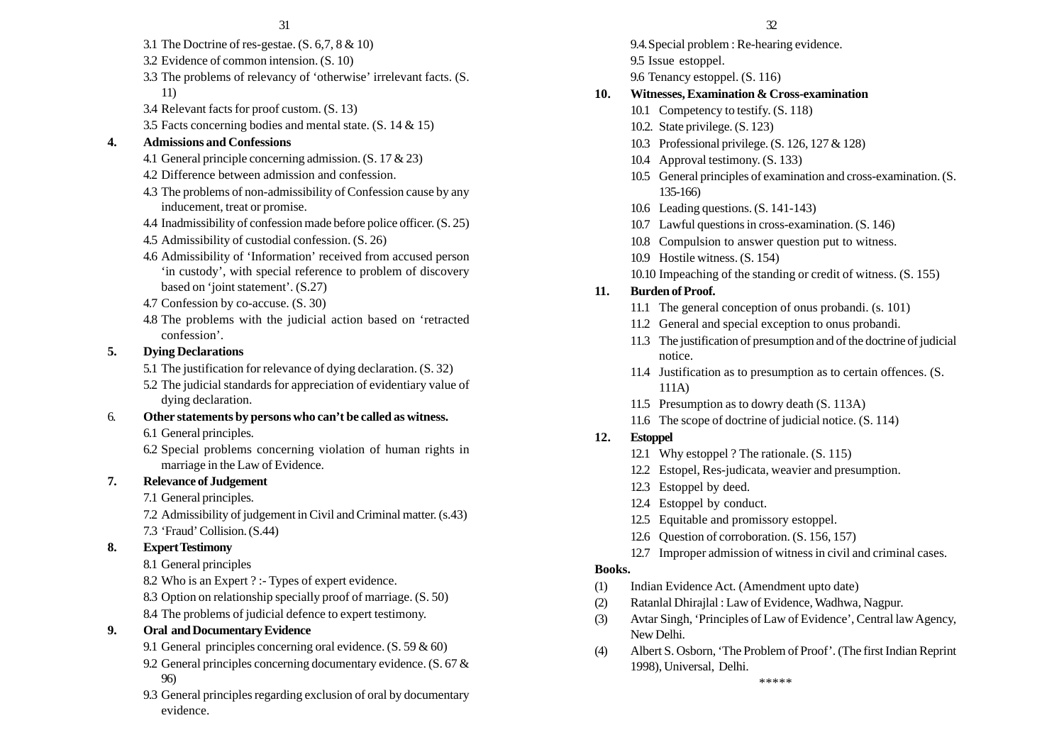3.1 The Doctrine of res-gestae. (S. 6,7, 8 & 10)

3.2 Evidence of common intension. (S. 10)

3.3 The problems of relevancy of 'otherwise' irrelevant facts. (S. 11)

3.4 Relevant facts for proof custom. (S. 13)

3.5 Facts concerning bodies and mental state. (S. 14 & 15)

**4. Admissions and Confessions**

4.1 General principle concerning admission. (S. 17 & 23)

4.2 Difference between admission and confession.

4.3 The problems of non-admissibility of Confession cause by any inducement, treat or promise.

4.4 Inadmissibility of confession made before police officer. (S. 25)

4.5 Admissibility of custodial confession. (S. 26)

4.6 Admissibility of 'Information' received from accused person 'in custody', with special reference to problem of discovery based on 'joint statement'. (S.27)

4.7 Confession by co-accuse. (S. 30)

4.8 The problems with the judicial action based on 'retracted confession'.

**5. Dying Declarations**

5.1 The justification for relevance of dying declaration. (S. 32)

5.2 The judicial standards for appreciation of evidentiary value of dying declaration.

**6. Other statements by persons who can't be called as witness.**

6.1 General principles.

6.2 Special problems concerning violation of human rights in marriage in the Law of Evidence.

**7. Relevance of Judgement**

7.1 General principles.

7.2 Admissibility of judgement in Civil and Criminal matter. (s.43)

7.3 'Fraud' Collision. (S.44)

**8. Expert Testimony**

8.1 General principles

8.2 Who is an Expert ? :- Types of expert evidence.

8.3 Option on relationship specially proof of marriage. (S. 50)

8.4 The problems of judicial defence to expert testimony.

**9. Oral and Documentary Evidence**

9.1 General principles concerning oral evidence. (S. 59 & 60)

9.2 General principles concerning documentary evidence. (S. 67 & 96)

9.3 General principles regarding exclusion of oral by documentary evidence.

9.4. Special problem : Re-hearing evidence.

9.5 Issue estoppel.

9.6 Tenancy estoppel. (S. 116)

**10. Witnesses, Examination & Cross-examination**

10.1 Competency to testify. (S. 118)

10.2. State privilege. (S. 123)

10.3 Professional privilege. (S. 126, 127 & 128)

10.4 Approval testimony. (S. 133)

10.5 General principles of examination and cross-examination. (S. 135-166)

10.6 Leading questions. (S. 141-143)

10.7 Lawful questions in cross-examination. (S. 146)

10.8 Compulsion to answer question put to witness.

10.9 Hostile witness. (S. 154)

10.10 Impeaching of the standing or credit of witness. (S. 155)

**11. Burden of Proof.**

11.1 The general conception of onus probandi. (s. 101)

11.2 General and special exception to onus probandi.

11.3 The justification of presumption and of the doctrine of judicial notice.

11.4 Justification as to presumption as to certain offences. (S. 111A)

11.5 Presumption as to dowry death (S. 113A)

11.6 The scope of doctrine of judicial notice. (S. 114)

**12. Estoppel**

12.1 Why estoppel ? The rationale. (S. 115)

12.2 Estopel, Res-judicata, weavier and presumption.

12.3 Estoppel by deed.

12.4 Estoppel by conduct.

12.5 Equitable and promissory estoppel.

12.6 Question of corroboration. (S. 156, 157)

12.7 Improper admission of witness in civil and criminal cases.

**Books.**

(1) Indian Evidence Act. (Amendment upto date)

(2) Ratanlal Dhirajlal : Law of Evidence, Wadhwa, Nagpur.

(3) Avtar Singh, 'Principles of Law of Evidence', Central law Agency, New Delhi.

(4) Albert S. Osborn, 'The Problem of Proof'. (The first Indian Reprint 1998), Universal, Delhi.

*****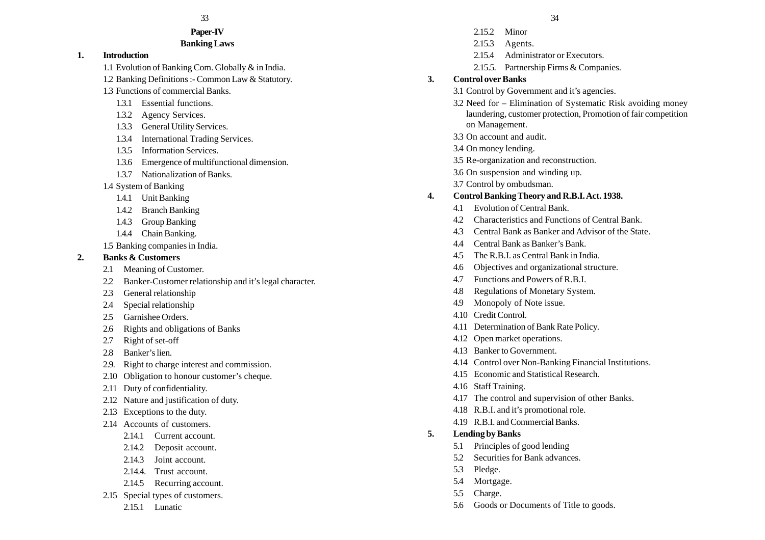## Paper-IV

## Banking Laws

**1. Introduction**

1.1 Evolution of Banking Com. Globally & in India.

1.2 Banking Definitions :- Common Law & Statutory.

1.3 Functions of commercial Banks.

- 1.3.1 Essential functions.
- 1.3.2 Agency Services.
- 1.3.3 General Utility Services.
- 1.3.4 International Trading Services.
- 1.3.5 Information Services.
- 1.3.6 Emergence of multifunctional dimension.
- 1.3.7 Nationalization of Banks.

1.4 System of Banking

- 1.4.1 Unit Banking
- 1.4.2 Branch Banking
- 1.4.3 Group Banking
- 1.4.4 Chain Banking.

1.5 Banking companies in India.

**2. Banks & Customers**

2.1 Meaning of Customer.

2.2 Banker-Customer relationship and it's legal character.

2.3 General relationship

2.4 Special relationship

2.5 Garnishee Orders.

2.6 Rights and obligations of Banks

2.7 Right of set-off

2.8 Banker's lien.

2.9. Right to charge interest and commission.

2.10 Obligation to honour customer's cheque.

2.11 Duty of confidentiality.

2.12 Nature and justification of duty.

2.13 Exceptions to the duty.

2.14 Accounts of customers.

- 2.14.1 Current account.
- 2.14.2 Deposit account.
- 2.14.3 Joint account.
- 2.14.4. Trust account.
- 2.14.5 Recurring account.

2.15 Special types of customers.

- 2.15.1 Lunatic
- 2.15.2 Minor
- 2.15.3 Agents.
- 2.15.4 Administrator or Executors.
- 2.15.5. Partnership Firms & Companies.

**3. Control over Banks**

3.1 Control by Government and it's agencies.

3.2 Need for – Elimination of Systematic Risk avoiding money laundering, customer protection, Promotion of fair competition on Management.

3.3 On account and audit.

3.4 On money lending.

3.5 Re-organization and reconstruction.

3.6 On suspension and winding up.

3.7 Control by ombudsman.

**4. Control Banking Theory and R.B.I. Act. 1938.**

4.1 Evolution of Central Bank.

4.2 Characteristics and Functions of Central Bank.

4.3 Central Bank as Banker and Advisor of the State.

4.4 Central Bank as Banker's Bank.

4.5 The R.B.I. as Central Bank in India.

4.6 Objectives and organizational structure.

4.7 Functions and Powers of R.B.I.

4.8 Regulations of Monetary System.

4.9 Monopoly of Note issue.

4.10 Credit Control.

4.11 Determination of Bank Rate Policy.

4.12 Open market operations.

4.13 Banker to Government.

4.14 Control over Non-Banking Financial Institutions.

4.15 Economic and Statistical Research.

4.16 Staff Training.

4.17 The control and supervision of other Banks.

4.18 R.B.I. and it's promotional role.

4.19 R.B.I. and Commercial Banks.

**5. Lending by Banks**

5.1 Principles of good lending

5.2 Securities for Bank advances.

5.3 Pledge.

5.4 Mortgage.

5.5 Charge.

5.6 Goods or Documents of Title to goods.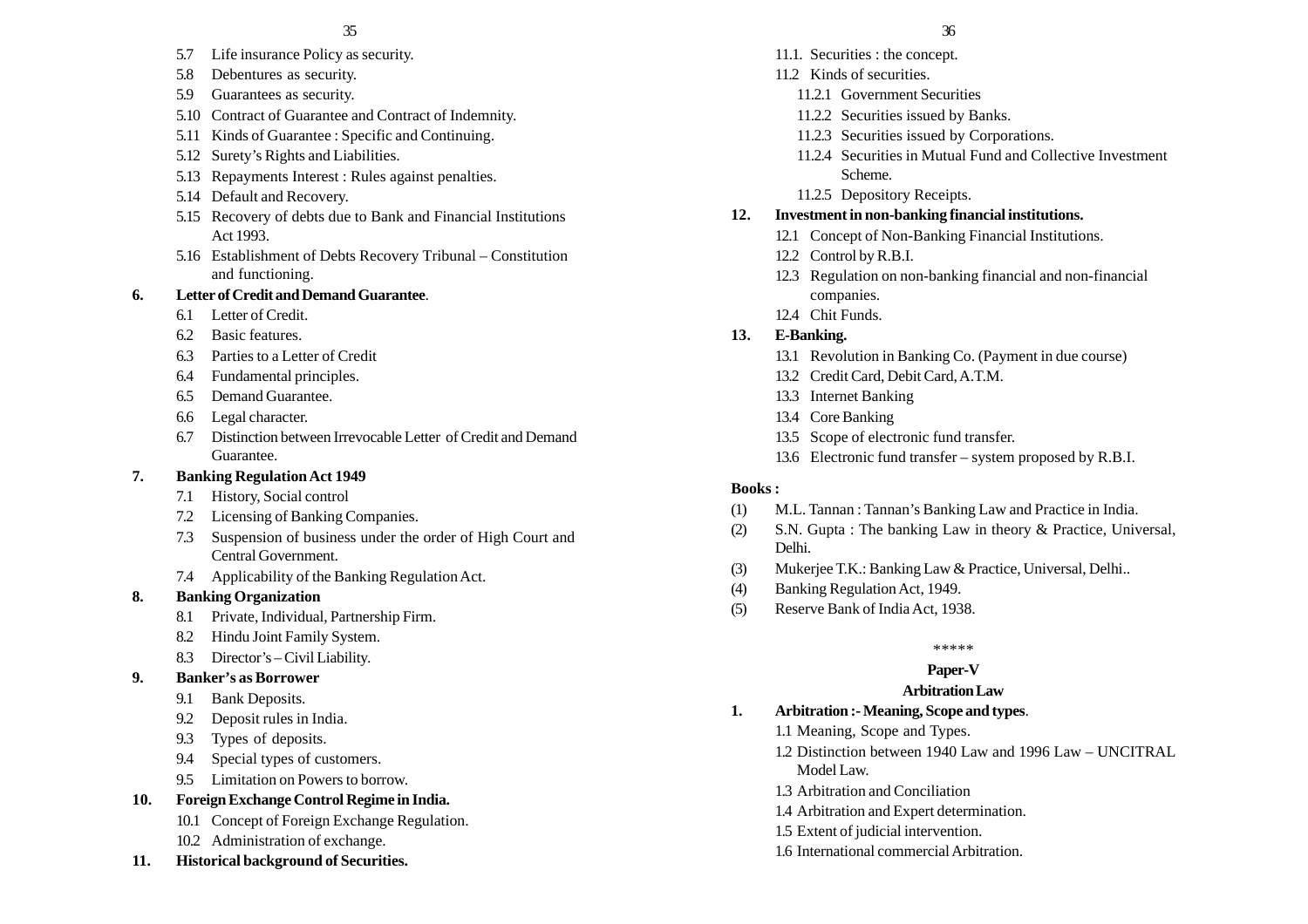5.7 Life insurance Policy as security.

5.8 Debentures as security.

5.9 Guarantees as security.

5.10 Contract of Guarantee and Contract of Indemnity.

5.11 Kinds of Guarantee : Specific and Continuing.

5.12 Surety's Rights and Liabilities.

5.13 Repayments Interest : Rules against penalties.

5.14 Default and Recovery.

5.15 Recovery of debts due to Bank and Financial Institutions Act 1993.

5.16 Establishment of Debts Recovery Tribunal – Constitution and functioning.

**6. Letter of Credit and Demand Guarantee**.

6.1 Letter of Credit.

6.2 Basic features.

6.3 Parties to a Letter of Credit

6.4 Fundamental principles.

6.5 Demand Guarantee.

6.6 Legal character.

6.7 Distinction between Irrevocable Letter of Credit and Demand Guarantee.

**7. Banking Regulation Act 1949**

7.1 History, Social control

7.2 Licensing of Banking Companies.

7.3 Suspension of business under the order of High Court and Central Government.

7.4 Applicability of the Banking Regulation Act.

**8. Banking Organization**

8.1 Private, Individual, Partnership Firm.

8.2 Hindu Joint Family System.

8.3 Director's – Civil Liability.

**9. Banker's as Borrower**

9.1 Bank Deposits.

9.2 Deposit rules in India.

9.3 Types of deposits.

9.4 Special types of customers.

9.5 Limitation on Powers to borrow.

**10. Foreign Exchange Control Regime in India.**

10.1 Concept of Foreign Exchange Regulation.

10.2 Administration of exchange.

**11. Historical background of Securities.**

11.1. Securities : the concept.

11.2 Kinds of securities.

11.2.1 Government Securities

11.2.2 Securities issued by Banks.

11.2.3 Securities issued by Corporations.

11.2.4 Securities in Mutual Fund and Collective Investment Scheme.

11.2.5 Depository Receipts.

**12. Investment in non-banking financial institutions.**

12.1 Concept of Non-Banking Financial Institutions.

12.2 Control by R.B.I.

12.3 Regulation on non-banking financial and non-financial companies.

12.4 Chit Funds.

**13. E-Banking.**

13.1 Revolution in Banking Co. (Payment in due course)

13.2 Credit Card, Debit Card, A.T.M.

13.3 Internet Banking

13.4 Core Banking

13.5 Scope of electronic fund transfer.

13.6 Electronic fund transfer – system proposed by R.B.I.

**Books :**

(1) M.L. Tannan : Tannan's Banking Law and Practice in India.

(2) S.N. Gupta : The banking Law in theory & Practice, Universal, Delhi.

(3) Mukerjee T.K.: Banking Law & Practice, Universal, Delhi..

(4) Banking Regulation Act, 1949.

(5) Reserve Bank of India Act, 1938.

*****

## Paper-V

## Arbitration Law

**1. Arbitration :- Meaning, Scope and types**.

1.1 Meaning, Scope and Types.

1.2 Distinction between 1940 Law and 1996 Law – UNCITRAL Model Law.

1.3 Arbitration and Conciliation

1.4 Arbitration and Expert determination.

1.5 Extent of judicial intervention.

1.6 International commercial Arbitration.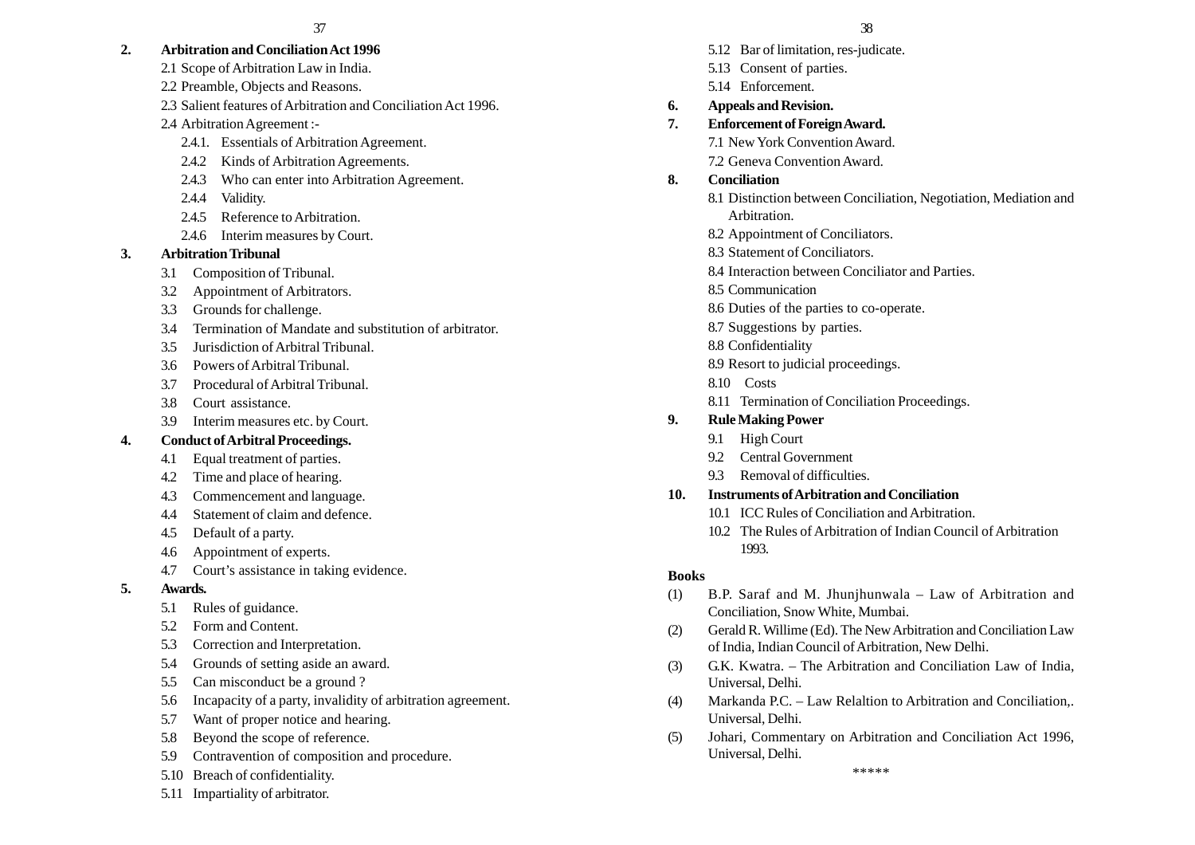**2. Arbitration and Conciliation Act 1996**

2.1 Scope of Arbitration Law in India.

2.2 Preamble, Objects and Reasons.

2.3 Salient features of Arbitration and Conciliation Act 1996.

2.4 Arbitration Agreement :-

2.4.1. Essentials of Arbitration Agreement.

2.4.2 Kinds of Arbitration Agreements.

2.4.3 Who can enter into Arbitration Agreement.

2.4.4 Validity.

2.4.5 Reference to Arbitration.

2.4.6 Interim measures by Court.

**3. Arbitration Tribunal**

3.1 Composition of Tribunal.

3.2 Appointment of Arbitrators.

3.3 Grounds for challenge.

3.4 Termination of Mandate and substitution of arbitrator.

3.5 Jurisdiction of Arbitral Tribunal.

3.6 Powers of Arbitral Tribunal.

3.7 Procedural of Arbitral Tribunal.

3.8 Court assistance.

3.9 Interim measures etc. by Court.

**4. Conduct of Arbitral Proceedings.**

4.1 Equal treatment of parties.

4.2 Time and place of hearing.

4.3 Commencement and language.

4.4 Statement of claim and defence.

4.5 Default of a party.

4.6 Appointment of experts.

4.7 Court's assistance in taking evidence.

**5. Awards.**

5.1 Rules of guidance.

5.2 Form and Content.

5.3 Correction and Interpretation.

5.4 Grounds of setting aside an award.

5.5 Can misconduct be a ground ?

5.6 Incapacity of a party, invalidity of arbitration agreement.

5.7 Want of proper notice and hearing.

5.8 Beyond the scope of reference.

5.9 Contravention of composition and procedure.

5.10 Breach of confidentiality.

5.11 Impartiality of arbitrator.

5.12 Bar of limitation, res-judicate.

5.13 Consent of parties.

5.14 Enforcement.

**6. Appeals and Revision.**

**7. Enforcement of Foreign Award.**

7.1 New York Convention Award.

7.2 Geneva Convention Award.

**8. Conciliation**

8.1 Distinction between Conciliation, Negotiation, Mediation and Arbitration.

8.2 Appointment of Conciliators.

8.3 Statement of Conciliators.

8.4 Interaction between Conciliator and Parties.

8.5 Communication

8.6 Duties of the parties to co-operate.

8.7 Suggestions by parties.

8.8 Confidentiality

8.9 Resort to judicial proceedings.

8.10 Costs

8.11 Termination of Conciliation Proceedings.

**9. Rule Making Power**

9.1 High Court

9.2 Central Government

9.3 Removal of difficulties.

**10. Instruments of Arbitration and Conciliation**

10.1 ICC Rules of Conciliation and Arbitration.

10.2 The Rules of Arbitration of Indian Council of Arbitration 1993.

**Books**

(1) B.P. Saraf and M. Jhunjhunwala – Law of Arbitration and Conciliation, Snow White, Mumbai.

(2) Gerald R. Willime (Ed). The New Arbitration and Conciliation Law of India, Indian Council of Arbitration, New Delhi.

(3) G.K. Kwatra. – The Arbitration and Conciliation Law of India, Universal, Delhi.

(4) Markanda P.C. – Law Relaltion to Arbitration and Conciliation,. Universal, Delhi.

(5) Johari, Commentary on Arbitration and Conciliation Act 1996, Universal, Delhi.

*****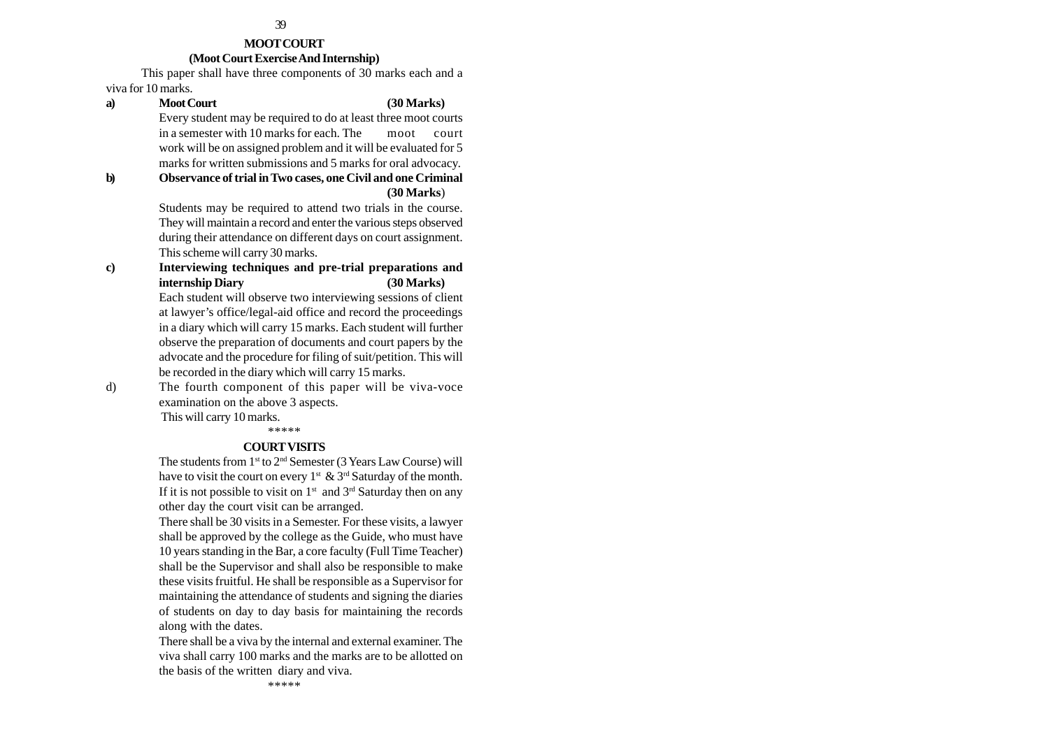## MOOT COURT

### (Moot Court Exercise And Internship)

This paper shall have three components of 30 marks each and a viva for 10 marks.

**a) Moot Court (30 Marks)**

Every student may be required to do at least three moot courts in a semester with 10 marks for each. The moot court work will be on assigned problem and it will be evaluated for 5 marks for written submissions and 5 marks for oral advocacy.

**b) Observance of trial in Two cases, one Civil and one Criminal (30 Marks)**

Students may be required to attend two trials in the course. They will maintain a record and enter the various steps observed during their attendance on different days on court assignment. This scheme will carry 30 marks.

**c) Interviewing techniques and pre-trial preparations and internship Diary (30 Marks)**

Each student will observe two interviewing sessions of client at lawyer's office/legal-aid office and record the proceedings in a diary which will carry 15 marks. Each student will further observe the preparation of documents and court papers by the advocate and the procedure for filing of suit/petition. This will be recorded in the diary which will carry 15 marks.

d) The fourth component of this paper will be viva-voce examination on the above 3 aspects.

This will carry 10 marks.

*****

## COURT VISITS

The students from 1st to 2nd Semester (3 Years Law Course) will have to visit the court on every 1st & 3rd Saturday of the month. If it is not possible to visit on 1st and 3rd Saturday then on any other day the court visit can be arranged.

There shall be 30 visits in a Semester. For these visits, a lawyer shall be approved by the college as the Guide, who must have 10 years standing in the Bar, a core faculty (Full Time Teacher) shall be the Supervisor and shall also be responsible to make these visits fruitful. He shall be responsible as a Supervisor for maintaining the attendance of students and signing the diaries of students on day to day basis for maintaining the records along with the dates.

There shall be a viva by the internal and external examiner. The viva shall carry 100 marks and the marks are to be allotted on the basis of the written diary and viva.

*****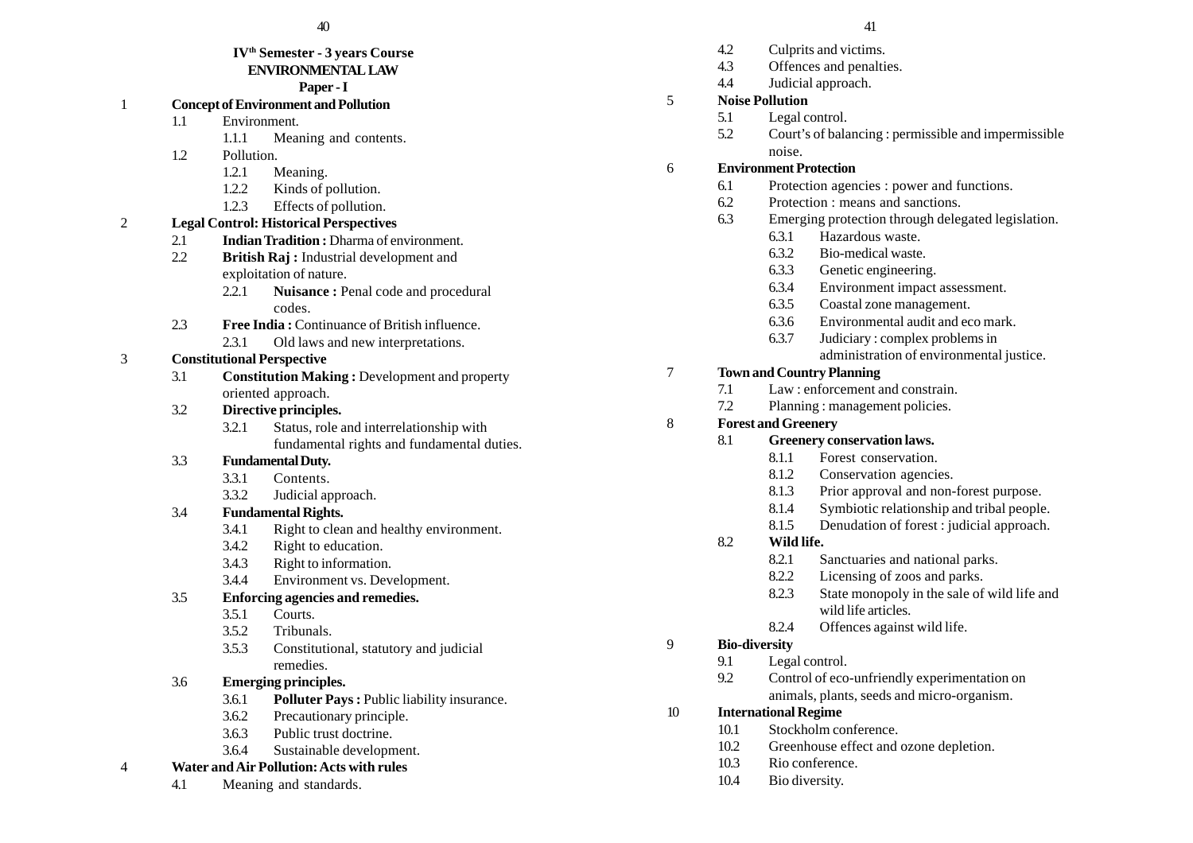**IV[th] Semester - 3 years Course**

**ENVIRONMENTAL LAW**

**Paper - I**

1 **Concept of Environment and Pollution**

- 1.1 Environment.
  - 1.1.1 Meaning and contents.
- 1.2 Pollution.
  - 1.2.1 Meaning.
  - 1.2.2 Kinds of pollution.
  - 1.2.3 Effects of pollution.

2 **Legal Control: Historical Perspectives**

- 2.1 **Indian Tradition :** Dharma of environment.
- 2.2 **British Raj :** Industrial development and exploitation of nature.
  - 2.2.1 **Nuisance :** Penal code and procedural codes.
- 2.3 **Free India :** Continuance of British influence.
  - 2.3.1 Old laws and new interpretations.

3 **Constitutional Perspective**

- 3.1 **Constitution Making :** Development and property oriented approach.
- 3.2 **Directive principles.**
  - 3.2.1 Status, role and interrelationship with fundamental rights and fundamental duties.
- 3.3 **Fundamental Duty.**
  - 3.3.1 Contents.
  - 3.3.2 Judicial approach.
- 3.4 **Fundamental Rights.**
  - 3.4.1 Right to clean and healthy environment.
  - 3.4.2 Right to education.
  - 3.4.3 Right to information.
  - 3.4.4 Environment vs. Development.
- 3.5 **Enforcing agencies and remedies.**
  - 3.5.1 Courts.
  - 3.5.2 Tribunals.
  - 3.5.3 Constitutional, statutory and judicial remedies.
- 3.6 **Emerging principles.**
  - 3.6.1 **Polluter Pays :** Public liability insurance.
  - 3.6.2 Precautionary principle.
  - 3.6.3 Public trust doctrine.
  - 3.6.4 Sustainable development.

4 **Water and Air Pollution: Acts with rules**

- 4.1 Meaning and standards.
- 4.2 Culprits and victims.
- 4.3 Offences and penalties.
- 4.4 Judicial approach.

5 **Noise Pollution**

- 5.1 Legal control.
- 5.2 Court's of balancing : permissible and impermissible noise.

6 **Environment Protection**

- 6.1 Protection agencies : power and functions.
- 6.2 Protection : means and sanctions.
- 6.3 Emerging protection through delegated legislation.
  - 6.3.1 Hazardous waste.
  - 6.3.2 Bio-medical waste.
  - 6.3.3 Genetic engineering.
  - 6.3.4 Environment impact assessment.
  - 6.3.5 Coastal zone management.
  - 6.3.6 Environmental audit and eco mark.
  - 6.3.7 Judiciary : complex problems in administration of environmental justice.

7 **Town and Country Planning**

- 7.1 Law : enforcement and constrain.
- 7.2 Planning : management policies.

8 **Forest and Greenery**

- 8.1 **Greenery conservation laws.**
  - 8.1.1 Forest conservation.
  - 8.1.2 Conservation agencies.
  - 8.1.3 Prior approval and non-forest purpose.
  - 8.1.4 Symbiotic relationship and tribal people.
  - 8.1.5 Denudation of forest : judicial approach.
- 8.2 **Wild life.**
  - 8.2.1 Sanctuaries and national parks.
  - 8.2.2 Licensing of zoos and parks.
  - 8.2.3 State monopoly in the sale of wild life and wild life articles.
  - 8.2.4 Offences against wild life.

9 **Bio-diversity**

- 9.1 Legal control.
- 9.2 Control of eco-unfriendly experimentation on animals, plants, seeds and micro-organism.

10 **International Regime**

- 10.1 Stockholm conference.
- 10.2 Greenhouse effect and ozone depletion.
- 10.3 Rio conference.
- 10.4 Bio diversity.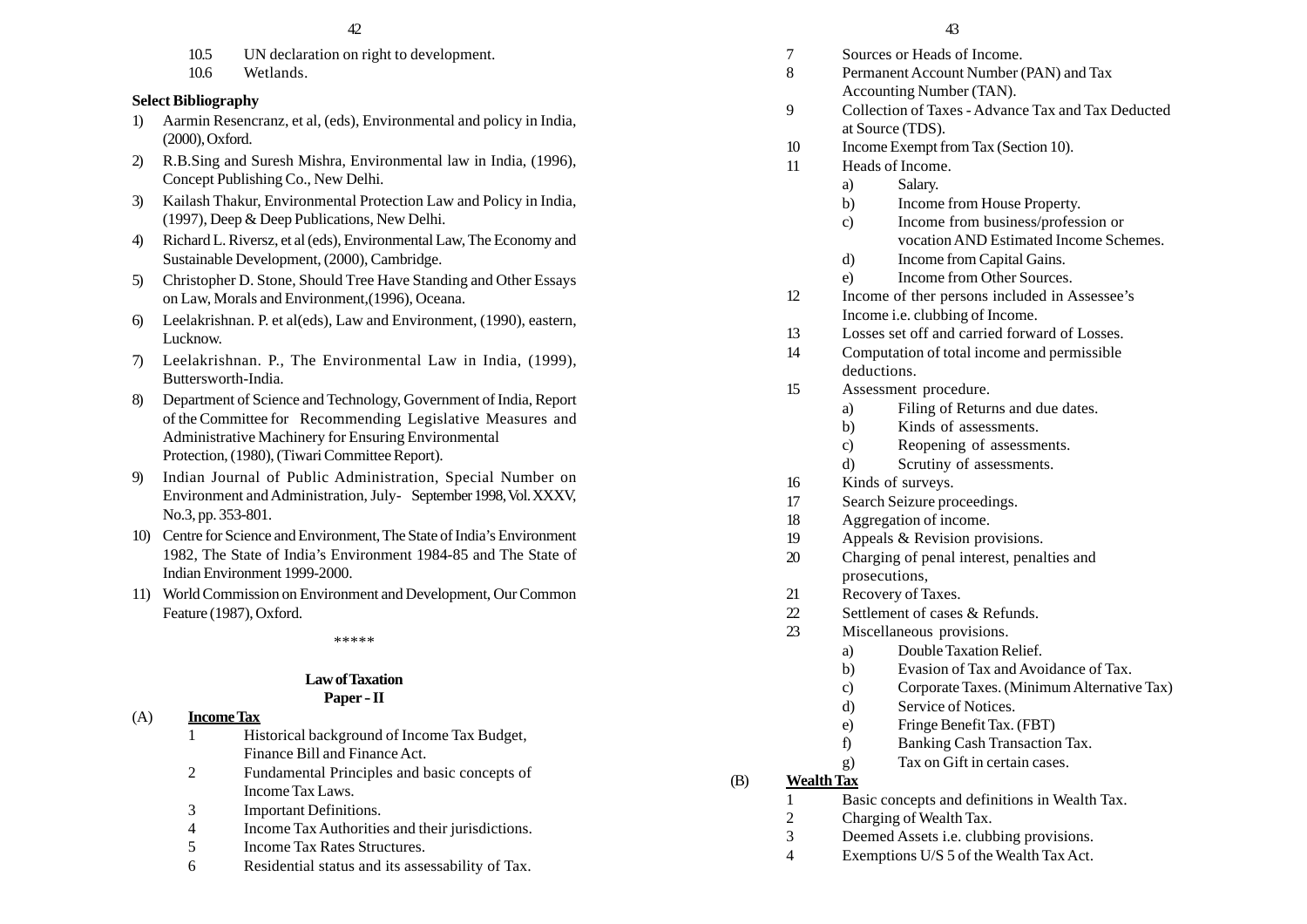10.5 UN declaration on right to development.

10.6 Wetlands.

**Select Bibliography**

1) Aarmin Resencranz, et al, (eds), Environmental and policy in India, (2000), Oxford.
2) R.B.Sing and Suresh Mishra, Environmental law in India, (1996), Concept Publishing Co., New Delhi.
3) Kailash Thakur, Environmental Protection Law and Policy in India, (1997), Deep & Deep Publications, New Delhi.
4) Richard L. Riversz, et al (eds), Environmental Law, The Economy and Sustainable Development, (2000), Cambridge.
5) Christopher D. Stone, Should Tree Have Standing and Other Essays on Law, Morals and Environment,(1996), Oceana.
6) Leelakrishnan. P. et al(eds), Law and Environment, (1990), eastern, Lucknow.
7) Leelakrishnan. P., The Environmental Law in India, (1999), Buttersworth-India.
8) Department of Science and Technology, Government of India, Report of the Committee for Recommending Legislative Measures and Administrative Machinery for Ensuring Environmental Protection, (1980), (Tiwari Committee Report).
9) Indian Journal of Public Administration, Special Number on Environment and Administration, July- September 1998, Vol. XXXV, No.3, pp. 353-801.
10) Centre for Science and Environment, The State of India's Environment 1982, The State of India's Environment 1984-85 and The State of Indian Environment 1999-2000.
11) World Commission on Environment and Development, Our Common Feature (1987), Oxford.

*****

## Law of Taxation
### Paper - II

(A) **<u>Income Tax</u>**

1. Historical background of Income Tax Budget, Finance Bill and Finance Act.
2. Fundamental Principles and basic concepts of Income Tax Laws.
3. Important Definitions.
4. Income Tax Authorities and their jurisdictions.
5. Income Tax Rates Structures.
6. Residential status and its assessability of Tax.
7. Sources or Heads of Income.
8. Permanent Account Number (PAN) and Tax Accounting Number (TAN).
9. Collection of Taxes - Advance Tax and Tax Deducted at Source (TDS).
10. Income Exempt from Tax (Section 10).
11. Heads of Income.
    a) Salary.
    b) Income from House Property.
    c) Income from business/profession or vocation AND Estimated Income Schemes.
    d) Income from Capital Gains.
    e) Income from Other Sources.
12. Income of ther persons included in Assessee's Income i.e. clubbing of Income.
13. Losses set off and carried forward of Losses.
14. Computation of total income and permissible deductions.
15. Assessment procedure.
    a) Filing of Returns and due dates.
    b) Kinds of assessments.
    c) Reopening of assessments.
    d) Scrutiny of assessments.
16. Kinds of surveys.
17. Search Seizure proceedings.
18. Aggregation of income.
19. Appeals & Revision provisions.
20. Charging of penal interest, penalties and prosecutions,
21. Recovery of Taxes.
22. Settlement of cases & Refunds.
23. Miscellaneous provisions.
    a) Double Taxation Relief.
    b) Evasion of Tax and Avoidance of Tax.
    c) Corporate Taxes. (Minimum Alternative Tax)
    d) Service of Notices.
    e) Fringe Benefit Tax. (FBT)
    f) Banking Cash Transaction Tax.
    g) Tax on Gift in certain cases.

(B) **<u>Wealth Tax</u>**

1. Basic concepts and definitions in Wealth Tax.
2. Charging of Wealth Tax.
3. Deemed Assets i.e. clubbing provisions.
4. Exemptions U/S 5 of the Wealth Tax Act.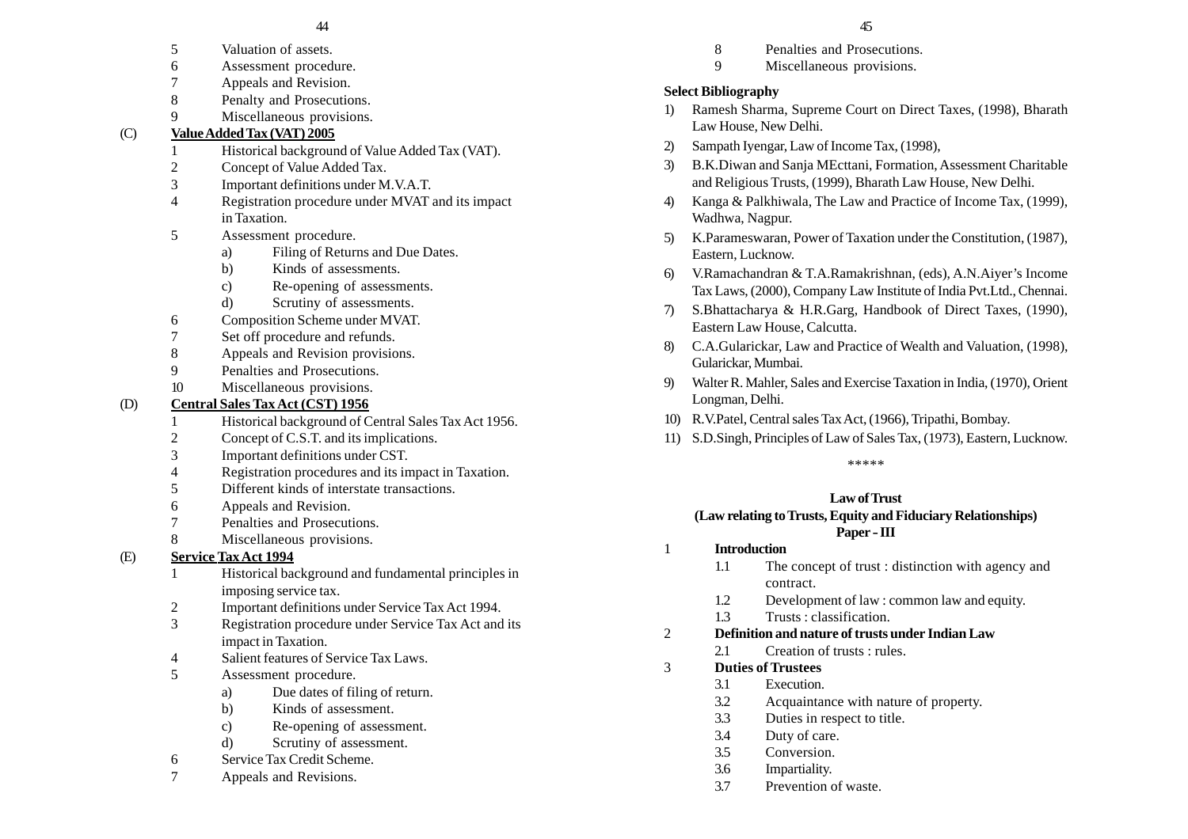5 Valuation of assets.
6 Assessment procedure.
7 Appeals and Revision.
8 Penalty and Prosecutions.
9 Miscellaneous provisions.

(C) **Value Added Tax (VAT) 2005**

1 Historical background of Value Added Tax (VAT).
2 Concept of Value Added Tax.
3 Important definitions under M.V.A.T.
4 Registration procedure under MVAT and its impact in Taxation.
5 Assessment procedure.
   a) Filing of Returns and Due Dates.
   b) Kinds of assessments.
   c) Re-opening of assessments.
   d) Scrutiny of assessments.
6 Composition Scheme under MVAT.
7 Set off procedure and refunds.
8 Appeals and Revision provisions.
9 Penalties and Prosecutions.
10 Miscellaneous provisions.

(D) **Central Sales Tax Act (CST) 1956**

1 Historical background of Central Sales Tax Act 1956.
2 Concept of C.S.T. and its implications.
3 Important definitions under CST.
4 Registration procedures and its impact in Taxation.
5 Different kinds of interstate transactions.
6 Appeals and Revision.
7 Penalties and Prosecutions.
8 Miscellaneous provisions.

(E) **Service Tax Act 1994**

1 Historical background and fundamental principles in imposing service tax.
2 Important definitions under Service Tax Act 1994.
3 Registration procedure under Service Tax Act and its impact in Taxation.
4 Salient features of Service Tax Laws.
5 Assessment procedure.
   a) Due dates of filing of return.
   b) Kinds of assessment.
   c) Re-opening of assessment.
   d) Scrutiny of assessment.
6 Service Tax Credit Scheme.
7 Appeals and Revisions.
8 Penalties and Prosecutions.
9 Miscellaneous provisions.

**Select Bibliography**

1) Ramesh Sharma, Supreme Court on Direct Taxes, (1998), Bharath Law House, New Delhi.
2) Sampath Iyengar, Law of Income Tax, (1998),
3) B.K.Diwan and Sanja MEcttani, Formation, Assessment Charitable and Religious Trusts, (1999), Bharath Law House, New Delhi.
4) Kanga & Palkhiwala, The Law and Practice of Income Tax, (1999), Wadhwa, Nagpur.
5) K.Parameswaran, Power of Taxation under the Constitution, (1987), Eastern, Lucknow.
6) V.Ramachandran & T.A.Ramakrishnan, (eds), A.N.Aiyer's Income Tax Laws, (2000), Company Law Institute of India Pvt.Ltd., Chennai.
7) S.Bhattacharya & H.R.Garg, Handbook of Direct Taxes, (1990), Eastern Law House, Calcutta.
8) C.A.Gularickar, Law and Practice of Wealth and Valuation, (1998), Gularickar, Mumbai.
9) Walter R. Mahler, Sales and Exercise Taxation in India, (1970), Orient Longman, Delhi.
10) R.V.Patel, Central sales Tax Act, (1966), Tripathi, Bombay.
11) S.D.Singh, Principles of Law of Sales Tax, (1973), Eastern, Lucknow.

*****

## Law of Trust

### (Law relating to Trusts, Equity and Fiduciary Relationships)

### Paper - III

1 **Introduction**
   1.1 The concept of trust : distinction with agency and contract.
   1.2 Development of law : common law and equity.
   1.3 Trusts : classification.

2 **Definition and nature of trusts under Indian Law**
   2.1 Creation of trusts : rules.

3 **Duties of Trustees**
   3.1 Execution.
   3.2 Acquaintance with nature of property.
   3.3 Duties in respect to title.
   3.4 Duty of care.
   3.5 Conversion.
   3.6 Impartiality.
   3.7 Prevention of waste.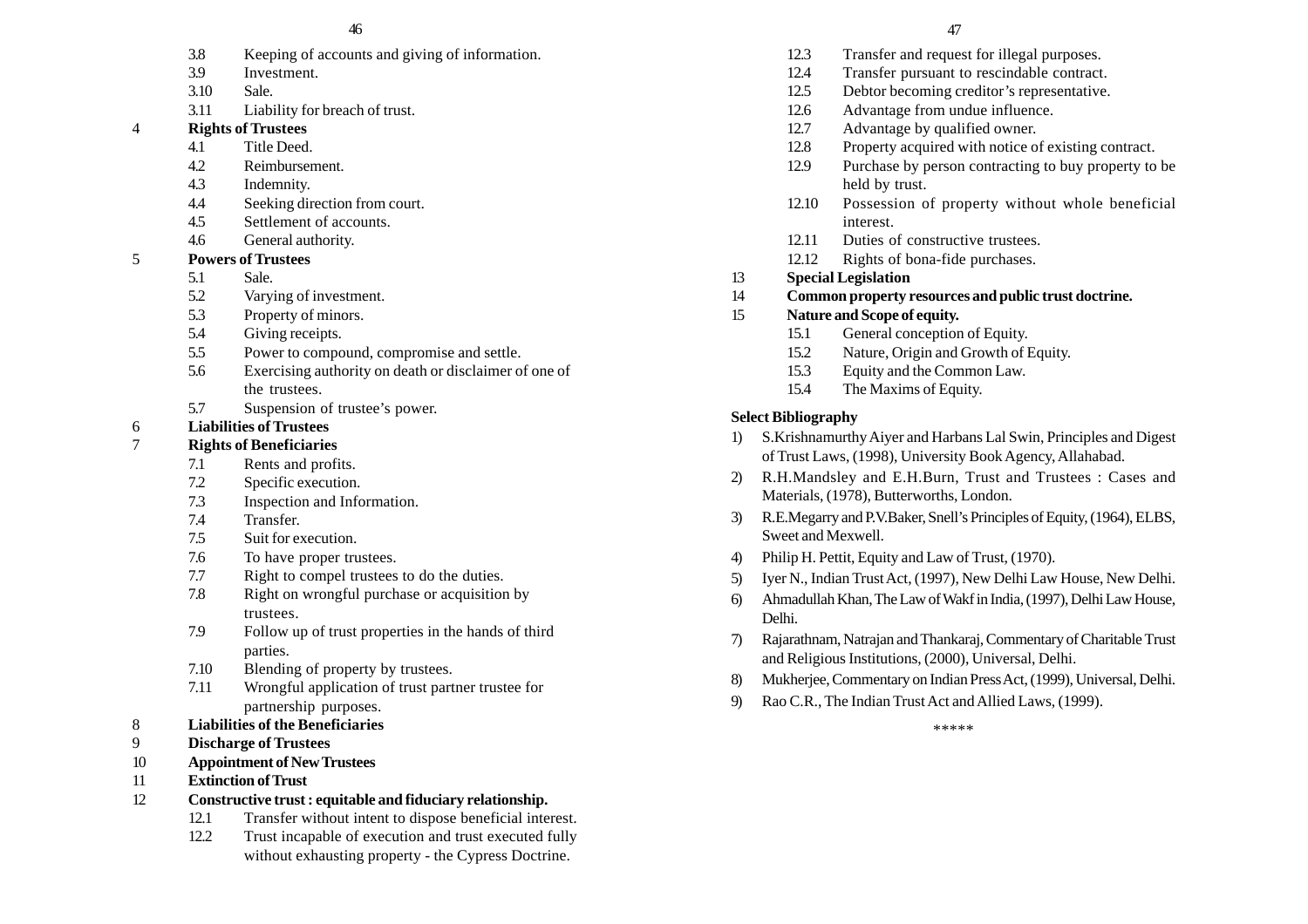3.8 Keeping of accounts and giving of information.
3.9 Investment.
3.10 Sale.
3.11 Liability for breach of trust.

4 **Rights of Trustees**
- 4.1 Title Deed.
- 4.2 Reimbursement.
- 4.3 Indemnity.
- 4.4 Seeking direction from court.
- 4.5 Settlement of accounts.
- 4.6 General authority.

5 **Powers of Trustees**
- 5.1 Sale.
- 5.2 Varying of investment.
- 5.3 Property of minors.
- 5.4 Giving receipts.
- 5.5 Power to compound, compromise and settle.
- 5.6 Exercising authority on death or disclaimer of one of the trustees.
- 5.7 Suspension of trustee's power.

6 **Liabilities of Trustees**

7 **Rights of Beneficiaries**
- 7.1 Rents and profits.
- 7.2 Specific execution.
- 7.3 Inspection and Information.
- 7.4 Transfer.
- 7.5 Suit for execution.
- 7.6 To have proper trustees.
- 7.7 Right to compel trustees to do the duties.
- 7.8 Right on wrongful purchase or acquisition by trustees.
- 7.9 Follow up of trust properties in the hands of third parties.
- 7.10 Blending of property by trustees.
- 7.11 Wrongful application of trust partner trustee for partnership purposes.

8 **Liabilities of the Beneficiaries**

9 **Discharge of Trustees**

10 **Appointment of New Trustees**

11 **Extinction of Trust**

12 **Constructive trust : equitable and fiduciary relationship.**
- 12.1 Transfer without intent to dispose beneficial interest.
- 12.2 Trust incapable of execution and trust executed fully without exhausting property - the Cypress Doctrine.
- 12.3 Transfer and request for illegal purposes.
- 12.4 Transfer pursuant to rescindable contract.
- 12.5 Debtor becoming creditor's representative.
- 12.6 Advantage from undue influence.
- 12.7 Advantage by qualified owner.
- 12.8 Property acquired with notice of existing contract.
- 12.9 Purchase by person contracting to buy property to be held by trust.
- 12.10 Possession of property without whole beneficial interest.
- 12.11 Duties of constructive trustees.
- 12.12 Rights of bona-fide purchases.

13 **Special Legislation**

14 **Common property resources and public trust doctrine.**

15 **Nature and Scope of equity.**
- 15.1 General conception of Equity.
- 15.2 Nature, Origin and Growth of Equity.
- 15.3 Equity and the Common Law.
- 15.4 The Maxims of Equity.

**Select Bibliography**

1) S.Krishnamurthy Aiyer and Harbans Lal Swin, Principles and Digest of Trust Laws, (1998), University Book Agency, Allahabad.
2) R.H.Mandsley and E.H.Burn, Trust and Trustees : Cases and Materials, (1978), Butterworths, London.
3) R.E.Megarry and P.V.Baker, Snell's Principles of Equity, (1964), ELBS, Sweet and Mexwell.
4) Philip H. Pettit, Equity and Law of Trust, (1970).
5) Iyer N., Indian Trust Act, (1997), New Delhi Law House, New Delhi.
6) Ahmadullah Khan, The Law of Wakf in India, (1997), Delhi Law House, Delhi.
7) Rajarathnam, Natrajan and Thankaraj, Commentary of Charitable Trust and Religious Institutions, (2000), Universal, Delhi.
8) Mukherjee, Commentary on Indian Press Act, (1999), Universal, Delhi.
9) Rao C.R., The Indian Trust Act and Allied Laws, (1999).

\*\*\*\*\*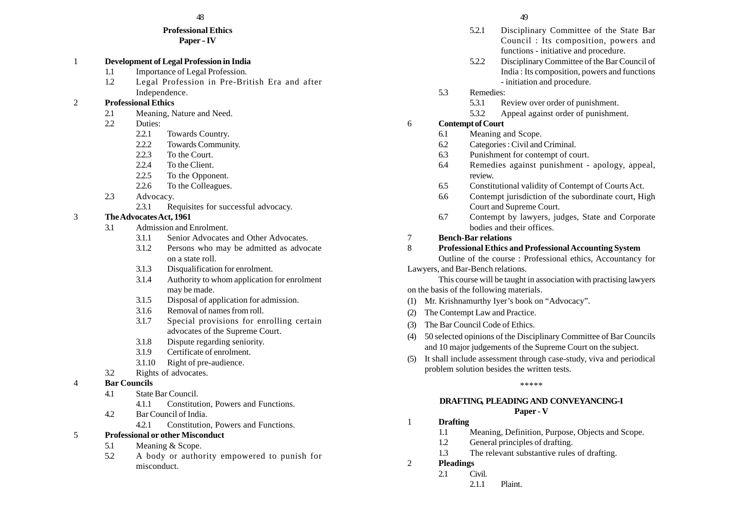## Professional Ethics
### Paper - IV

1 **Development of Legal Profession in India**
- 1.1 Importance of Legal Profession.
- 1.2 Legal Profession in Pre-British Era and after Independence.

2 **Professional Ethics**
- 2.1 Meaning, Nature and Need.
- 2.2 Duties:
  - 2.2.1 Towards Country.
  - 2.2.2 Towards Community.
  - 2.2.3 To the Court.
  - 2.2.4 To the Client.
  - 2.2.5 To the Opponent.
  - 2.2.6 To the Colleagues.
- 2.3 Advocacy.
  - 2.3.1 Requisites for successful advocacy.

3 **The Advocates Act, 1961**
- 3.1 Admission and Enrolment.
  - 3.1.1 Senior Advocates and Other Advocates.
  - 3.1.2 Persons who may be admitted as advocate on a state roll.
  - 3.1.3 Disqualification for enrolment.
  - 3.1.4 Authority to whom application for enrolment may be made.
  - 3.1.5 Disposal of application for admission.
  - 3.1.6 Removal of names from roll.
  - 3.1.7 Special provisions for enrolling certain advocates of the Supreme Court.
  - 3.1.8 Dispute regarding seniority.
  - 3.1.9 Certificate of enrolment.
  - 3.1.10 Right of pre-audience.
- 3.2 Rights of advocates.

4 **Bar Councils**
- 4.1 State Bar Council.
  - 4.1.1 Constitution, Powers and Functions.
- 4.2 Bar Council of India.
  - 4.2.1 Constitution, Powers and Functions.

5 **Professional or other Misconduct**
- 5.1 Meaning & Scope.
- 5.2 A body or authority empowered to punish for misconduct.
  - 5.2.1 Disciplinary Committee of the State Bar Council : Its composition, powers and functions - initiative and procedure.
  - 5.2.2 Disciplinary Committee of the Bar Council of India : Its composition, powers and functions - initiation and procedure.
- 5.3 Remedies:
  - 5.3.1 Review over order of punishment.
  - 5.3.2 Appeal against order of punishment.

6 **Contempt of Court**
- 6.1 Meaning and Scope.
- 6.2 Categories : Civil and Criminal.
- 6.3 Punishment for contempt of court.
- 6.4 Remedies against punishment - apology, appeal, review.
- 6.5 Constitutional validity of Contempt of Courts Act.
- 6.6 Contempt jurisdiction of the subordinate court, High Court and Supreme Court.
- 6.7 Contempt by lawyers, judges, State and Corporate bodies and their offices.

7 **Bench-Bar relations**

8 **Professional Ethics and Professional Accounting System**

Outline of the course : Professional ethics, Accountancy for Lawyers, and Bar-Bench relations.

This course will be taught in association with practising lawyers on the basis of the following materials.

(1) Mr. Krishnamurthy Iyer's book on "Advocacy".
(2) The Contempt Law and Practice.
(3) The Bar Council Code of Ethics.
(4) 50 selected opinions of the Disciplinary Committee of Bar Councils and 10 major judgements of the Supreme Court on the subject.
(5) It shall include assessment through case-study, viva and periodical problem solution besides the written tests.

\*\*\*\*\*

## DRAFTING, PLEADING AND CONVEYANCING-I
### Paper - V

1 **Drafting**
- 1.1 Meaning, Definition, Purpose, Objects and Scope.
- 1.2 General principles of drafting.
- 1.3 The relevant substantive rules of drafting.

2 **Pleadings**
- 2.1 Civil.
  - 2.1.1 Plaint.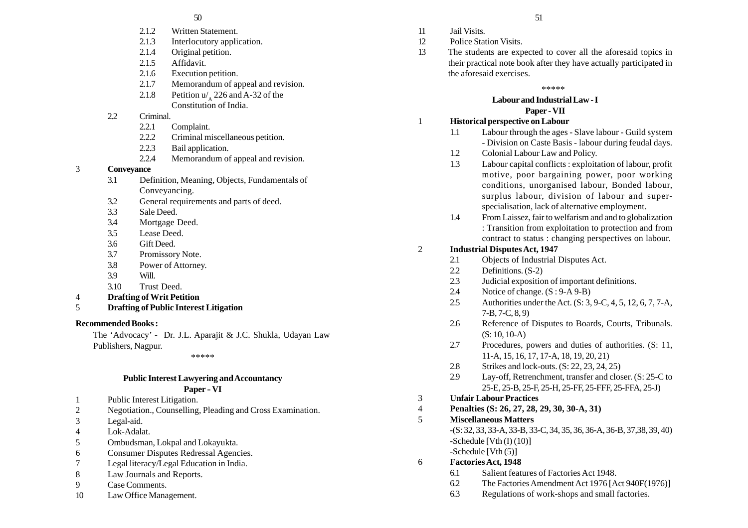- 2.1.2 Written Statement.
- 2.1.3 Interlocutory application.
- 2.1.4 Original petition.
- 2.1.5 Affidavit.
- 2.1.6 Execution petition.
- 2.1.7 Memorandum of appeal and revision.
- 2.1.8 Petition u/$_A$ 226 and A-32 of the Constitution of India.

2.2 Criminal.

- 2.2.1 Complaint.
- 2.2.2 Criminal miscellaneous petition.
- 2.2.3 Bail application.
- 2.2.4 Memorandum of appeal and revision.

3 **Conveyance**

- 3.1 Definition, Meaning, Objects, Fundamentals of Conveyancing.
- 3.2 General requirements and parts of deed.
- 3.3 Sale Deed.
- 3.4 Mortgage Deed.
- 3.5 Lease Deed.
- 3.6 Gift Deed.
- 3.7 Promissory Note.
- 3.8 Power of Attorney.
- 3.9 Will.
- 3.10 Trust Deed.

4 **Drafting of Writ Petition**

5 **Drafting of Public Interest Litigation**

**Recommended Books :**

The 'Advocacy' - Dr. J.L. Aparajit & J.C. Shukla, Udayan Law Publishers, Nagpur.

\*\*\*\*\*

## Public Interest Lawyering and Accountancy

### Paper - VI

1. Public Interest Litigation.
2. Negotiation., Counselling, Pleading and Cross Examination.
3. Legal-aid.
4. Lok-Adalat.
5. Ombudsman, Lokpal and Lokayukta.
6. Consumer Disputes Redressal Agencies.
7. Legal literacy/Legal Education in India.
8. Law Journals and Reports.
9. Case Comments.
10. Law Office Management.
11. Jail Visits.
12. Police Station Visits.
13. The students are expected to cover all the aforesaid topics in their practical note book after they have actually participated in the aforesaid exercises.

\*\*\*\*\*

## Labour and Industrial Law - I

### Paper - VII

1 **Historical perspective on Labour**

- 1.1 Labour through the ages - Slave labour - Guild system - Division on Caste Basis - labour during feudal days.
- 1.2 Colonial Labour Law and Policy.
- 1.3 Labour capital conflicts : exploitation of labour, profit motive, poor bargaining power, poor working conditions, unorganised labour, Bonded labour, surplus labour, division of labour and super-specialisation, lack of alternative employment.
- 1.4 From Laissez, fair to welfarism and and to globalization : Transition from exploitation to protection and from contract to status : changing perspectives on labour.

2 **Industrial Disputes Act, 1947**

- 2.1 Objects of Industrial Disputes Act.
- 2.2 Definitions. (S-2)
- 2.3 Judicial exposition of important definitions.
- 2.4 Notice of change. (S : 9-A 9-B)
- 2.5 Authorities under the Act. (S: 3, 9-C, 4, 5, 12, 6, 7, 7-A, 7-B, 7-C, 8, 9)
- 2.6 Reference of Disputes to Boards, Courts, Tribunals. (S: 10, 10-A)
- 2.7 Procedures, powers and duties of authorities. (S: 11, 11-A, 15, 16, 17, 17-A, 18, 19, 20, 21)
- 2.8 Strikes and lock-outs. (S: 22, 23, 24, 25)
- 2.9 Lay-off, Retrenchment, transfer and closer. (S: 25-C to 25-E, 25-B, 25-F, 25-H, 25-FF, 25-FFF, 25-FFA, 25-J)

3 **Unfair Labour Practices**

4 **Penalties (S: 26, 27, 28, 29, 30, 30-A, 31)**

5 **Miscellaneous Matters**

-(S: 32, 33, 33-A, 33-B, 33-C, 34, 35, 36, 36-A, 36-B, 37,38, 39, 40)
-Schedule [Vth (I) (10)]
-Schedule [Vth (5)]

6 **Factories Act, 1948**

- 6.1 Salient features of Factories Act 1948.
- 6.2 The Factories Amendment Act 1976 [Act 940F(1976)]
- 6.3 Regulations of work-shops and small factories.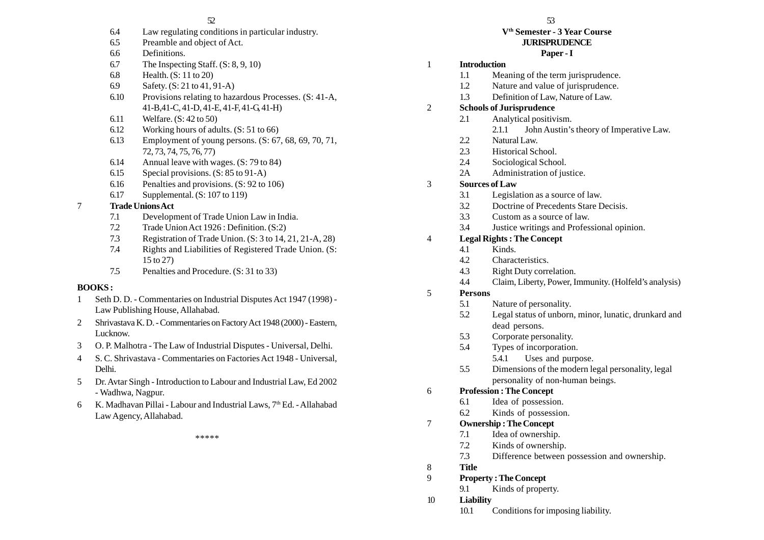- 6.4 Law regulating conditions in particular industry.
- 6.5 Preamble and object of Act.
- 6.6 Definitions.
- 6.7 The Inspecting Staff. (S: 8, 9, 10)
- 6.8 Health. (S: 11 to 20)
- 6.9 Safety. (S: 21 to 41, 91-A)
- 6.10 Provisions relating to hazardous Processes. (S: 41-A, 41-B,41-C, 41-D, 41-E, 41-F, 41-G, 41-H)
- 6.11 Welfare. (S: 42 to 50)
- 6.12 Working hours of adults. (S: 51 to 66)
- 6.13 Employment of young persons. (S: 67, 68, 69, 70, 71, 72, 73, 74, 75, 76, 77)
- 6.14 Annual leave with wages. (S: 79 to 84)
- 6.15 Special provisions. (S: 85 to 91-A)
- 6.16 Penalties and provisions. (S: 92 to 106)
- 6.17 Supplemental. (S: 107 to 119)

7 **Trade Unions Act**

- 7.1 Development of Trade Union Law in India.
- 7.2 Trade Union Act 1926 : Definition. (S:2)
- 7.3 Registration of Trade Union. (S: 3 to 14, 21, 21-A, 28)
- 7.4 Rights and Liabilities of Registered Trade Union. (S: 15 to 27)
- 7.5 Penalties and Procedure. (S: 31 to 33)

**BOOKS :**

1. Seth D. D. - Commentaries on Industrial Disputes Act 1947 (1998) - Law Publishing House, Allahabad.
2. Shrivastava K. D. - Commentaries on Factory Act 1948 (2000) - Eastern, Lucknow.
3. O. P. Malhotra - The Law of Industrial Disputes - Universal, Delhi.
4. S. C. Shrivastava - Commentaries on Factories Act 1948 - Universal, Delhi.
5. Dr. Avtar Singh - Introduction to Labour and Industrial Law, Ed 2002 - Wadhwa, Nagpur.
6. K. Madhavan Pillai - Labour and Industrial Laws, 7th Ed. - Allahabad Law Agency, Allahabad.

*****

## Vth Semester - 3 Year Course

## JURISPRUDENCE

### Paper - I

1 **Introduction**

- 1.1 Meaning of the term jurisprudence.
- 1.2 Nature and value of jurisprudence.
- 1.3 Definition of Law, Nature of Law.

2 **Schools of Jurisprudence**

- 2.1 Analytical positivism.
  - 2.1.1 John Austin's theory of Imperative Law.
- 2.2 Natural Law.
- 2.3 Historical School.
- 2.4 Sociological School.
- 2A Administration of justice.

3 **Sources of Law**

- 3.1 Legislation as a source of law.
- 3.2 Doctrine of Precedents Stare Decisis.
- 3.3 Custom as a source of law.
- 3.4 Justice writings and Professional opinion.

4 **Legal Rights : The Concept**

- 4.1 Kinds.
- 4.2 Characteristics.
- 4.3 Right Duty correlation.
- 4.4 Claim, Liberty, Power, Immunity. (Holfeld's analysis)

5 **Persons**

- 5.1 Nature of personality.
- 5.2 Legal status of unborn, minor, lunatic, drunkard and dead persons.
- 5.3 Corporate personality.
- 5.4 Types of incorporation.
  - 5.4.1 Uses and purpose.
- 5.5 Dimensions of the modern legal personality, legal personality of non-human beings.

6 **Profession : The Concept**

- 6.1 Idea of possession.
- 6.2 Kinds of possession.

7 **Ownership : The Concept**

- 7.1 Idea of ownership.
- 7.2 Kinds of ownership.
- 7.3 Difference between possession and ownership.

8 **Title**

9 **Property : The Concept**

- 9.1 Kinds of property.

10 **Liability**

- 10.1 Conditions for imposing liability.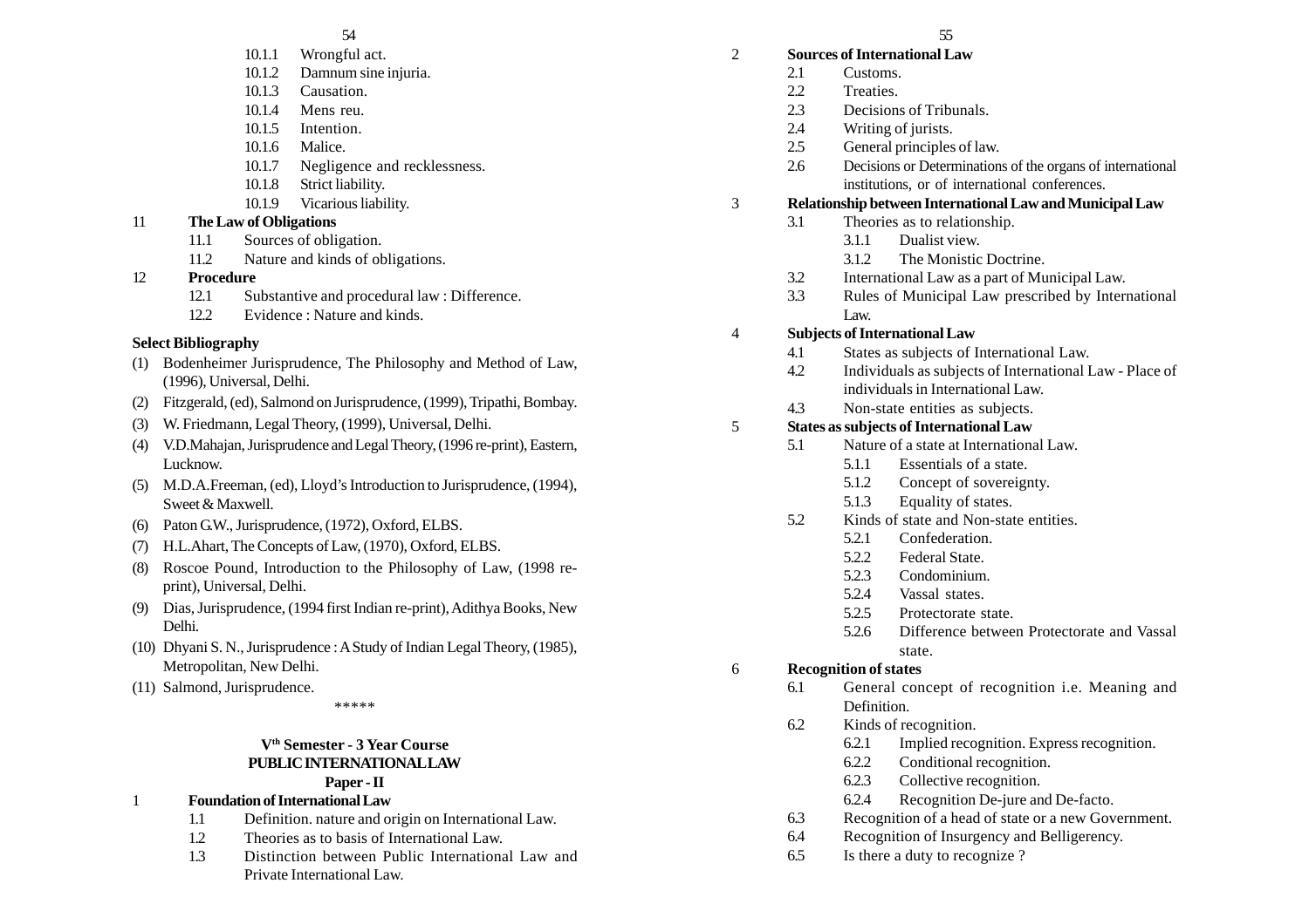- 10.1.1 Wrongful act.
- 10.1.2 Damnum sine injuria.
- 10.1.3 Causation.
- 10.1.4 Mens reu.
- 10.1.5 Intention.
- 10.1.6 Malice.
- 10.1.7 Negligence and recklessness.
- 10.1.8 Strict liability.
- 10.1.9 Vicarious liability.

11 **The Law of Obligations**

- 11.1 Sources of obligation.
- 11.2 Nature and kinds of obligations.

12 **Procedure**

- 12.1 Substantive and procedural law : Difference.
- 12.2 Evidence : Nature and kinds.

**Select Bibliography**

(1) Bodenheimer Jurisprudence, The Philosophy and Method of Law, (1996), Universal, Delhi.

(2) Fitzgerald, (ed), Salmond on Jurisprudence, (1999), Tripathi, Bombay.

(3) W. Friedmann, Legal Theory, (1999), Universal, Delhi.

(4) V.D.Mahajan, Jurisprudence and Legal Theory, (1996 re-print), Eastern, Lucknow.

(5) M.D.A.Freeman, (ed), Lloyd's Introduction to Jurisprudence, (1994), Sweet & Maxwell.

(6) Paton G.W., Jurisprudence, (1972), Oxford, ELBS.

(7) H.L.Ahart, The Concepts of Law, (1970), Oxford, ELBS.

(8) Roscoe Pound, Introduction to the Philosophy of Law, (1998 re-print), Universal, Delhi.

(9) Dias, Jurisprudence, (1994 first Indian re-print), Adithya Books, New Delhi.

(10) Dhyani S. N., Jurisprudence : A Study of Indian Legal Theory, (1985), Metropolitan, New Delhi.

(11) Salmond, Jurisprudence.

*****

**V[th] Semester - 3 Year Course**

**PUBLIC INTERNATIONAL LAW**

**Paper - II**

1 **Foundation of International Law**

- 1.1 Definition. nature and origin on International Law.
- 1.2 Theories as to basis of International Law.
- 1.3 Distinction between Public International Law and Private International Law.

2 **Sources of International Law**

- 2.1 Customs.
- 2.2 Treaties.
- 2.3 Decisions of Tribunals.
- 2.4 Writing of jurists.
- 2.5 General principles of law.
- 2.6 Decisions or Determinations of the organs of international institutions, or of international conferences.

3 **Relationship between International Law and Municipal Law**

- 3.1 Theories as to relationship.
  - 3.1.1 Dualist view.
  - 3.1.2 The Monistic Doctrine.
- 3.2 International Law as a part of Municipal Law.
- 3.3 Rules of Municipal Law prescribed by International Law.

4 **Subjects of International Law**

- 4.1 States as subjects of International Law.
- 4.2 Individuals as subjects of International Law - Place of individuals in International Law.
- 4.3 Non-state entities as subjects.

5 **States as subjects of International Law**

- 5.1 Nature of a state at International Law.
  - 5.1.1 Essentials of a state.
  - 5.1.2 Concept of sovereignty.
  - 5.1.3 Equality of states.
- 5.2 Kinds of state and Non-state entities.
  - 5.2.1 Confederation.
  - 5.2.2 Federal State.
  - 5.2.3 Condominium.
  - 5.2.4 Vassal states.
  - 5.2.5 Protectorate state.
  - 5.2.6 Difference between Protectorate and Vassal state.

6 **Recognition of states**

- 6.1 General concept of recognition i.e. Meaning and Definition.
- 6.2 Kinds of recognition.
  - 6.2.1 Implied recognition. Express recognition.
  - 6.2.2 Conditional recognition.
  - 6.2.3 Collective recognition.
  - 6.2.4 Recognition De-jure and De-facto.
- 6.3 Recognition of a head of state or a new Government.
- 6.4 Recognition of Insurgency and Belligerency.
- 6.5 Is there a duty to recognize ?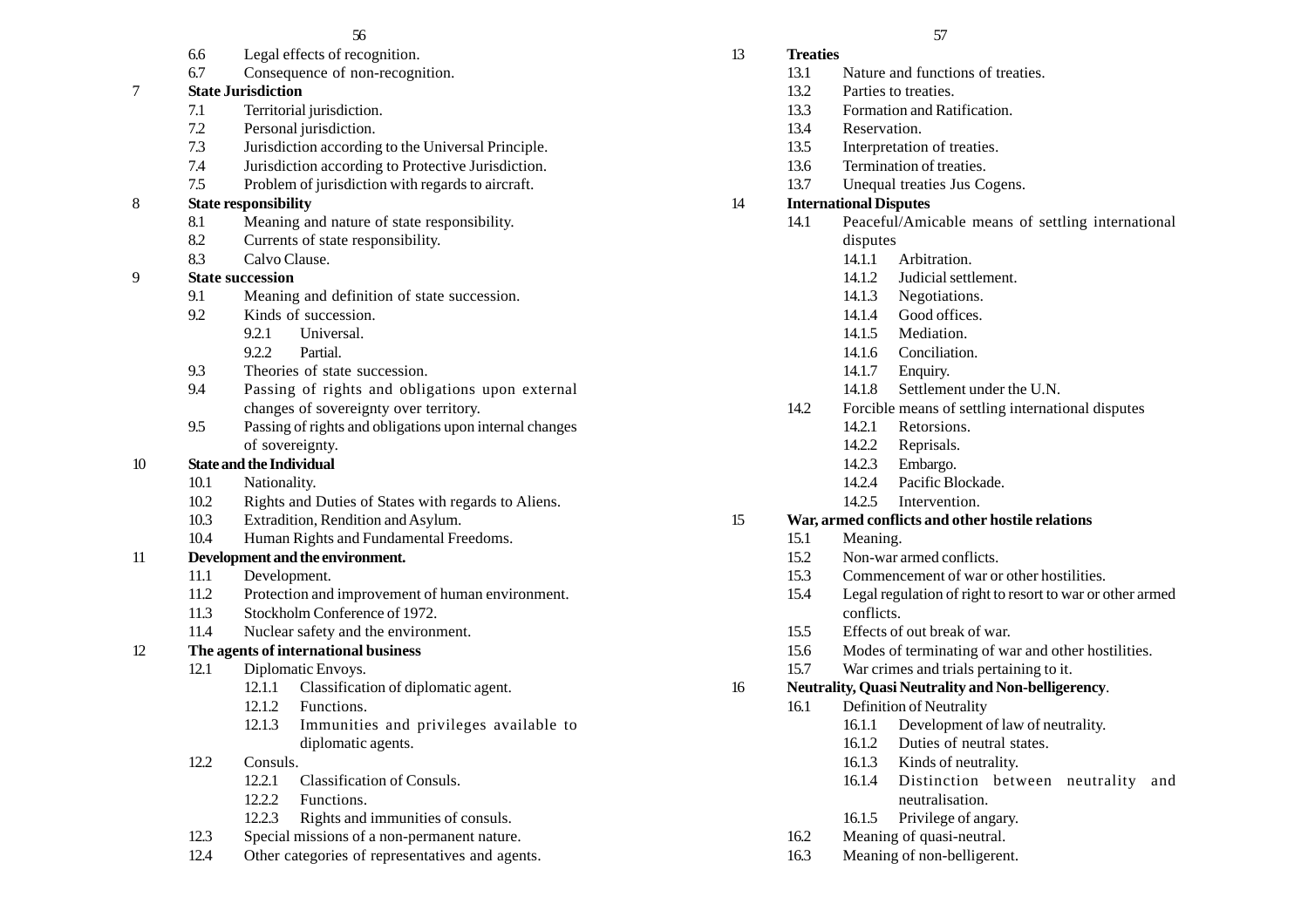6.6 Legal effects of recognition.

6.7 Consequence of non-recognition.

**7 State Jurisdiction**

7.1 Territorial jurisdiction.

7.2 Personal jurisdiction.

7.3 Jurisdiction according to the Universal Principle.

7.4 Jurisdiction according to Protective Jurisdiction.

7.5 Problem of jurisdiction with regards to aircraft.

**8 State responsibility**

8.1 Meaning and nature of state responsibility.

8.2 Currents of state responsibility.

8.3 Calvo Clause.

**9 State succession**

9.1 Meaning and definition of state succession.

9.2 Kinds of succession.

- 9.2.1 Universal.
- 9.2.2 Partial.

9.3 Theories of state succession.

9.4 Passing of rights and obligations upon external changes of sovereignty over territory.

9.5 Passing of rights and obligations upon internal changes of sovereignty.

**10 State and the Individual**

10.1 Nationality.

10.2 Rights and Duties of States with regards to Aliens.

10.3 Extradition, Rendition and Asylum.

10.4 Human Rights and Fundamental Freedoms.

**11 Development and the environment.**

11.1 Development.

11.2 Protection and improvement of human environment.

11.3 Stockholm Conference of 1972.

11.4 Nuclear safety and the environment.

**12 The agents of international business**

12.1 Diplomatic Envoys.

- 12.1.1 Classification of diplomatic agent.
- 12.1.2 Functions.
- 12.1.3 Immunities and privileges available to diplomatic agents.

12.2 Consuls.

- 12.2.1 Classification of Consuls.
- 12.2.2 Functions.
- 12.2.3 Rights and immunities of consuls.

12.3 Special missions of a non-permanent nature.

12.4 Other categories of representatives and agents.

**13 Treaties**

13.1 Nature and functions of treaties.

13.2 Parties to treaties.

13.3 Formation and Ratification.

13.4 Reservation.

13.5 Interpretation of treaties.

13.6 Termination of treaties.

13.7 Unequal treaties Jus Cogens.

**14 International Disputes**

14.1 Peaceful/Amicable means of settling international disputes

- 14.1.1 Arbitration.
- 14.1.2 Judicial settlement.
- 14.1.3 Negotiations.
- 14.1.4 Good offices.
- 14.1.5 Mediation.
- 14.1.6 Conciliation.
- 14.1.7 Enquiry.
- 14.1.8 Settlement under the U.N.

14.2 Forcible means of settling international disputes

- 14.2.1 Retorsions.
- 14.2.2 Reprisals.
- 14.2.3 Embargo.
- 14.2.4 Pacific Blockade.
- 14.2.5 Intervention.

**15 War, armed conflicts and other hostile relations**

15.1 Meaning.

15.2 Non-war armed conflicts.

15.3 Commencement of war or other hostilities.

15.4 Legal regulation of right to resort to war or other armed conflicts.

15.5 Effects of out break of war.

15.6 Modes of terminating of war and other hostilities.

15.7 War crimes and trials pertaining to it.

**16 Neutrality, Quasi Neutrality and Non-belligerency.**

16.1 Definition of Neutrality

- 16.1.1 Development of law of neutrality.
- 16.1.2 Duties of neutral states.
- 16.1.3 Kinds of neutrality.
- 16.1.4 Distinction between neutrality and neutralisation.
- 16.1.5 Privilege of angary.

16.2 Meaning of quasi-neutral.

16.3 Meaning of non-belligerent.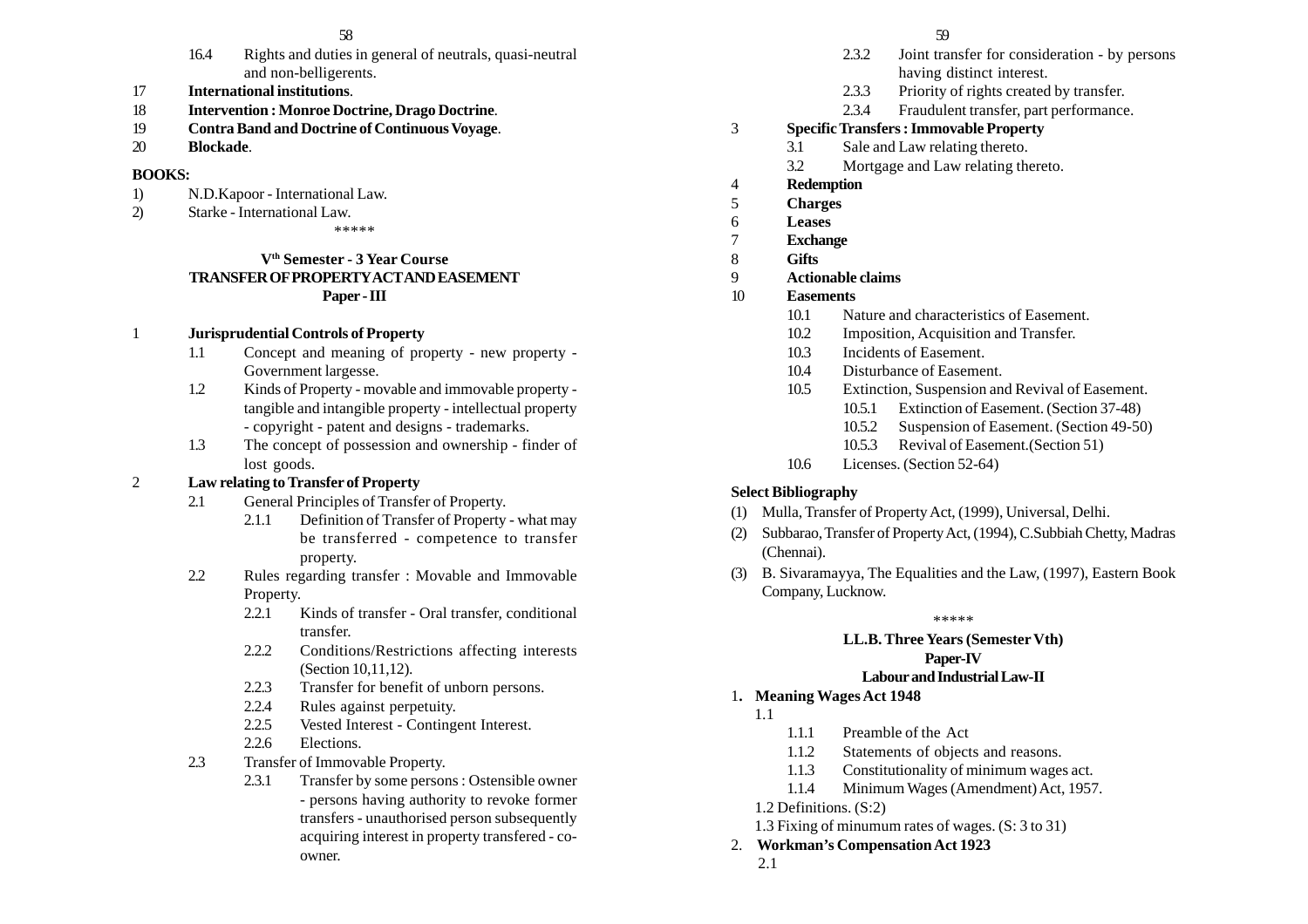16.4 Rights and duties in general of neutrals, quasi-neutral and non-belligerents.

17 **International institutions**.

18 **Intervention : Monroe Doctrine, Drago Doctrine**.

19 **Contra Band and Doctrine of Continuous Voyage**.

20 **Blockade**.

**BOOKS:**

1) N.D.Kapoor - International Law.
2) Starke - International Law.

\*\*\*\*\*

## V[th] Semester - 3 Year Course
## TRANSFER OF PROPERTY ACT AND EASEMENT
### Paper - III

1 **Jurisprudential Controls of Property**

- 1.1 Concept and meaning of property - new property - Government largesse.
- 1.2 Kinds of Property - movable and immovable property - tangible and intangible property - intellectual property - copyright - patent and designs - trademarks.
- 1.3 The concept of possession and ownership - finder of lost goods.

2 **Law relating to Transfer of Property**

- 2.1 General Principles of Transfer of Property.
  - 2.1.1 Definition of Transfer of Property - what may be transferred - competence to transfer property.
- 2.2 Rules regarding transfer : Movable and Immovable Property.
  - 2.2.1 Kinds of transfer - Oral transfer, conditional transfer.
  - 2.2.2 Conditions/Restrictions affecting interests (Section 10,11,12).
  - 2.2.3 Transfer for benefit of unborn persons.
  - 2.2.4 Rules against perpetuity.
  - 2.2.5 Vested Interest - Contingent Interest.
  - 2.2.6 Elections.
- 2.3 Transfer of Immovable Property.
  - 2.3.1 Transfer by some persons : Ostensible owner - persons having authority to revoke former transfers - unauthorised person subsequently acquiring interest in property transfered - co-owner.
  - 2.3.2 Joint transfer for consideration - by persons having distinct interest.
  - 2.3.3 Priority of rights created by transfer.
  - 2.3.4 Fraudulent transfer, part performance.

3 **Specific Transfers : Immovable Property**

- 3.1 Sale and Law relating thereto.
- 3.2 Mortgage and Law relating thereto.

4 **Redemption**

5 **Charges**

6 **Leases**

7 **Exchange**

8 **Gifts**

9 **Actionable claims**

10 **Easements**

- 10.1 Nature and characteristics of Easement.
- 10.2 Imposition, Acquisition and Transfer.
- 10.3 Incidents of Easement.
- 10.4 Disturbance of Easement.
- 10.5 Extinction, Suspension and Revival of Easement.
  - 10.5.1 Extinction of Easement. (Section 37-48)
  - 10.5.2 Suspension of Easement. (Section 49-50)
  - 10.5.3 Revival of Easement.(Section 51)
- 10.6 Licenses. (Section 52-64)

**Select Bibliography**

(1) Mulla, Transfer of Property Act, (1999), Universal, Delhi.
(2) Subbarao, Transfer of Property Act, (1994), C.Subbiah Chetty, Madras (Chennai).
(3) B. Sivaramayya, The Equalities and the Law, (1997), Eastern Book Company, Lucknow.

\*\*\*\*\*

## LL.B. Three Years (Semester Vth)
### Paper-IV
### Labour and Industrial Law-II

1. **Meaning Wages Act 1948**

1.1

- 1.1.1 Preamble of the Act
- 1.1.2 Statements of objects and reasons.
- 1.1.3 Constitutionality of minimum wages act.
- 1.1.4 Minimum Wages (Amendment) Act, 1957.

1.2 Definitions. (S:2)

1.3 Fixing of minumum rates of wages. (S: 3 to 31)

2. **Workman's Compensation Act 1923**

2.1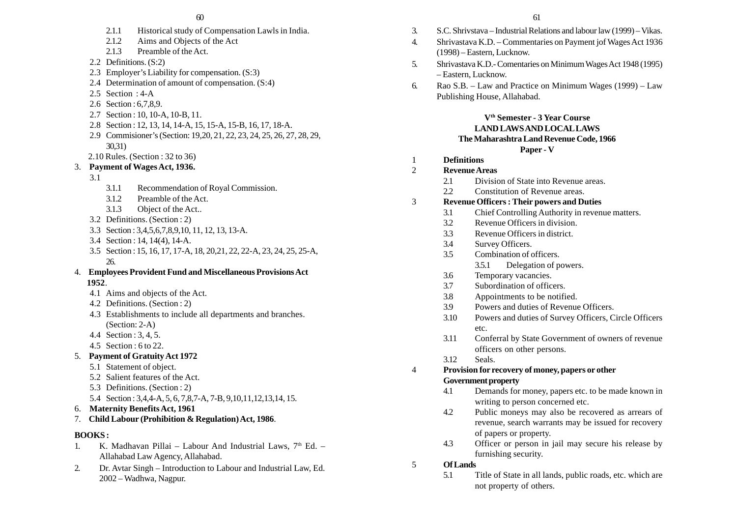- 2.1.1 Historical study of Compensation Lawls in India.
- 2.1.2 Aims and Objects of the Act
- 2.1.3 Preamble of the Act.

2.2 Definitions. (S:2)

2.3 Employer's Liability for compensation. (S:3)

2.4 Determination of amount of compensation. (S:4)

2.5 Section : 4-A

2.6 Section : 6,7,8,9.

2.7 Section : 10, 10-A, 10-B, 11.

2.8 Section : 12, 13, 14, 14-A, 15, 15-A, 15-B, 16, 17, 18-A.

2.9 Commisioner's (Section: 19,20, 21, 22, 23, 24, 25, 26, 27, 28, 29, 30,31)

2.10 Rules. (Section : 32 to 36)

3. **Payment of Wages Act, 1936.**

3.1

- 3.1.1 Recommendation of Royal Commission.
- 3.1.2 Preamble of the Act.
- 3.1.3 Object of the Act..

3.2 Definitions. (Section : 2)

3.3 Section : 3,4,5,6,7,8,9,10, 11, 12, 13, 13-A.

3.4 Section : 14, 14(4), 14-A.

3.5 Section : 15, 16, 17, 17-A, 18, 20,21, 22, 22-A, 23, 24, 25, 25-A, 26.

4. **Employees Provident Fund and Miscellaneous Provisions Act 1952**.

4.1 Aims and objects of the Act.

4.2 Definitions. (Section : 2)

4.3 Establishments to include all departments and branches. (Section: 2-A)

4.4 Section : 3, 4, 5.

4.5 Section : 6 to 22.

5. **Payment of Gratuity Act 1972**

5.1 Statement of object.

5.2 Salient features of the Act.

5.3 Definitions. (Section : 2)

5.4 Section : 3,4,4-A, 5, 6, 7,8,7-A, 7-B, 9,10,11,12,13,14, 15.

6. **Maternity Benefits Act, 1961**

7. **Child Labour (Prohibition & Regulation) Act, 1986**.

**BOOKS :**

1. K. Madhavan Pillai – Labour And Industrial Laws, 7th Ed. – Allahabad Law Agency, Allahabad.
2. Dr. Avtar Singh – Introduction to Labour and Industrial Law, Ed. 2002 – Wadhwa, Nagpur.
3. S.C. Shrivstava – Industrial Relations and labour law (1999) – Vikas.
4. Shrivastava K.D. – Commentaries on Payment jof Wages Act 1936 (1998) – Eastern, Lucknow.
5. Shrivastava K.D.- Comentaries on Minimum Wages Act 1948 (1995) – Eastern, Lucknow.
6. Rao S.B. – Law and Practice on Minimum Wages (1999) – Law Publishing House, Allahabad.

**Vth Semester - 3 Year Course**
**LAND LAWS AND LOCAL LAWS**
**The Maharashtra Land Revenue Code, 1966**
**Paper - V**

1 **Definitions**

2 **Revenue Areas**

- 2.1 Division of State into Revenue areas.
- 2.2 Constitution of Revenue areas.

3 **Revenue Officers : Their powers and Duties**

- 3.1 Chief Controlling Authority in revenue matters.
- 3.2 Revenue Officers in division.
- 3.3 Revenue Officers in district.
- 3.4 Survey Officers.
- 3.5 Combination of officers.
  - 3.5.1 Delegation of powers.
- 3.6 Temporary vacancies.
- 3.7 Subordination of officers.
- 3.8 Appointments to be notified.
- 3.9 Powers and duties of Revenue Officers.
- 3.10 Powers and duties of Survey Officers, Circle Officers etc.
- 3.11 Conferral by State Government of owners of revenue officers on other persons.
- 3.12 Seals.

4 **Provision for recovery of money, papers or other Government property**

- 4.1 Demands for money, papers etc. to be made known in writing to person concerned etc.
- 4.2 Public moneys may also be recovered as arrears of revenue, search warrants may be issued for recovery of papers or property.
- 4.3 Officer or person in jail may secure his release by furnishing security.

5 **Of Lands**

- 5.1 Title of State in all lands, public roads, etc. which are not property of others.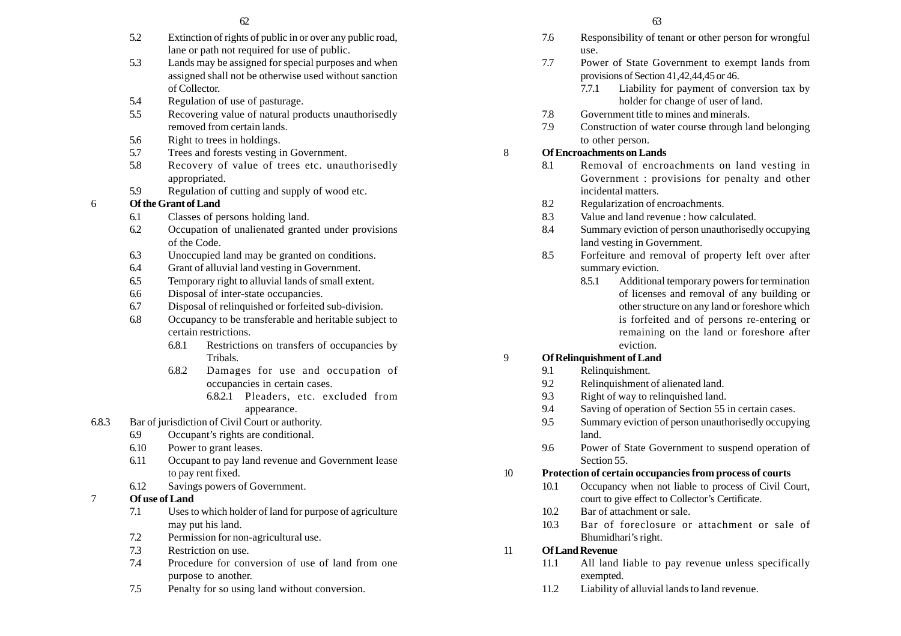- 5.2 Extinction of rights of public in or over any public road, lane or path not required for use of public.
- 5.3 Lands may be assigned for special purposes and when assigned shall not be otherwise used without sanction of Collector.
- 5.4 Regulation of use of pasturage.
- 5.5 Recovering value of natural products unauthorisedly removed from certain lands.
- 5.6 Right to trees in holdings.
- 5.7 Trees and forests vesting in Government.
- 5.8 Recovery of value of trees etc. unauthorisedly appropriated.
- 5.9 Regulation of cutting and supply of wood etc.

6 **Of the Grant of Land**

- 6.1 Classes of persons holding land.
- 6.2 Occupation of unalienated granted under provisions of the Code.
- 6.3 Unoccupied land may be granted on conditions.
- 6.4 Grant of alluvial land vesting in Government.
- 6.5 Temporary right to alluvial lands of small extent.
- 6.6 Disposal of inter-state occupancies.
- 6.7 Disposal of relinquished or forfeited sub-division.
- 6.8 Occupancy to be transferable and heritable subject to certain restrictions.
  - 6.8.1 Restrictions on transfers of occupancies by Tribals.
  - 6.8.2 Damages for use and occupation of occupancies in certain cases.
    - 6.8.2.1 Pleaders, etc. excluded from appearance.

6.8.3 Bar of jurisdiction of Civil Court or authority.

- 6.9 Occupant's rights are conditional.
- 6.10 Power to grant leases.
- 6.11 Occupant to pay land revenue and Government lease to pay rent fixed.
- 6.12 Savings powers of Government.

7 **Of use of Land**

- 7.1 Uses to which holder of land for purpose of agriculture may put his land.
- 7.2 Permission for non-agricultural use.
- 7.3 Restriction on use.
- 7.4 Procedure for conversion of use of land from one purpose to another.
- 7.5 Penalty for so using land without conversion.
- 7.6 Responsibility of tenant or other person for wrongful use.
- 7.7 Power of State Government to exempt lands from provisions of Section 41,42,44,45 or 46.
  - 7.7.1 Liability for payment of conversion tax by holder for change of user of land.
- 7.8 Government title to mines and minerals.
- 7.9 Construction of water course through land belonging to other person.

8 **Of Encroachments on Lands**

- 8.1 Removal of encroachments on land vesting in Government : provisions for penalty and other incidental matters.
- 8.2 Regularization of encroachments.
- 8.3 Value and land revenue : how calculated.
- 8.4 Summary eviction of person unauthorisedly occupying land vesting in Government.
- 8.5 Forfeiture and removal of property left over after summary eviction.
  - 8.5.1 Additional temporary powers for termination of licenses and removal of any building or other structure on any land or foreshore which is forfeited and of persons re-entering or remaining on the land or foreshore after eviction.

9 **Of Relinquishment of Land**

- 9.1 Relinquishment.
- 9.2 Relinquishment of alienated land.
- 9.3 Right of way to relinquished land.
- 9.4 Saving of operation of Section 55 in certain cases.
- 9.5 Summary eviction of person unauthorisedly occupying land.
- 9.6 Power of State Government to suspend operation of Section 55.

10 **Protection of certain occupancies from process of courts**

- 10.1 Occupancy when not liable to process of Civil Court, court to give effect to Collector's Certificate.
- 10.2 Bar of attachment or sale.
- 10.3 Bar of foreclosure or attachment or sale of Bhumidhari's right.

11 **Of Land Revenue**

- 11.1 All land liable to pay revenue unless specifically exempted.
- 11.2 Liability of alluvial lands to land revenue.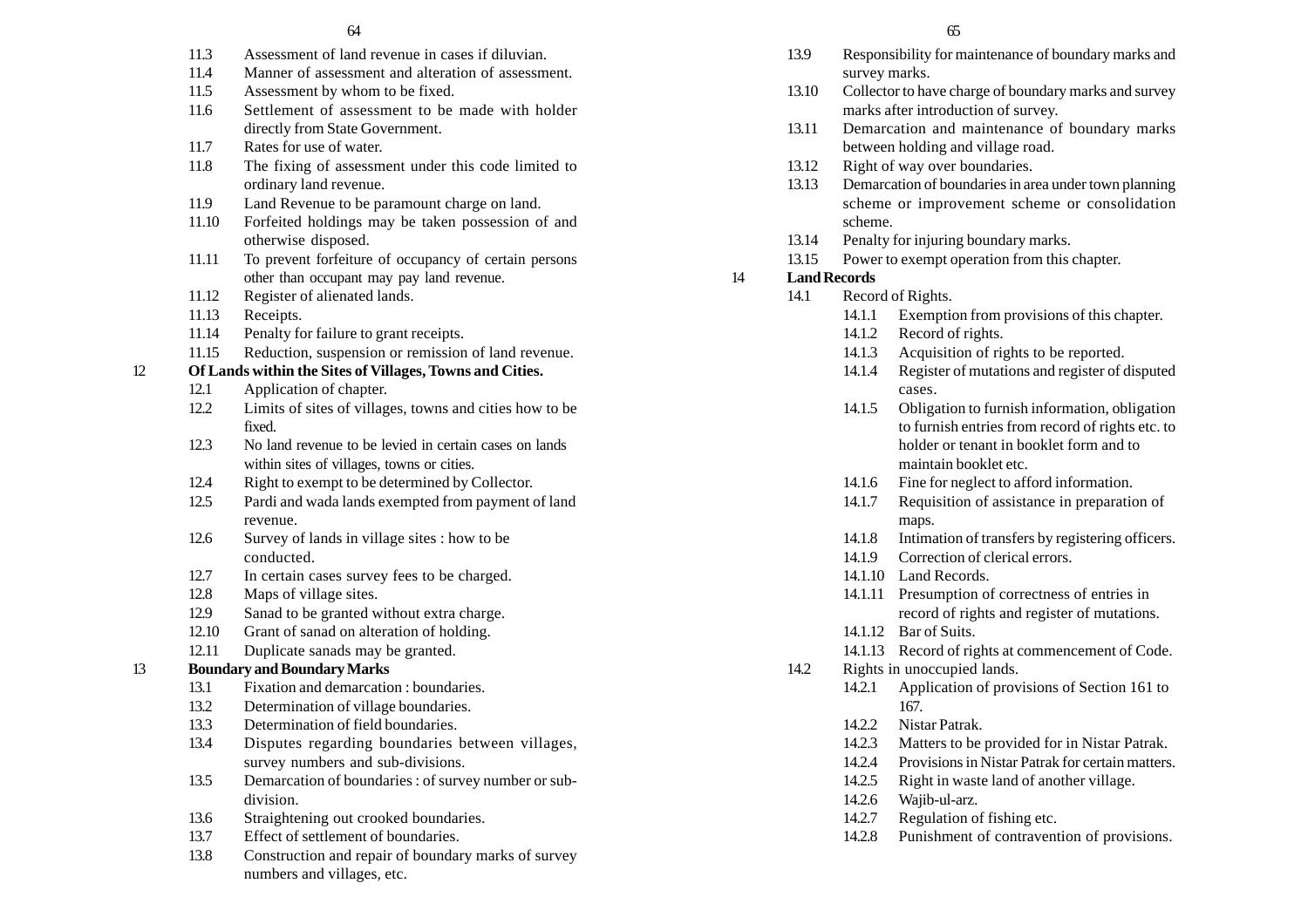11.3 Assessment of land revenue in cases if diluvian.

11.4 Manner of assessment and alteration of assessment.

11.5 Assessment by whom to be fixed.

11.6 Settlement of assessment to be made with holder directly from State Government.

11.7 Rates for use of water.

11.8 The fixing of assessment under this code limited to ordinary land revenue.

11.9 Land Revenue to be paramount charge on land.

11.10 Forfeited holdings may be taken possession of and otherwise disposed.

11.11 To prevent forfeiture of occupancy of certain persons other than occupant may pay land revenue.

11.12 Register of alienated lands.

11.13 Receipts.

11.14 Penalty for failure to grant receipts.

11.15 Reduction, suspension or remission of land revenue.

**12 Of Lands within the Sites of Villages, Towns and Cities.**

12.1 Application of chapter.

12.2 Limits of sites of villages, towns and cities how to be fixed.

12.3 No land revenue to be levied in certain cases on lands within sites of villages, towns or cities.

12.4 Right to exempt to be determined by Collector.

12.5 Pardi and wada lands exempted from payment of land revenue.

12.6 Survey of lands in village sites : how to be conducted.

12.7 In certain cases survey fees to be charged.

12.8 Maps of village sites.

12.9 Sanad to be granted without extra charge.

12.10 Grant of sanad on alteration of holding.

12.11 Duplicate sanads may be granted.

**13 Boundary and Boundary Marks**

13.1 Fixation and demarcation : boundaries.

13.2 Determination of village boundaries.

13.3 Determination of field boundaries.

13.4 Disputes regarding boundaries between villages, survey numbers and sub-divisions.

13.5 Demarcation of boundaries : of survey number or sub-division.

13.6 Straightening out crooked boundaries.

13.7 Effect of settlement of boundaries.

13.8 Construction and repair of boundary marks of survey numbers and villages, etc.

13.9 Responsibility for maintenance of boundary marks and survey marks.

13.10 Collector to have charge of boundary marks and survey marks after introduction of survey.

13.11 Demarcation and maintenance of boundary marks between holding and village road.

13.12 Right of way over boundaries.

13.13 Demarcation of boundaries in area under town planning scheme or improvement scheme or consolidation scheme.

13.14 Penalty for injuring boundary marks.

13.15 Power to exempt operation from this chapter.

**14 Land Records**

14.1 Record of Rights.

- 14.1.1 Exemption from provisions of this chapter.
- 14.1.2 Record of rights.
- 14.1.3 Acquisition of rights to be reported.
- 14.1.4 Register of mutations and register of disputed cases.
- 14.1.5 Obligation to furnish information, obligation to furnish entries from record of rights etc. to holder or tenant in booklet form and to maintain booklet etc.
- 14.1.6 Fine for neglect to afford information.
- 14.1.7 Requisition of assistance in preparation of maps.
- 14.1.8 Intimation of transfers by registering officers.
- 14.1.9 Correction of clerical errors.
- 14.1.10 Land Records.
- 14.1.11 Presumption of correctness of entries in record of rights and register of mutations.
- 14.1.12 Bar of Suits.
- 14.1.13 Record of rights at commencement of Code.

14.2 Rights in unoccupied lands.

- 14.2.1 Application of provisions of Section 161 to 167.
- 14.2.2 Nistar Patrak.
- 14.2.3 Matters to be provided for in Nistar Patrak.
- 14.2.4 Provisions in Nistar Patrak for certain matters.
- 14.2.5 Right in waste land of another village.
- 14.2.6 Wajib-ul-arz.
- 14.2.7 Regulation of fishing etc.
- 14.2.8 Punishment of contravention of provisions.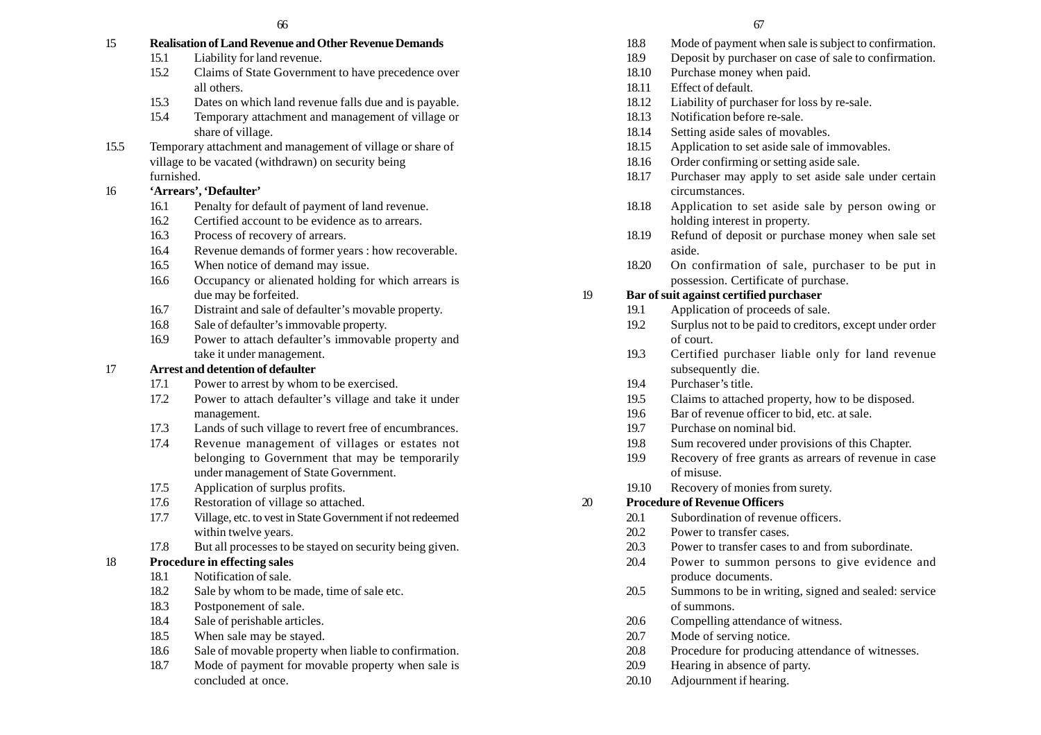**15 Realisation of Land Revenue and Other Revenue Demands**

- 15.1 Liability for land revenue.
- 15.2 Claims of State Government to have precedence over all others.
- 15.3 Dates on which land revenue falls due and is payable.
- 15.4 Temporary attachment and management of village or share of village.
- 15.5 Temporary attachment and management of village or share of village to be vacated (withdrawn) on security being furnished.

**16 'Arrears', 'Defaulter'**

- 16.1 Penalty for default of payment of land revenue.
- 16.2 Certified account to be evidence as to arrears.
- 16.3 Process of recovery of arrears.
- 16.4 Revenue demands of former years : how recoverable.
- 16.5 When notice of demand may issue.
- 16.6 Occupancy or alienated holding for which arrears is due may be forfeited.
- 16.7 Distraint and sale of defaulter's movable property.
- 16.8 Sale of defaulter's immovable property.
- 16.9 Power to attach defaulter's immovable property and take it under management.

**17 Arrest and detention of defaulter**

- 17.1 Power to arrest by whom to be exercised.
- 17.2 Power to attach defaulter's village and take it under management.
- 17.3 Lands of such village to revert free of encumbrances.
- 17.4 Revenue management of villages or estates not belonging to Government that may be temporarily under management of State Government.
- 17.5 Application of surplus profits.
- 17.6 Restoration of village so attached.
- 17.7 Village, etc. to vest in State Government if not redeemed within twelve years.
- 17.8 But all processes to be stayed on security being given.

**18 Procedure in effecting sales**

- 18.1 Notification of sale.
- 18.2 Sale by whom to be made, time of sale etc.
- 18.3 Postponement of sale.
- 18.4 Sale of perishable articles.
- 18.5 When sale may be stayed.
- 18.6 Sale of movable property when liable to confirmation.
- 18.7 Mode of payment for movable property when sale is concluded at once.
- 18.8 Mode of payment when sale is subject to confirmation.
- 18.9 Deposit by purchaser on case of sale to confirmation.
- 18.10 Purchase money when paid.
- 18.11 Effect of default.
- 18.12 Liability of purchaser for loss by re-sale.
- 18.13 Notification before re-sale.
- 18.14 Setting aside sales of movables.
- 18.15 Application to set aside sale of immovables.
- 18.16 Order confirming or setting aside sale.
- 18.17 Purchaser may apply to set aside sale under certain circumstances.
- 18.18 Application to set aside sale by person owing or holding interest in property.
- 18.19 Refund of deposit or purchase money when sale set aside.
- 18.20 On confirmation of sale, purchaser to be put in possession. Certificate of purchase.

**19 Bar of suit against certified purchaser**

- 19.1 Application of proceeds of sale.
- 19.2 Surplus not to be paid to creditors, except under order of court.
- 19.3 Certified purchaser liable only for land revenue subsequently die.
- 19.4 Purchaser's title.
- 19.5 Claims to attached property, how to be disposed.
- 19.6 Bar of revenue officer to bid, etc. at sale.
- 19.7 Purchase on nominal bid.
- 19.8 Sum recovered under provisions of this Chapter.
- 19.9 Recovery of free grants as arrears of revenue in case of misuse.
- 19.10 Recovery of monies from surety.

**20 Procedure of Revenue Officers**

- 20.1 Subordination of revenue officers.
- 20.2 Power to transfer cases.
- 20.3 Power to transfer cases to and from subordinate.
- 20.4 Power to summon persons to give evidence and produce documents.
- 20.5 Summons to be in writing, signed and sealed: service of summons.
- 20.6 Compelling attendance of witness.
- 20.7 Mode of serving notice.
- 20.8 Procedure for producing attendance of witnesses.
- 20.9 Hearing in absence of party.
- 20.10 Adjournment if hearing.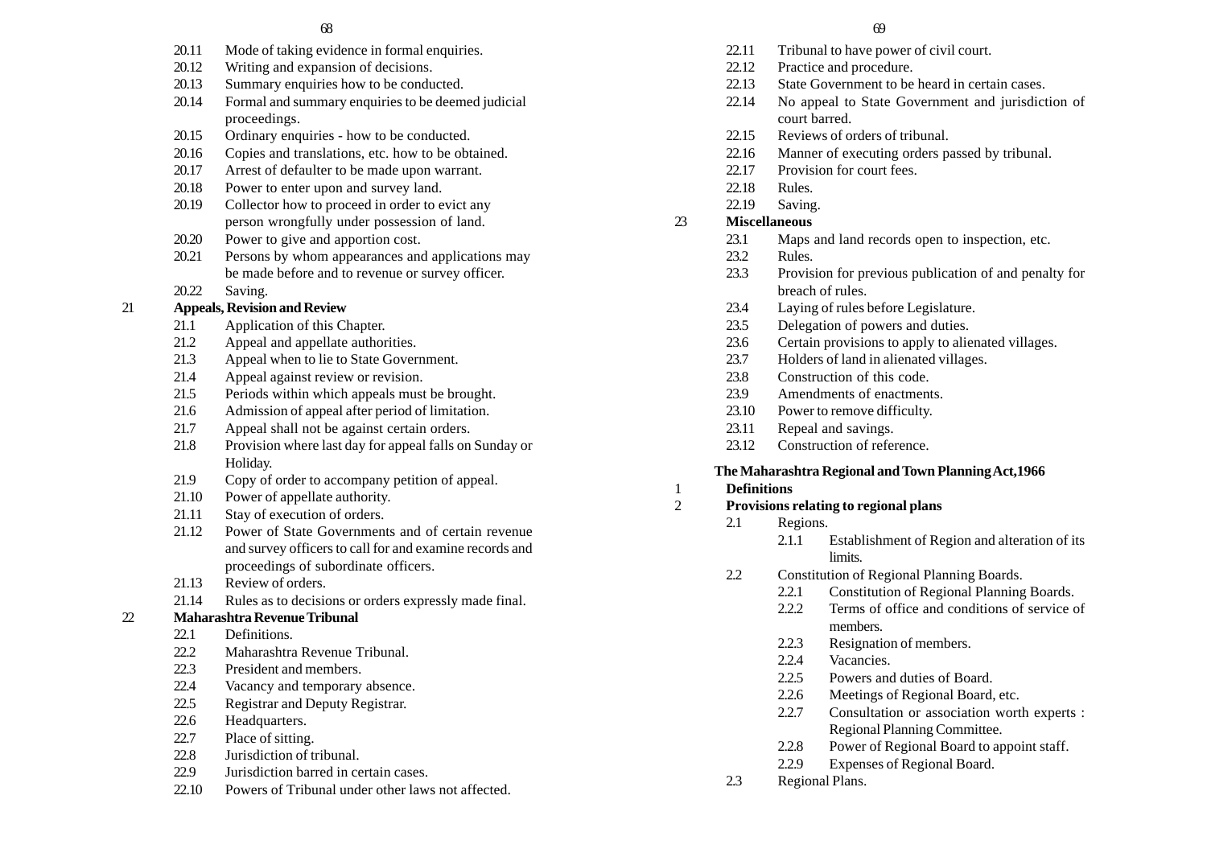20.11 Mode of taking evidence in formal enquiries.
20.12 Writing and expansion of decisions.
20.13 Summary enquiries how to be conducted.
20.14 Formal and summary enquiries to be deemed judicial proceedings.
20.15 Ordinary enquiries - how to be conducted.
20.16 Copies and translations, etc. how to be obtained.
20.17 Arrest of defaulter to be made upon warrant.
20.18 Power to enter upon and survey land.
20.19 Collector how to proceed in order to evict any person wrongfully under possession of land.
20.20 Power to give and apportion cost.
20.21 Persons by whom appearances and applications may be made before and to revenue or survey officer.
20.22 Saving.

21 **Appeals, Revision and Review**

21.1 Application of this Chapter.
21.2 Appeal and appellate authorities.
21.3 Appeal when to lie to State Government.
21.4 Appeal against review or revision.
21.5 Periods within which appeals must be brought.
21.6 Admission of appeal after period of limitation.
21.7 Appeal shall not be against certain orders.
21.8 Provision where last day for appeal falls on Sunday or Holiday.
21.9 Copy of order to accompany petition of appeal.
21.10 Power of appellate authority.
21.11 Stay of execution of orders.
21.12 Power of State Governments and of certain revenue and survey officers to call for and examine records and proceedings of subordinate officers.
21.13 Review of orders.
21.14 Rules as to decisions or orders expressly made final.

22 **Maharashtra Revenue Tribunal**

22.1 Definitions.
22.2 Maharashtra Revenue Tribunal.
22.3 President and members.
22.4 Vacancy and temporary absence.
22.5 Registrar and Deputy Registrar.
22.6 Headquarters.
22.7 Place of sitting.
22.8 Jurisdiction of tribunal.
22.9 Jurisdiction barred in certain cases.
22.10 Powers of Tribunal under other laws not affected.
22.11 Tribunal to have power of civil court.
22.12 Practice and procedure.
22.13 State Government to be heard in certain cases.
22.14 No appeal to State Government and jurisdiction of court barred.
22.15 Reviews of orders of tribunal.
22.16 Manner of executing orders passed by tribunal.
22.17 Provision for court fees.
22.18 Rules.
22.19 Saving.

23 **Miscellaneous**

23.1 Maps and land records open to inspection, etc.
23.2 Rules.
23.3 Provision for previous publication of and penalty for breach of rules.
23.4 Laying of rules before Legislature.
23.5 Delegation of powers and duties.
23.6 Certain provisions to apply to alienated villages.
23.7 Holders of land in alienated villages.
23.8 Construction of this code.
23.9 Amendments of enactments.
23.10 Power to remove difficulty.
23.11 Repeal and savings.
23.12 Construction of reference.

**The Maharashtra Regional and Town Planning Act,1966**

1 **Definitions**

2 **Provisions relating to regional plans**

2.1 Regions.
  2.1.1 Establishment of Region and alteration of its limits.
2.2 Constitution of Regional Planning Boards.
  2.2.1 Constitution of Regional Planning Boards.
  2.2.2 Terms of office and conditions of service of members.
  2.2.3 Resignation of members.
  2.2.4 Vacancies.
  2.2.5 Powers and duties of Board.
  2.2.6 Meetings of Regional Board, etc.
  2.2.7 Consultation or association worth experts : Regional Planning Committee.
  2.2.8 Power of Regional Board to appoint staff.
  2.2.9 Expenses of Regional Board.
2.3 Regional Plans.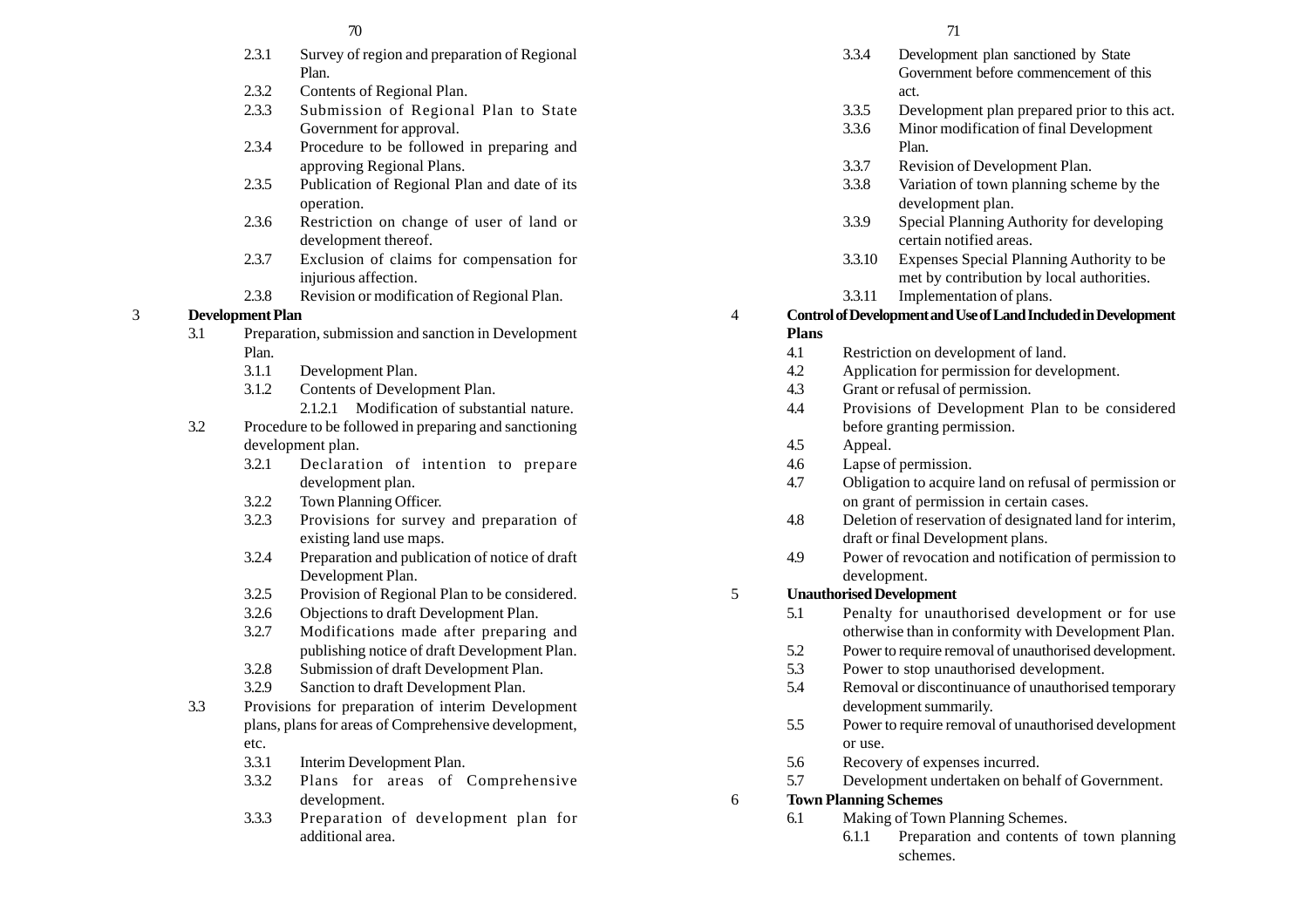- 2.3.1 Survey of region and preparation of Regional Plan.
- 2.3.2 Contents of Regional Plan.
- 2.3.3 Submission of Regional Plan to State Government for approval.
- 2.3.4 Procedure to be followed in preparing and approving Regional Plans.
- 2.3.5 Publication of Regional Plan and date of its operation.
- 2.3.6 Restriction on change of user of land or development thereof.
- 2.3.7 Exclusion of claims for compensation for injurious affection.
- 2.3.8 Revision or modification of Regional Plan.

**3 Development Plan**

- 3.1 Preparation, submission and sanction in Development Plan.
  - 3.1.1 Development Plan.
  - 3.1.2 Contents of Development Plan.
    - 2.1.2.1 Modification of substantial nature.
- 3.2 Procedure to be followed in preparing and sanctioning development plan.
  - 3.2.1 Declaration of intention to prepare development plan.
  - 3.2.2 Town Planning Officer.
  - 3.2.3 Provisions for survey and preparation of existing land use maps.
  - 3.2.4 Preparation and publication of notice of draft Development Plan.
  - 3.2.5 Provision of Regional Plan to be considered.
  - 3.2.6 Objections to draft Development Plan.
  - 3.2.7 Modifications made after preparing and publishing notice of draft Development Plan.
  - 3.2.8 Submission of draft Development Plan.
  - 3.2.9 Sanction to draft Development Plan.
- 3.3 Provisions for preparation of interim Development plans, plans for areas of Comprehensive development, etc.
  - 3.3.1 Interim Development Plan.
  - 3.3.2 Plans for areas of Comprehensive development.
  - 3.3.3 Preparation of development plan for additional area.
  - 3.3.4 Development plan sanctioned by State Government before commencement of this act.
  - 3.3.5 Development plan prepared prior to this act.
  - 3.3.6 Minor modification of final Development Plan.
  - 3.3.7 Revision of Development Plan.
  - 3.3.8 Variation of town planning scheme by the development plan.
  - 3.3.9 Special Planning Authority for developing certain notified areas.
  - 3.3.10 Expenses Special Planning Authority to be met by contribution by local authorities.
  - 3.3.11 Implementation of plans.

**4 Control of Development and Use of Land Included in Development Plans**

- 4.1 Restriction on development of land.
- 4.2 Application for permission for development.
- 4.3 Grant or refusal of permission.
- 4.4 Provisions of Development Plan to be considered before granting permission.
- 4.5 Appeal.
- 4.6 Lapse of permission.
- 4.7 Obligation to acquire land on refusal of permission or on grant of permission in certain cases.
- 4.8 Deletion of reservation of designated land for interim, draft or final Development plans.
- 4.9 Power of revocation and notification of permission to development.

**5 Unauthorised Development**

- 5.1 Penalty for unauthorised development or for use otherwise than in conformity with Development Plan.
- 5.2 Power to require removal of unauthorised development.
- 5.3 Power to stop unauthorised development.
- 5.4 Removal or discontinuance of unauthorised temporary development summarily.
- 5.5 Power to require removal of unauthorised development or use.
- 5.6 Recovery of expenses incurred.
- 5.7 Development undertaken on behalf of Government.

**6 Town Planning Schemes**

- 6.1 Making of Town Planning Schemes.
  - 6.1.1 Preparation and contents of town planning schemes.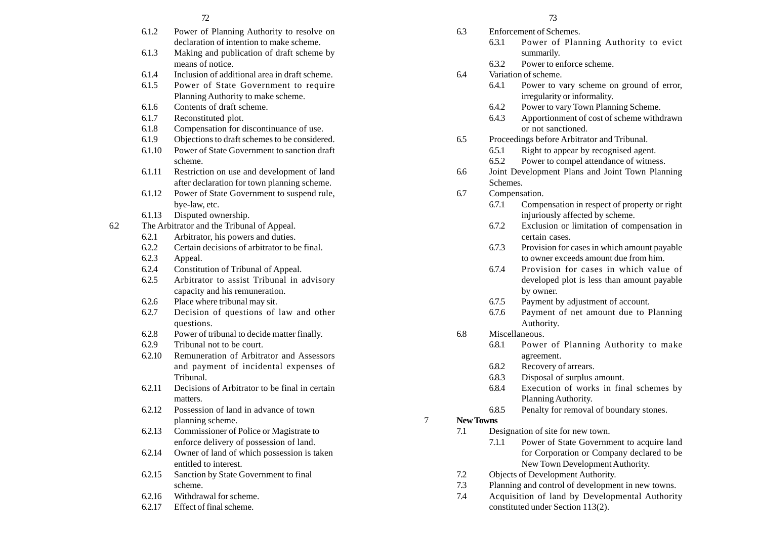- 6.1.2 Power of Planning Authority to resolve on declaration of intention to make scheme.
- 6.1.3 Making and publication of draft scheme by means of notice.
- 6.1.4 Inclusion of additional area in draft scheme.
- 6.1.5 Power of State Government to require Planning Authority to make scheme.
- 6.1.6 Contents of draft scheme.
- 6.1.7 Reconstituted plot.
- 6.1.8 Compensation for discontinuance of use.
- 6.1.9 Objections to draft schemes to be considered.
- 6.1.10 Power of State Government to sanction draft scheme.
- 6.1.11 Restriction on use and development of land after declaration for town planning scheme.
- 6.1.12 Power of State Government to suspend rule, bye-law, etc.
- 6.1.13 Disputed ownership.

6.2 The Arbitrator and the Tribunal of Appeal.

- 6.2.1 Arbitrator, his powers and duties.
- 6.2.2 Certain decisions of arbitrator to be final.
- 6.2.3 Appeal.
- 6.2.4 Constitution of Tribunal of Appeal.
- 6.2.5 Arbitrator to assist Tribunal in advisory capacity and his remuneration.
- 6.2.6 Place where tribunal may sit.
- 6.2.7 Decision of questions of law and other questions.
- 6.2.8 Power of tribunal to decide matter finally.
- 6.2.9 Tribunal not to be court.
- 6.2.10 Remuneration of Arbitrator and Assessors and payment of incidental expenses of Tribunal.
- 6.2.11 Decisions of Arbitrator to be final in certain matters.
- 6.2.12 Possession of land in advance of town planning scheme.
- 6.2.13 Commissioner of Police or Magistrate to enforce delivery of possession of land.
- 6.2.14 Owner of land of which possession is taken entitled to interest.
- 6.2.15 Sanction by State Government to final scheme.
- 6.2.16 Withdrawal for scheme.
- 6.2.17 Effect of final scheme.

6.3 Enforcement of Schemes.

- 6.3.1 Power of Planning Authority to evict summarily.
- 6.3.2 Power to enforce scheme.

6.4 Variation of scheme.

- 6.4.1 Power to vary scheme on ground of error, irregularity or informality.
- 6.4.2 Power to vary Town Planning Scheme.
- 6.4.3 Apportionment of cost of scheme withdrawn or not sanctioned.

6.5 Proceedings before Arbitrator and Tribunal.

- 6.5.1 Right to appear by recognised agent.
- 6.5.2 Power to compel attendance of witness.

6.6 Joint Development Plans and Joint Town Planning Schemes.

6.7 Compensation.

- 6.7.1 Compensation in respect of property or right injuriously affected by scheme.
- 6.7.2 Exclusion or limitation of compensation in certain cases.
- 6.7.3 Provision for cases in which amount payable to owner exceeds amount due from him.
- 6.7.4 Provision for cases in which value of developed plot is less than amount payable by owner.
- 6.7.5 Payment by adjustment of account.
- 6.7.6 Payment of net amount due to Planning Authority.

6.8 Miscellaneous.

- 6.8.1 Power of Planning Authority to make agreement.
- 6.8.2 Recovery of arrears.
- 6.8.3 Disposal of surplus amount.
- 6.8.4 Execution of works in final schemes by Planning Authority.
- 6.8.5 Penalty for removal of boundary stones.

7 **New Towns**

7.1 Designation of site for new town.

- 7.1.1 Power of State Government to acquire land for Corporation or Company declared to be New Town Development Authority.

7.2 Objects of Development Authority.

7.3 Planning and control of development in new towns.

7.4 Acquisition of land by Developmental Authority constituted under Section 113(2).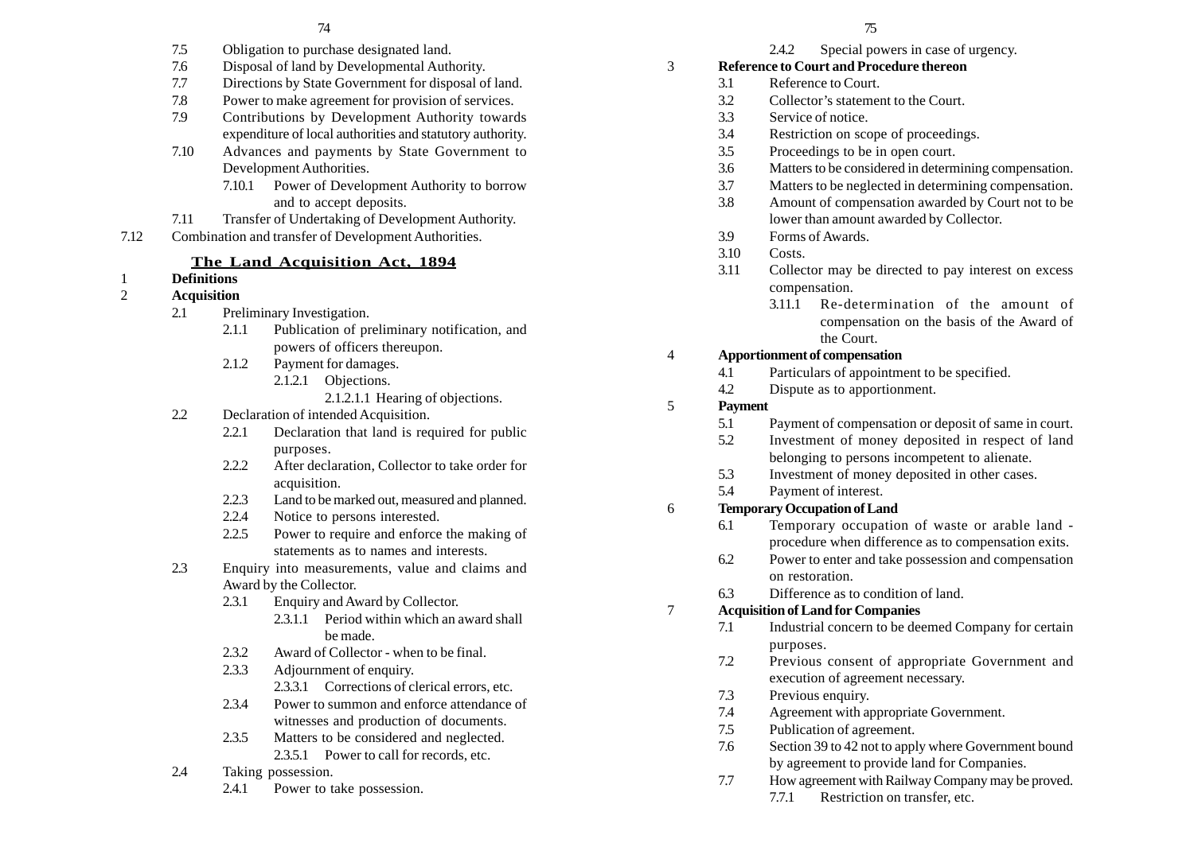7.5 Obligation to purchase designated land.

7.6 Disposal of land by Developmental Authority.

7.7 Directions by State Government for disposal of land.

7.8 Power to make agreement for provision of services.

7.9 Contributions by Development Authority towards expenditure of local authorities and statutory authority.

7.10 Advances and payments by State Government to Development Authorities.

7.10.1 Power of Development Authority to borrow and to accept deposits.

7.11 Transfer of Undertaking of Development Authority.

7.12 Combination and transfer of Development Authorities.

## The Land Acquisition Act, 1894

1 **Definitions**

2 **Acquisition**

2.1 Preliminary Investigation.

2.1.1 Publication of preliminary notification, and powers of officers thereupon.

2.1.2 Payment for damages.

2.1.2.1 Objections.

2.1.2.1.1 Hearing of objections.

2.2 Declaration of intended Acquisition.

2.2.1 Declaration that land is required for public purposes.

2.2.2 After declaration, Collector to take order for acquisition.

2.2.3 Land to be marked out, measured and planned.

2.2.4 Notice to persons interested.

2.2.5 Power to require and enforce the making of statements as to names and interests.

2.3 Enquiry into measurements, value and claims and Award by the Collector.

2.3.1 Enquiry and Award by Collector.

2.3.1.1 Period within which an award shall be made.

2.3.2 Award of Collector - when to be final.

2.3.3 Adjournment of enquiry.

2.3.3.1 Corrections of clerical errors, etc.

2.3.4 Power to summon and enforce attendance of witnesses and production of documents.

2.3.5 Matters to be considered and neglected.

2.3.5.1 Power to call for records, etc.

2.4 Taking possession.

2.4.1 Power to take possession.

2.4.2 Special powers in case of urgency.

3 **Reference to Court and Procedure thereon**

3.1 Reference to Court.

3.2 Collector's statement to the Court.

3.3 Service of notice.

3.4 Restriction on scope of proceedings.

3.5 Proceedings to be in open court.

3.6 Matters to be considered in determining compensation.

3.7 Matters to be neglected in determining compensation.

3.8 Amount of compensation awarded by Court not to be lower than amount awarded by Collector.

3.9 Forms of Awards.

3.10 Costs.

3.11 Collector may be directed to pay interest on excess compensation.

3.11.1 Re-determination of the amount of compensation on the basis of the Award of the Court.

4 **Apportionment of compensation**

4.1 Particulars of appointment to be specified.

4.2 Dispute as to apportionment.

5 **Payment**

5.1 Payment of compensation or deposit of same in court.

5.2 Investment of money deposited in respect of land belonging to persons incompetent to alienate.

5.3 Investment of money deposited in other cases.

5.4 Payment of interest.

6 **Temporary Occupation of Land**

6.1 Temporary occupation of waste or arable land - procedure when difference as to compensation exits.

6.2 Power to enter and take possession and compensation on restoration.

6.3 Difference as to condition of land.

7 **Acquisition of Land for Companies**

7.1 Industrial concern to be deemed Company for certain purposes.

7.2 Previous consent of appropriate Government and execution of agreement necessary.

7.3 Previous enquiry.

7.4 Agreement with appropriate Government.

7.5 Publication of agreement.

7.6 Section 39 to 42 not to apply where Government bound by agreement to provide land for Companies.

7.7 How agreement with Railway Company may be proved.

7.7.1 Restriction on transfer, etc.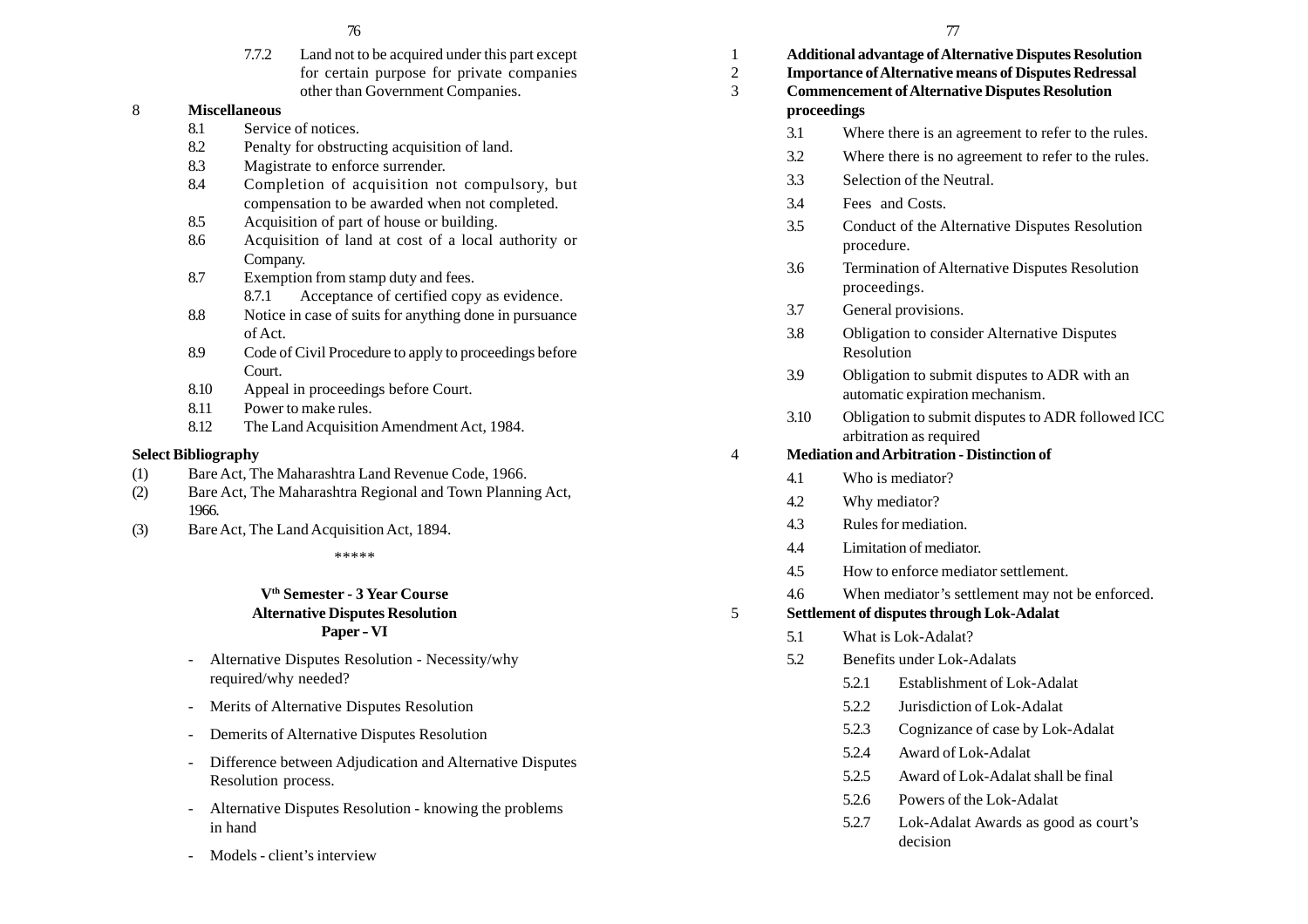7.7.2 Land not to be acquired under this part except for certain purpose for private companies other than Government Companies.

8 **Miscellaneous**

- 8.1 Service of notices.
- 8.2 Penalty for obstructing acquisition of land.
- 8.3 Magistrate to enforce surrender.
- 8.4 Completion of acquisition not compulsory, but compensation to be awarded when not completed.
- 8.5 Acquisition of part of house or building.
- 8.6 Acquisition of land at cost of a local authority or Company.
- 8.7 Exemption from stamp duty and fees.
  - 8.7.1 Acceptance of certified copy as evidence.
- 8.8 Notice in case of suits for anything done in pursuance of Act.
- 8.9 Code of Civil Procedure to apply to proceedings before Court.
- 8.10 Appeal in proceedings before Court.
- 8.11 Power to make rules.
- 8.12 The Land Acquisition Amendment Act, 1984.

**Select Bibliography**

(1) Bare Act, The Maharashtra Land Revenue Code, 1966.
(2) Bare Act, The Maharashtra Regional and Town Planning Act, 1966.
(3) Bare Act, The Land Acquisition Act, 1894.

\*\*\*\*\*

## V[th] Semester - 3 Year Course
## Alternative Disputes Resolution
## Paper - VI

- Alternative Disputes Resolution - Necessity/why required/why needed?
- Merits of Alternative Disputes Resolution
- Demerits of Alternative Disputes Resolution
- Difference between Adjudication and Alternative Disputes Resolution process.
- Alternative Disputes Resolution - knowing the problems in hand
- Models - client's interview

1 **Additional advantage of Alternative Disputes Resolution**

2 **Importance of Alternative means of Disputes Redressal**

3 **Commencement of Alternative Disputes Resolution proceedings**

- 3.1 Where there is an agreement to refer to the rules.
- 3.2 Where there is no agreement to refer to the rules.
- 3.3 Selection of the Neutral.
- 3.4 Fees and Costs.
- 3.5 Conduct of the Alternative Disputes Resolution procedure.
- 3.6 Termination of Alternative Disputes Resolution proceedings.
- 3.7 General provisions.
- 3.8 Obligation to consider Alternative Disputes Resolution
- 3.9 Obligation to submit disputes to ADR with an automatic expiration mechanism.
- 3.10 Obligation to submit disputes to ADR followed ICC arbitration as required

4 **Mediation and Arbitration - Distinction of**

- 4.1 Who is mediator?
- 4.2 Why mediator?
- 4.3 Rules for mediation.
- 4.4 Limitation of mediator.
- 4.5 How to enforce mediator settlement.
- 4.6 When mediator's settlement may not be enforced.

5 **Settlement of disputes through Lok-Adalat**

- 5.1 What is Lok-Adalat?
- 5.2 Benefits under Lok-Adalats
  - 5.2.1 Establishment of Lok-Adalat
  - 5.2.2 Jurisdiction of Lok-Adalat
  - 5.2.3 Cognizance of case by Lok-Adalat
  - 5.2.4 Award of Lok-Adalat
  - 5.2.5 Award of Lok-Adalat shall be final
  - 5.2.6 Powers of the Lok-Adalat
  - 5.2.7 Lok-Adalat Awards as good as court's decision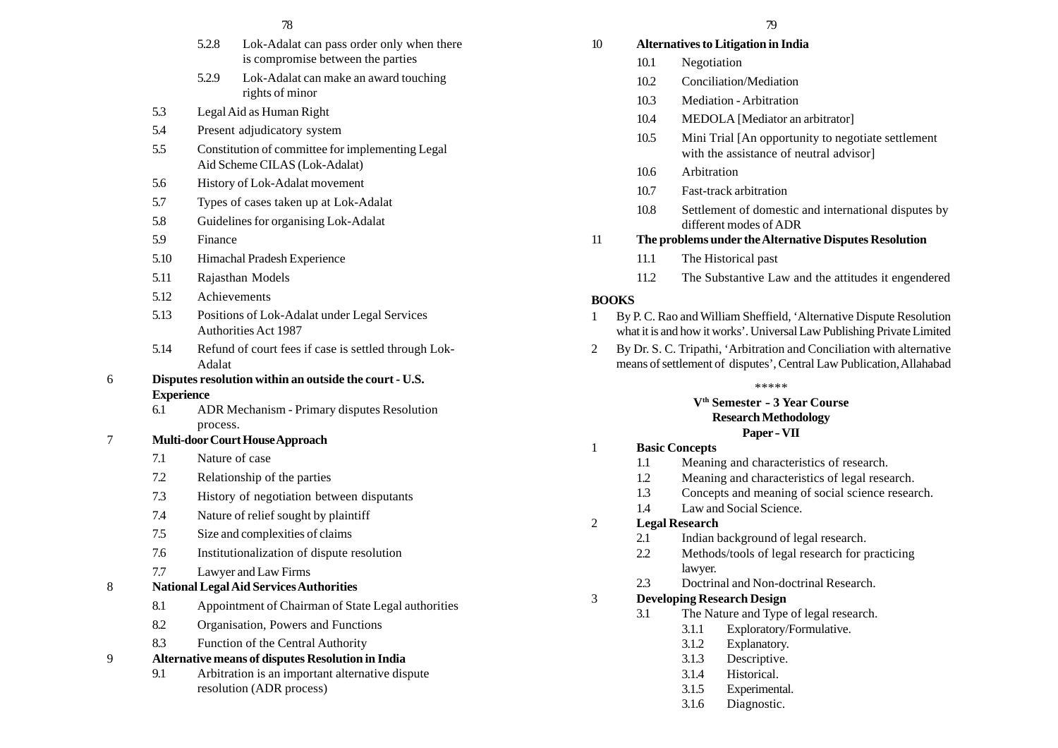5.2.8 Lok-Adalat can pass order only when there is compromise between the parties

5.2.9 Lok-Adalat can make an award touching rights of minor

5.3 Legal Aid as Human Right

5.4 Present adjudicatory system

5.5 Constitution of committee for implementing Legal Aid Scheme CILAS (Lok-Adalat)

5.6 History of Lok-Adalat movement

5.7 Types of cases taken up at Lok-Adalat

5.8 Guidelines for organising Lok-Adalat

5.9 Finance

5.10 Himachal Pradesh Experience

5.11 Rajasthan Models

5.12 Achievements

5.13 Positions of Lok-Adalat under Legal Services Authorities Act 1987

5.14 Refund of court fees if case is settled through Lok-Adalat

**6 Disputes resolution within an outside the court - U.S. Experience**

6.1 ADR Mechanism - Primary disputes Resolution process.

**7 Multi-door Court House Approach**

7.1 Nature of case

7.2 Relationship of the parties

7.3 History of negotiation between disputants

7.4 Nature of relief sought by plaintiff

7.5 Size and complexities of claims

7.6 Institutionalization of dispute resolution

7.7 Lawyer and Law Firms

**8 National Legal Aid Services Authorities**

8.1 Appointment of Chairman of State Legal authorities

8.2 Organisation, Powers and Functions

8.3 Function of the Central Authority

**9 Alternative means of disputes Resolution in India**

9.1 Arbitration is an important alternative dispute resolution (ADR process)

**10 Alternatives to Litigation in India**

10.1 Negotiation

10.2 Conciliation/Mediation

10.3 Mediation - Arbitration

10.4 MEDOLA [Mediator an arbitrator]

10.5 Mini Trial [An opportunity to negotiate settlement with the assistance of neutral advisor]

10.6 Arbitration

10.7 Fast-track arbitration

10.8 Settlement of domestic and international disputes by different modes of ADR

**11 The problems under the Alternative Disputes Resolution**

11.1 The Historical past

11.2 The Substantive Law and the attitudes it engendered

**BOOKS**

1 By P. C. Rao and William Sheffield, 'Alternative Dispute Resolution what it is and how it works'. Universal Law Publishing Private Limited

2 By Dr. S. C. Tripathi, 'Arbitration and Conciliation with alternative means of settlement of disputes', Central Law Publication, Allahabad

\*\*\*\*\*

## V$^{th}$ Semester - 3 Year Course
## Research Methodology
## Paper - VII

**1 Basic Concepts**

1.1 Meaning and characteristics of research.

1.2 Meaning and characteristics of legal research.

1.3 Concepts and meaning of social science research.

1.4 Law and Social Science.

**2 Legal Research**

2.1 Indian background of legal research.

2.2 Methods/tools of legal research for practicing lawyer.

2.3 Doctrinal and Non-doctrinal Research.

**3 Developing Research Design**

3.1 The Nature and Type of legal research.

3.1.1 Exploratory/Formulative.

3.1.2 Explanatory.

3.1.3 Descriptive.

3.1.4 Historical.

3.1.5 Experimental.

3.1.6 Diagnostic.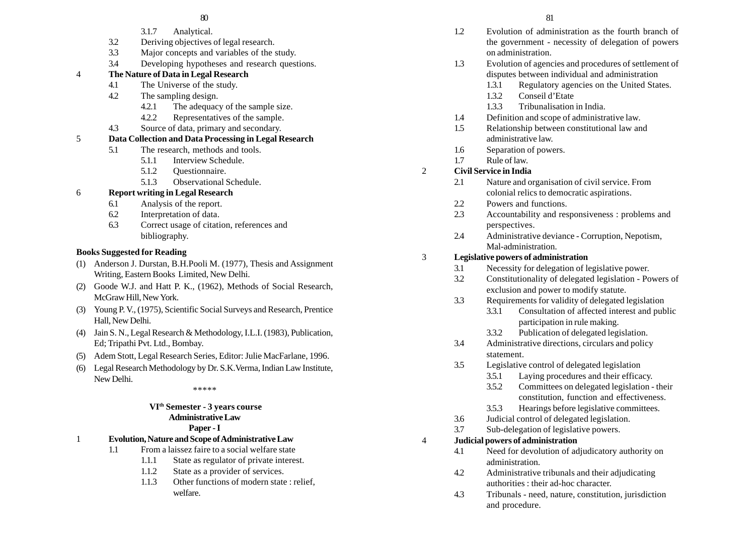3.1.7 Analytical.

3.2 Deriving objectives of legal research.

3.3 Major concepts and variables of the study.

3.4 Developing hypotheses and research questions.

4 **The Nature of Data in Legal Research**

4.1 The Universe of the study.

4.2 The sampling design.

4.2.1 The adequacy of the sample size.

4.2.2 Representatives of the sample.

4.3 Source of data, primary and secondary.

5 **Data Collection and Data Processing in Legal Research**

5.1 The research, methods and tools.

5.1.1 Interview Schedule.

5.1.2 Questionnaire.

5.1.3 Observational Schedule.

6 **Report writing in Legal Research**

6.1 Analysis of the report.

6.2 Interpretation of data.

6.3 Correct usage of citation, references and bibliography.

**Books Suggested for Reading**

(1) Anderson J. Durstan, B.H.Pooli M. (1977), Thesis and Assignment Writing, Eastern Books Limited, New Delhi.

(2) Goode W.J. and Hatt P. K., (1962), Methods of Social Research, McGraw Hill, New York.

(3) Young P. V., (1975), Scientific Social Surveys and Research, Prentice Hall, New Delhi.

(4) Jain S. N., Legal Research & Methodology, I.L.I. (1983), Publication, Ed; Tripathi Pvt. Ltd., Bombay.

(5) Adem Stott, Legal Research Series, Editor: Julie MacFarlane, 1996.

(6) Legal Research Methodology by Dr. S.K.Verma, Indian Law Institute, New Delhi.

\*\*\*\*\*

**VI<sup>th</sup> Semester - 3 years course**

**Administrative Law**

**Paper - I**

1 **Evolution, Nature and Scope of Administrative Law**

1.1 From a laissez faire to a social welfare state

1.1.1 State as regulator of private interest.

1.1.2 State as a provider of services.

1.1.3 Other functions of modern state : relief, welfare.

1.2 Evolution of administration as the fourth branch of the government - necessity of delegation of powers on administration.

1.3 Evolution of agencies and procedures of settlement of disputes between individual and administration

1.3.1 Regulatory agencies on the United States.

1.3.2 Conseil d'Etate

1.3.3 Tribunalisation in India.

1.4 Definition and scope of administrative law.

1.5 Relationship between constitutional law and administrative law.

1.6 Separation of powers.

1.7 Rule of law.

2 **Civil Service in India**

2.1 Nature and organisation of civil service. From colonial relics to democratic aspirations.

2.2 Powers and functions.

2.3 Accountability and responsiveness : problems and perspectives.

2.4 Administrative deviance - Corruption, Nepotism, Mal-administration.

3 **Legislative powers of administration**

3.1 Necessity for delegation of legislative power.

3.2 Constitutionality of delegated legislation - Powers of exclusion and power to modify statute.

3.3 Requirements for validity of delegated legislation

3.3.1 Consultation of affected interest and public participation in rule making.

3.3.2 Publication of delegated legislation.

3.4 Administrative directions, circulars and policy statement.

3.5 Legislative control of delegated legislation

3.5.1 Laying procedures and their efficacy.

3.5.2 Committees on delegated legislation - their constitution, function and effectiveness.

3.5.3 Hearings before legislative committees.

3.6 Judicial control of delegated legislation.

3.7 Sub-delegation of legislative powers.

4 **Judicial powers of administration**

4.1 Need for devolution of adjudicatory authority on administration.

4.2 Administrative tribunals and their adjudicating authorities : their ad-hoc character.

4.3 Tribunals - need, nature, constitution, jurisdiction and procedure.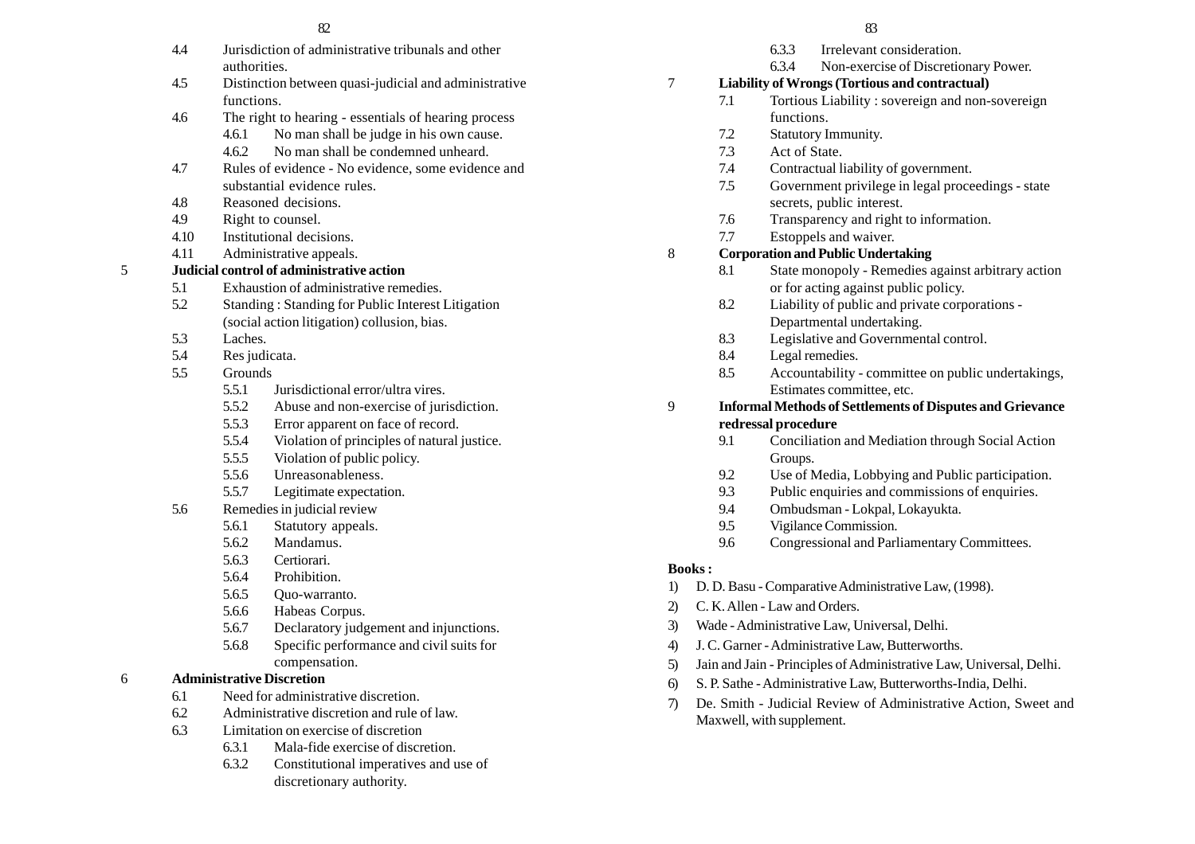- 4.4 Jurisdiction of administrative tribunals and other authorities.
- 4.5 Distinction between quasi-judicial and administrative functions.
- 4.6 The right to hearing - essentials of hearing process
  - 4.6.1 No man shall be judge in his own cause.
  - 4.6.2 No man shall be condemned unheard.
- 4.7 Rules of evidence - No evidence, some evidence and substantial evidence rules.
- 4.8 Reasoned decisions.
- 4.9 Right to counsel.
- 4.10 Institutional decisions.
- 4.11 Administrative appeals.

5 **Judicial control of administrative action**

- 5.1 Exhaustion of administrative remedies.
- 5.2 Standing : Standing for Public Interest Litigation (social action litigation) collusion, bias.
- 5.3 Laches.
- 5.4 Res judicata.
- 5.5 Grounds
  - 5.5.1 Jurisdictional error/ultra vires.
  - 5.5.2 Abuse and non-exercise of jurisdiction.
  - 5.5.3 Error apparent on face of record.
  - 5.5.4 Violation of principles of natural justice.
  - 5.5.5 Violation of public policy.
  - 5.5.6 Unreasonableness.
  - 5.5.7 Legitimate expectation.
- 5.6 Remedies in judicial review
  - 5.6.1 Statutory appeals.
  - 5.6.2 Mandamus.
  - 5.6.3 Certiorari.
  - 5.6.4 Prohibition.
  - 5.6.5 Quo-warranto.
  - 5.6.6 Habeas Corpus.
  - 5.6.7 Declaratory judgement and injunctions.
  - 5.6.8 Specific performance and civil suits for compensation.

6 **Administrative Discretion**

- 6.1 Need for administrative discretion.
- 6.2 Administrative discretion and rule of law.
- 6.3 Limitation on exercise of discretion
  - 6.3.1 Mala-fide exercise of discretion.
  - 6.3.2 Constitutional imperatives and use of discretionary authority.
  - 6.3.3 Irrelevant consideration.
  - 6.3.4 Non-exercise of Discretionary Power.

7 **Liability of Wrongs (Tortious and contractual)**

- 7.1 Tortious Liability : sovereign and non-sovereign functions.
- 7.2 Statutory Immunity.
- 7.3 Act of State.
- 7.4 Contractual liability of government.
- 7.5 Government privilege in legal proceedings - state secrets, public interest.
- 7.6 Transparency and right to information.
- 7.7 Estoppels and waiver.

8 **Corporation and Public Undertaking**

- 8.1 State monopoly - Remedies against arbitrary action or for acting against public policy.
- 8.2 Liability of public and private corporations - Departmental undertaking.
- 8.3 Legislative and Governmental control.
- 8.4 Legal remedies.
- 8.5 Accountability - committee on public undertakings, Estimates committee, etc.

9 **Informal Methods of Settlements of Disputes and Grievance redressal procedure**

- 9.1 Conciliation and Mediation through Social Action Groups.
- 9.2 Use of Media, Lobbying and Public participation.
- 9.3 Public enquiries and commissions of enquiries.
- 9.4 Ombudsman - Lokpal, Lokayukta.
- 9.5 Vigilance Commission.
- 9.6 Congressional and Parliamentary Committees.

**Books :**

1) D. D. Basu - Comparative Administrative Law, (1998).
2) C. K. Allen - Law and Orders.
3) Wade - Administrative Law, Universal, Delhi.
4) J. C. Garner - Administrative Law, Butterworths.
5) Jain and Jain - Principles of Administrative Law, Universal, Delhi.
6) S. P. Sathe - Administrative Law, Butterworths-India, Delhi.
7) De. Smith - Judicial Review of Administrative Action, Sweet and Maxwell, with supplement.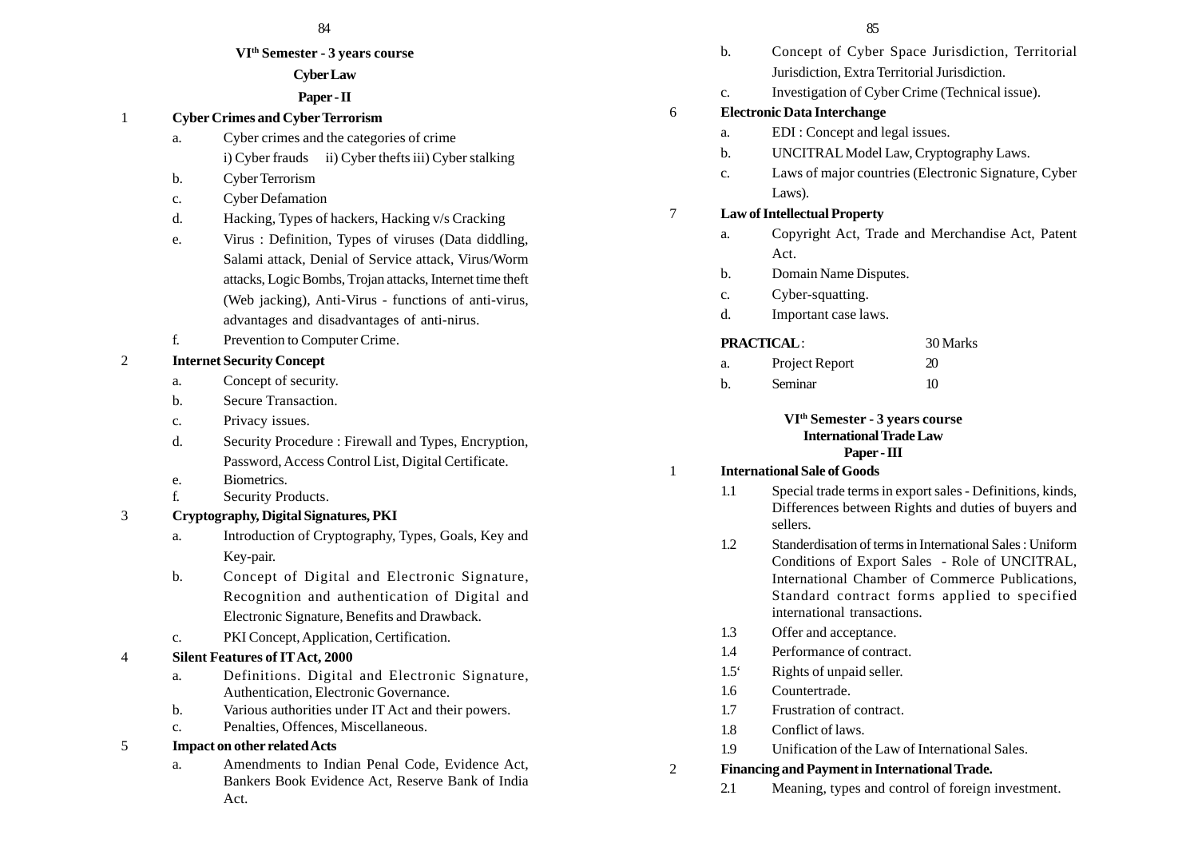**VI[th] Semester - 3 years course**

**Cyber Law**

**Paper - II**

1 **Cyber Crimes and Cyber Terrorism**

a. Cyber crimes and the categories of crime
i) Cyber frauds ii) Cyber thefts iii) Cyber stalking

b. Cyber Terrorism

c. Cyber Defamation

d. Hacking, Types of hackers, Hacking v/s Cracking

e. Virus : Definition, Types of viruses (Data diddling, Salami attack, Denial of Service attack, Virus/Worm attacks, Logic Bombs, Trojan attacks, Internet time theft (Web jacking), Anti-Virus - functions of anti-virus, advantages and disadvantages of anti-nirus.

f. Prevention to Computer Crime.

2 **Internet Security Concept**

a. Concept of security.

b. Secure Transaction.

c. Privacy issues.

d. Security Procedure : Firewall and Types, Encryption, Password, Access Control List, Digital Certificate.

e. Biometrics.

f. Security Products.

3 **Cryptography, Digital Signatures, PKI**

a. Introduction of Cryptography, Types, Goals, Key and Key-pair.

b. Concept of Digital and Electronic Signature, Recognition and authentication of Digital and Electronic Signature, Benefits and Drawback.

c. PKI Concept, Application, Certification.

4 **Silent Features of IT Act, 2000**

a. Definitions. Digital and Electronic Signature, Authentication, Electronic Governance.

b. Various authorities under IT Act and their powers.

c. Penalties, Offences, Miscellaneous.

5 **Impact on other related Acts**

a. Amendments to Indian Penal Code, Evidence Act, Bankers Book Evidence Act, Reserve Bank of India Act.

b. Concept of Cyber Space Jurisdiction, Territorial Jurisdiction, Extra Territorial Jurisdiction.

c. Investigation of Cyber Crime (Technical issue).

6 **Electronic Data Interchange**

a. EDI : Concept and legal issues.

b. UNCITRAL Model Law, Cryptography Laws.

c. Laws of major countries (Electronic Signature, Cyber Laws).

7 **Law of Intellectual Property**

a. Copyright Act, Trade and Merchandise Act, Patent Act.

b. Domain Name Disputes.

c. Cyber-squatting.

d. Important case laws.

| **PRACTICAL** : | | 30 Marks |
|---|---|---|
| a. | Project Report | 20 |
| b. | Seminar | 10 |

**VI[th] Semester - 3 years course**

**International Trade Law**

**Paper - III**

1 **International Sale of Goods**

1.1 Special trade terms in export sales - Definitions, kinds, Differences between Rights and duties of buyers and sellers.

1.2 Standerdisation of terms in International Sales : Uniform Conditions of Export Sales - Role of UNCITRAL, International Chamber of Commerce Publications, Standard contract forms applied to specified international transactions.

1.3 Offer and acceptance.

1.4 Performance of contract.

1.5‘ Rights of unpaid seller.

1.6 Countertrade.

1.7 Frustration of contract.

1.8 Conflict of laws.

1.9 Unification of the Law of International Sales.

2 **Financing and Payment in International Trade.**

2.1 Meaning, types and control of foreign investment.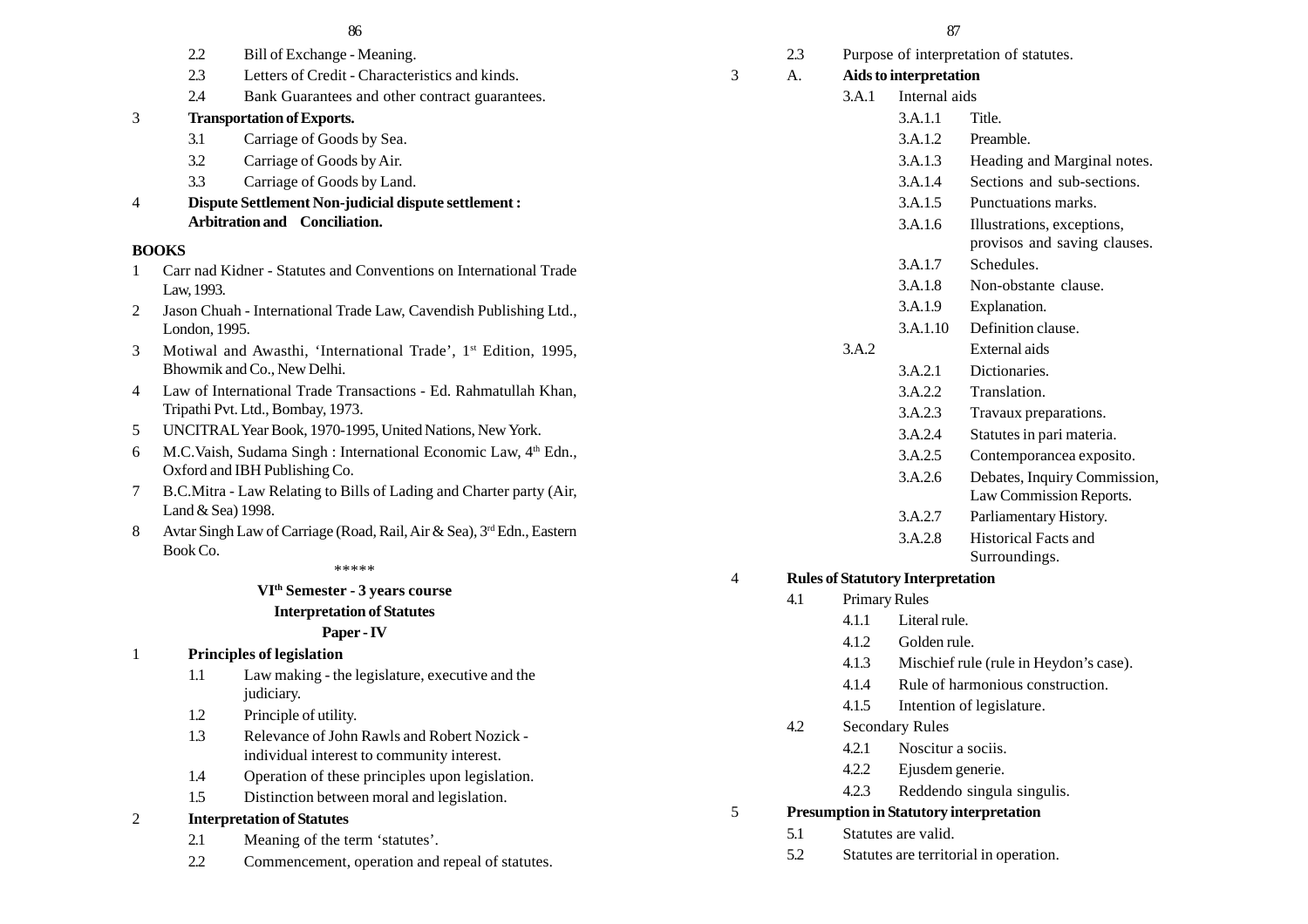2.2 Bill of Exchange - Meaning.

2.3 Letters of Credit - Characteristics and kinds.

2.4 Bank Guarantees and other contract guarantees.

3 **Transportation of Exports.**

3.1 Carriage of Goods by Sea.

3.2 Carriage of Goods by Air.

3.3 Carriage of Goods by Land.

4 **Dispute Settlement Non-judicial dispute settlement : Arbitration and Conciliation.**

**BOOKS**

1. Carr nad Kidner - Statutes and Conventions on International Trade Law, 1993.
2. Jason Chuah - International Trade Law, Cavendish Publishing Ltd., London, 1995.
3. Motiwal and Awasthi, 'International Trade', 1st Edition, 1995, Bhowmik and Co., New Delhi.
4. Law of International Trade Transactions - Ed. Rahmatullah Khan, Tripathi Pvt. Ltd., Bombay, 1973.
5. UNCITRAL Year Book, 1970-1995, United Nations, New York.
6. M.C.Vaish, Sudama Singh : International Economic Law, 4th Edn., Oxford and IBH Publishing Co.
7. B.C.Mitra - Law Relating to Bills of Lading and Charter party (Air, Land & Sea) 1998.
8. Avtar Singh Law of Carriage (Road, Rail, Air & Sea), 3rd Edn., Eastern Book Co.

*****

## VIth Semester - 3 years course

## Interpretation of Statutes

## Paper - IV

1 **Principles of legislation**

1.1 Law making - the legislature, executive and the judiciary.

1.2 Principle of utility.

1.3 Relevance of John Rawls and Robert Nozick - individual interest to community interest.

1.4 Operation of these principles upon legislation.

1.5 Distinction between moral and legislation.

2 **Interpretation of Statutes**

2.1 Meaning of the term 'statutes'.

2.2 Commencement, operation and repeal of statutes.

2.3 Purpose of interpretation of statutes.

3 A. **Aids to interpretation**

3.A.1 Internal aids

3.A.1.1 Title.

3.A.1.2 Preamble.

3.A.1.3 Heading and Marginal notes.

3.A.1.4 Sections and sub-sections.

3.A.1.5 Punctuations marks.

3.A.1.6 Illustrations, exceptions, provisos and saving clauses.

3.A.1.7 Schedules.

3.A.1.8 Non-obstante clause.

3.A.1.9 Explanation.

3.A.1.10 Definition clause.

3.A.2 External aids

3.A.2.1 Dictionaries.

3.A.2.2 Translation.

3.A.2.3 Travaux preparations.

3.A.2.4 Statutes in pari materia.

3.A.2.5 Contemporancea exposito.

3.A.2.6 Debates, Inquiry Commission, Law Commission Reports.

3.A.2.7 Parliamentary History.

3.A.2.8 Historical Facts and Surroundings.

4 **Rules of Statutory Interpretation**

4.1 Primary Rules

4.1.1 Literal rule.

4.1.2 Golden rule.

4.1.3 Mischief rule (rule in Heydon's case).

4.1.4 Rule of harmonious construction.

4.1.5 Intention of legislature.

4.2 Secondary Rules

4.2.1 Noscitur a sociis.

4.2.2 Ejusdem generie.

4.2.3 Reddendo singula singulis.

5 **Presumption in Statutory interpretation**

5.1 Statutes are valid.

5.2 Statutes are territorial in operation.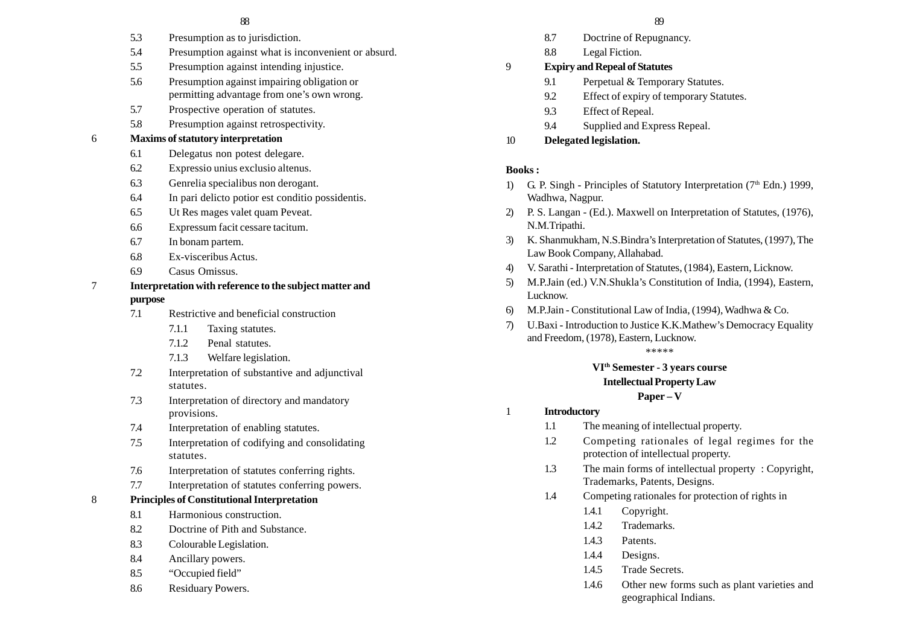5.3 Presumption as to jurisdiction.

5.4 Presumption against what is inconvenient or absurd.

5.5 Presumption against intending injustice.

5.6 Presumption against impairing obligation or permitting advantage from one's own wrong.

5.7 Prospective operation of statutes.

5.8 Presumption against retrospectivity.

**6 Maxims of statutory interpretation**

6.1 Delegatus non potest delegare.

6.2 Expressio unius exclusio altenus.

6.3 Genrelia specialibus non derogant.

6.4 In pari delicto potior est conditio possidentis.

6.5 Ut Res mages valet quam Peveat.

6.6 Expressum facit cessare tacitum.

6.7 In bonam partem.

6.8 Ex-visceribus Actus.

6.9 Casus Omissus.

**7 Interpretation with reference to the subject matter and purpose**

7.1 Restrictive and beneficial construction

- 7.1.1 Taxing statutes.
- 7.1.2 Penal statutes.
- 7.1.3 Welfare legislation.

7.2 Interpretation of substantive and adjunctival statutes.

7.3 Interpretation of directory and mandatory provisions.

7.4 Interpretation of enabling statutes.

7.5 Interpretation of codifying and consolidating statutes.

7.6 Interpretation of statutes conferring rights.

7.7 Interpretation of statutes conferring powers.

**8 Principles of Constitutional Interpretation**

8.1 Harmonious construction.

8.2 Doctrine of Pith and Substance.

8.3 Colourable Legislation.

8.4 Ancillary powers.

8.5 "Occupied field"

8.6 Residuary Powers.

8.7 Doctrine of Repugnancy.

8.8 Legal Fiction.

**9 Expiry and Repeal of Statutes**

9.1 Perpetual & Temporary Statutes.

9.2 Effect of expiry of temporary Statutes.

9.3 Effect of Repeal.

9.4 Supplied and Express Repeal.

**10 Delegated legislation.**

**Books :**

1) G. P. Singh - Principles of Statutory Interpretation (7th Edn.) 1999, Wadhwa, Nagpur.
2) P. S. Langan - (Ed.). Maxwell on Interpretation of Statutes, (1976), N.M.Tripathi.
3) K. Shanmukham, N.S.Bindra's Interpretation of Statutes, (1997), The Law Book Company, Allahabad.
4) V. Sarathi - Interpretation of Statutes, (1984), Eastern, Licknow.
5) M.P.Jain (ed.) V.N.Shukla's Constitution of India, (1994), Eastern, Lucknow.
6) M.P.Jain - Constitutional Law of India, (1994), Wadhwa & Co.
7) U.Baxi - Introduction to Justice K.K.Mathew's Democracy Equality and Freedom, (1978), Eastern, Lucknow.

\*\*\*\*\*

## VIth Semester - 3 years course

## Intellectual Property Law

## Paper – V

**1 Introductory**

1.1 The meaning of intellectual property.

1.2 Competing rationales of legal regimes for the protection of intellectual property.

1.3 The main forms of intellectual property : Copyright, Trademarks, Patents, Designs.

1.4 Competing rationales for protection of rights in

- 1.4.1 Copyright.
- 1.4.2 Trademarks.
- 1.4.3 Patents.
- 1.4.4 Designs.
- 1.4.5 Trade Secrets.
- 1.4.6 Other new forms such as plant varieties and geographical Indians.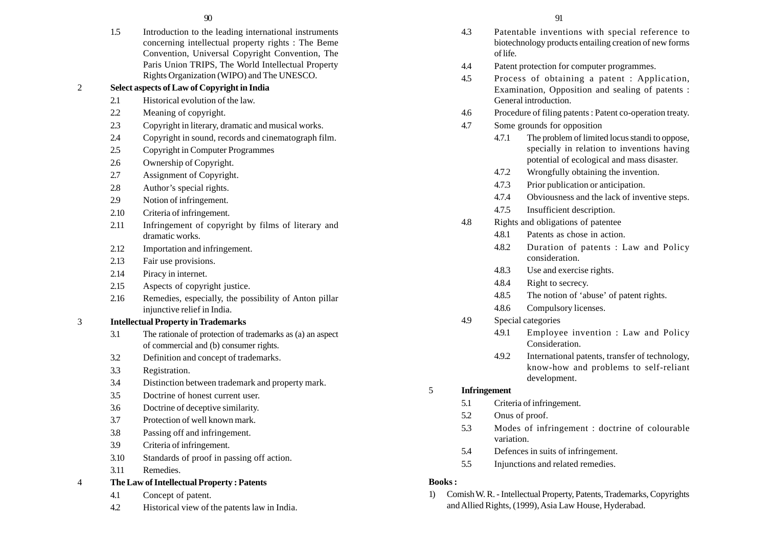1.5 Introduction to the leading international instruments concerning intellectual property rights : The Beme Convention, Universal Copyright Convention, The Paris Union TRIPS, The World Intellectual Property Rights Organization (WIPO) and The UNESCO.

**2 Select aspects of Law of Copyright in India**

- 2.1 Historical evolution of the law.
- 2.2 Meaning of copyright.
- 2.3 Copyright in literary, dramatic and musical works.
- 2.4 Copyright in sound, records and cinematograph film.
- 2.5 Copyright in Computer Programmes
- 2.6 Ownership of Copyright.
- 2.7 Assignment of Copyright.
- 2.8 Author's special rights.
- 2.9 Notion of infringement.
- 2.10 Criteria of infringement.
- 2.11 Infringement of copyright by films of literary and dramatic works.
- 2.12 Importation and infringement.
- 2.13 Fair use provisions.
- 2.14 Piracy in internet.
- 2.15 Aspects of copyright justice.
- 2.16 Remedies, especially, the possibility of Anton pillar injunctive relief in India.

**3 Intellectual Property in Trademarks**

- 3.1 The rationale of protection of trademarks as (a) an aspect of commercial and (b) consumer rights.
- 3.2 Definition and concept of trademarks.
- 3.3 Registration.
- 3.4 Distinction between trademark and property mark.
- 3.5 Doctrine of honest current user.
- 3.6 Doctrine of deceptive similarity.
- 3.7 Protection of well known mark.
- 3.8 Passing off and infringement.
- 3.9 Criteria of infringement.
- 3.10 Standards of proof in passing off action.
- 3.11 Remedies.

**4 The Law of Intellectual Property : Patents**

- 4.1 Concept of patent.
- 4.2 Historical view of the patents law in India.
- 4.3 Patentable inventions with special reference to biotechnology products entailing creation of new forms of life.
- 4.4 Patent protection for computer programmes.
- 4.5 Process of obtaining a patent : Application, Examination, Opposition and sealing of patents : General introduction.
- 4.6 Procedure of filing patents : Patent co-operation treaty.
- 4.7 Some grounds for opposition
  - 4.7.1 The problem of limited locus standi to oppose, specially in relation to inventions having potential of ecological and mass disaster.
  - 4.7.2 Wrongfully obtaining the invention.
  - 4.7.3 Prior publication or anticipation.
  - 4.7.4 Obviousness and the lack of inventive steps.
  - 4.7.5 Insufficient description.
- 4.8 Rights and obligations of patentee
  - 4.8.1 Patents as chose in action.
  - 4.8.2 Duration of patents : Law and Policy consideration.
  - 4.8.3 Use and exercise rights.
  - 4.8.4 Right to secrecy.
  - 4.8.5 The notion of 'abuse' of patent rights.
  - 4.8.6 Compulsory licenses.
- 4.9 Special categories
  - 4.9.1 Employee invention : Law and Policy Consideration.
  - 4.9.2 International patents, transfer of technology, know-how and problems to self-reliant development.

**5 Infringement**

- 5.1 Criteria of infringement.
- 5.2 Onus of proof.
- 5.3 Modes of infringement : doctrine of colourable variation.
- 5.4 Defences in suits of infringement.
- 5.5 Injunctions and related remedies.

**Books :**

1) Comish W. R. - Intellectual Property, Patents, Trademarks, Copyrights and Allied Rights, (1999), Asia Law House, Hyderabad.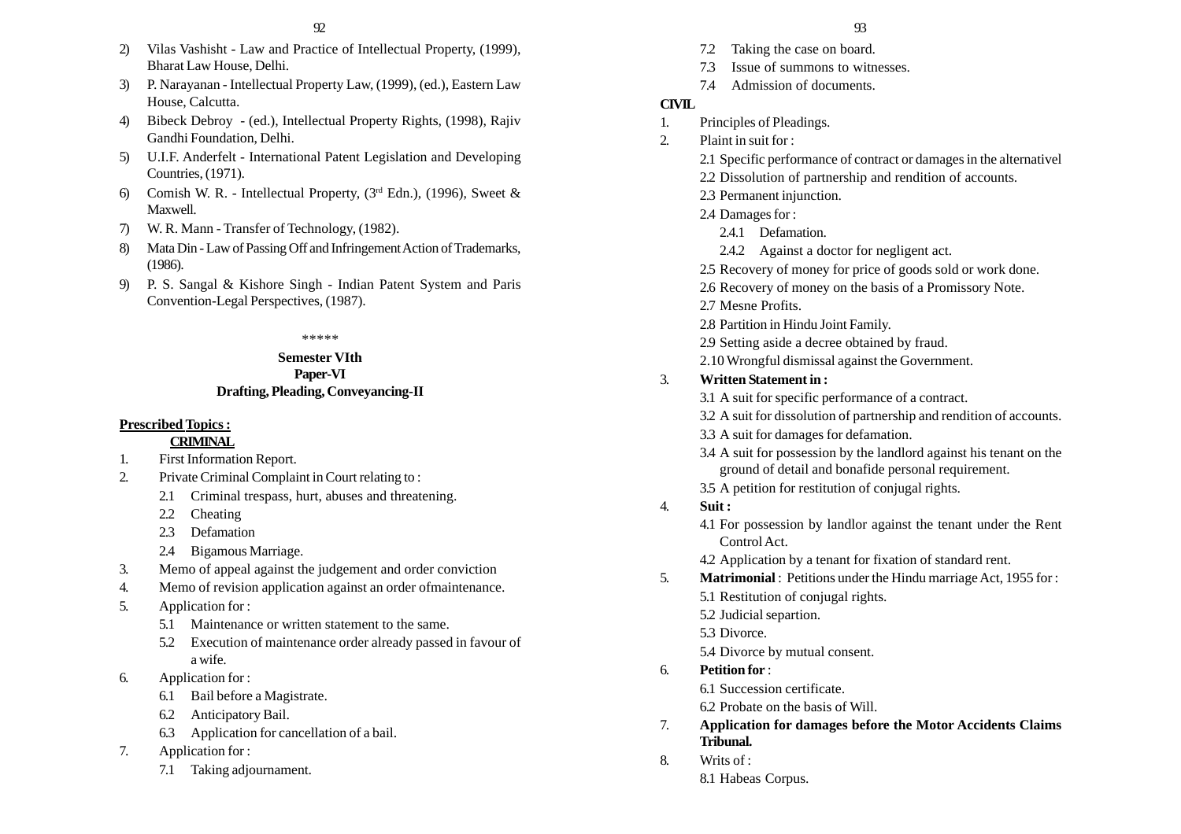2) Vilas Vashisht - Law and Practice of Intellectual Property, (1999), Bharat Law House, Delhi.
3) P. Narayanan - Intellectual Property Law, (1999), (ed.), Eastern Law House, Calcutta.
4) Bibeck Debroy - (ed.), Intellectual Property Rights, (1998), Rajiv Gandhi Foundation, Delhi.
5) U.I.F. Anderfelt - International Patent Legislation and Developing Countries, (1971).
6) Comish W. R. - Intellectual Property, (3rd Edn.), (1996), Sweet & Maxwell.
7) W. R. Mann - Transfer of Technology, (1982).
8) Mata Din - Law of Passing Off and Infringement Action of Trademarks, (1986).
9) P. S. Sangal & Kishore Singh - Indian Patent System and Paris Convention-Legal Perspectives, (1987).

*****

**Semester VIth**
**Paper-VI**
**Drafting, Pleading, Conveyancing-II**

**Prescribed Topics :**

**CRIMINAL**

1. First Information Report.
2. Private Criminal Complaint in Court relating to :
   - 2.1 Criminal trespass, hurt, abuses and threatening.
   - 2.2 Cheating
   - 2.3 Defamation
   - 2.4 Bigamous Marriage.
3. Memo of appeal against the judgement and order conviction
4. Memo of revision application against an order ofmaintenance.
5. Application for :
   - 5.1 Maintenance or written statement to the same.
   - 5.2 Execution of maintenance order already passed in favour of a wife.
6. Application for :
   - 6.1 Bail before a Magistrate.
   - 6.2 Anticipatory Bail.
   - 6.3 Application for cancellation of a bail.
7. Application for :
   - 7.1 Taking adjournament.
   - 7.2 Taking the case on board.
   - 7.3 Issue of summons to witnesses.
   - 7.4 Admission of documents.

**CIVIL**

1. Principles of Pleadings.
2. Plaint in suit for :
   - 2.1 Specific performance of contract or damages in the alternativel
   - 2.2 Dissolution of partnership and rendition of accounts.
   - 2.3 Permanent injunction.
   - 2.4 Damages for :
     - 2.4.1 Defamation.
     - 2.4.2 Against a doctor for negligent act.
   - 2.5 Recovery of money for price of goods sold or work done.
   - 2.6 Recovery of money on the basis of a Promissory Note.
   - 2.7 Mesne Profits.
   - 2.8 Partition in Hindu Joint Family.
   - 2.9 Setting aside a decree obtained by fraud.
   - 2.10 Wrongful dismissal against the Government.
3. **Written Statement in :**
   - 3.1 A suit for specific performance of a contract.
   - 3.2 A suit for dissolution of partnership and rendition of accounts.
   - 3.3 A suit for damages for defamation.
   - 3.4 A suit for possession by the landlord against his tenant on the ground of detail and bonafide personal requirement.
   - 3.5 A petition for restitution of conjugal rights.
4. **Suit :**
   - 4.1 For possession by landlor against the tenant under the Rent Control Act.
   - 4.2 Application by a tenant for fixation of standard rent.
5. **Matrimonial** : Petitions under the Hindu marriage Act, 1955 for :
   - 5.1 Restitution of conjugal rights.
   - 5.2 Judicial separtion.
   - 5.3 Divorce.
   - 5.4 Divorce by mutual consent.
6. **Petition for** :
   - 6.1 Succession certificate.
   - 6.2 Probate on the basis of Will.
7. **Application for damages before the Motor Accidents Claims Tribunal.**
8. Writs of :
   - 8.1 Habeas Corpus.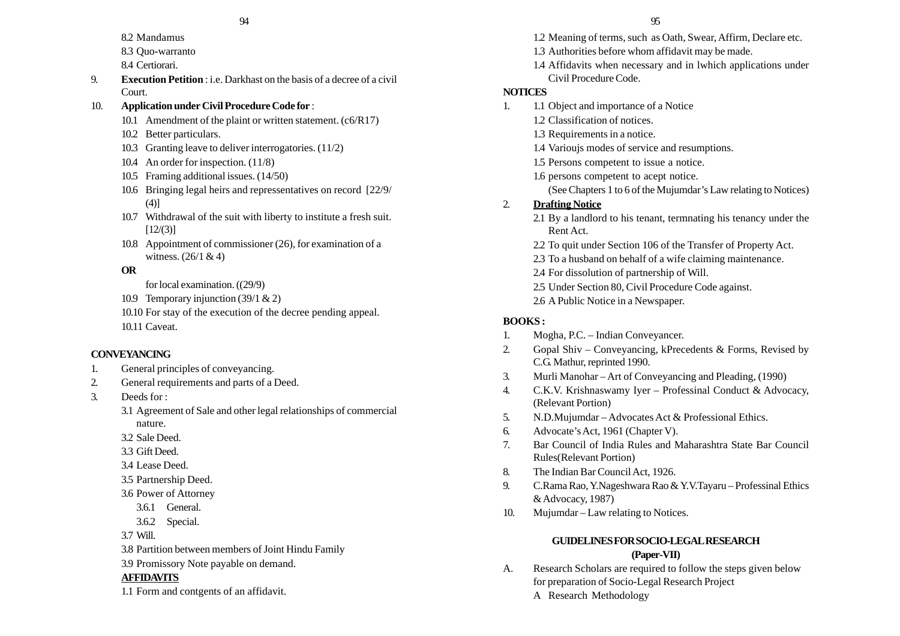8.2 Mandamus

8.3 Quo-warranto

8.4 Certiorari.

9. **Execution Petition** : i.e. Darkhast on the basis of a decree of a civil Court.

10. **Application under Civil Procedure Code for** :

    10.1 Amendment of the plaint or written statement. (c6/R17)

    10.2 Better particulars.

    10.3 Granting leave to deliver interrogatories. (11/2)

    10.4 An order for inspection. (11/8)

    10.5 Framing additional issues. (14/50)

    10.6 Bringing legal heirs and repressentatives on record [22/9/(4)]

    10.7 Withdrawal of the suit with liberty to institute a fresh suit. [12/(3)]

    10.8 Appointment of commissioner (26), for examination of a witness. (26/1 & 4)

    **OR**

    for local examination. ((29/9)

    10.9 Temporary injunction (39/1 & 2)

    10.10 For stay of the execution of the decree pending appeal.

    10.11 Caveat.

**CONVEYANCING**

1. General principles of conveyancing.
2. General requirements and parts of a Deed.
3. Deeds for :

    3.1 Agreement of Sale and other legal relationships of commercial nature.

    3.2 Sale Deed.

    3.3 Gift Deed.

    3.4 Lease Deed.

    3.5 Partnership Deed.

    3.6 Power of Attorney

    3.6.1 General.

    3.6.2 Special.

    3.7 Will.

    3.8 Partition between members of Joint Hindu Family

    3.9 Promissory Note payable on demand.

**AFFIDAVITS**

1.1 Form and contgents of an affidavit.

1.2 Meaning of terms, such as Oath, Swear, Affirm, Declare etc.

1.3 Authorities before whom affidavit may be made.

1.4 Affidavits when necessary and in lwhich applications under Civil Procedure Code.

**NOTICES**

1. 1.1 Object and importance of a Notice

    1.2 Classification of notices.

    1.3 Requirements in a notice.

    1.4 Varioujs modes of service and resumptions.

    1.5 Persons competent to issue a notice.

    1.6 persons competent to acept notice.

    (See Chapters 1 to 6 of the Mujumdar's Law relating to Notices)

2. **Drafting Notice**

    2.1 By a landlord to his tenant, termnating his tenancy under the Rent Act.

    2.2 To quit under Section 106 of the Transfer of Property Act.

    2.3 To a husband on behalf of a wife claiming maintenance.

    2.4 For dissolution of partnership of Will.

    2.5 Under Section 80, Civil Procedure Code against.

    2.6 A Public Notice in a Newspaper.

**BOOKS :**

1. Mogha, P.C. – Indian Conveyancer.
2. Gopal Shiv – Conveyancing, kPrecedents & Forms, Revised by C.G. Mathur, reprinted 1990.
3. Murli Manohar – Art of Conveyancing and Pleading, (1990)
4. C.K.V. Krishnaswamy Iyer – Professinal Conduct & Advocacy, (Relevant Portion)
5. N.D.Mujumdar – Advocates Act & Professional Ethics.
6. Advocate's Act, 1961 (Chapter V).
7. Bar Council of India Rules and Maharashtra State Bar Council Rules(Relevant Portion)
8. The Indian Bar Council Act, 1926.
9. C.Rama Rao, Y.Nageshwara Rao & Y.V.Tayaru – Professinal Ethics & Advocacy, 1987)
10. Mujumdar – Law relating to Notices.

**GUIDELINES FOR SOCIO-LEGAL RESEARCH**

**(Paper-VII)**

A. Research Scholars are required to follow the steps given below for preparation of Socio-Legal Research Project

    A Research Methodology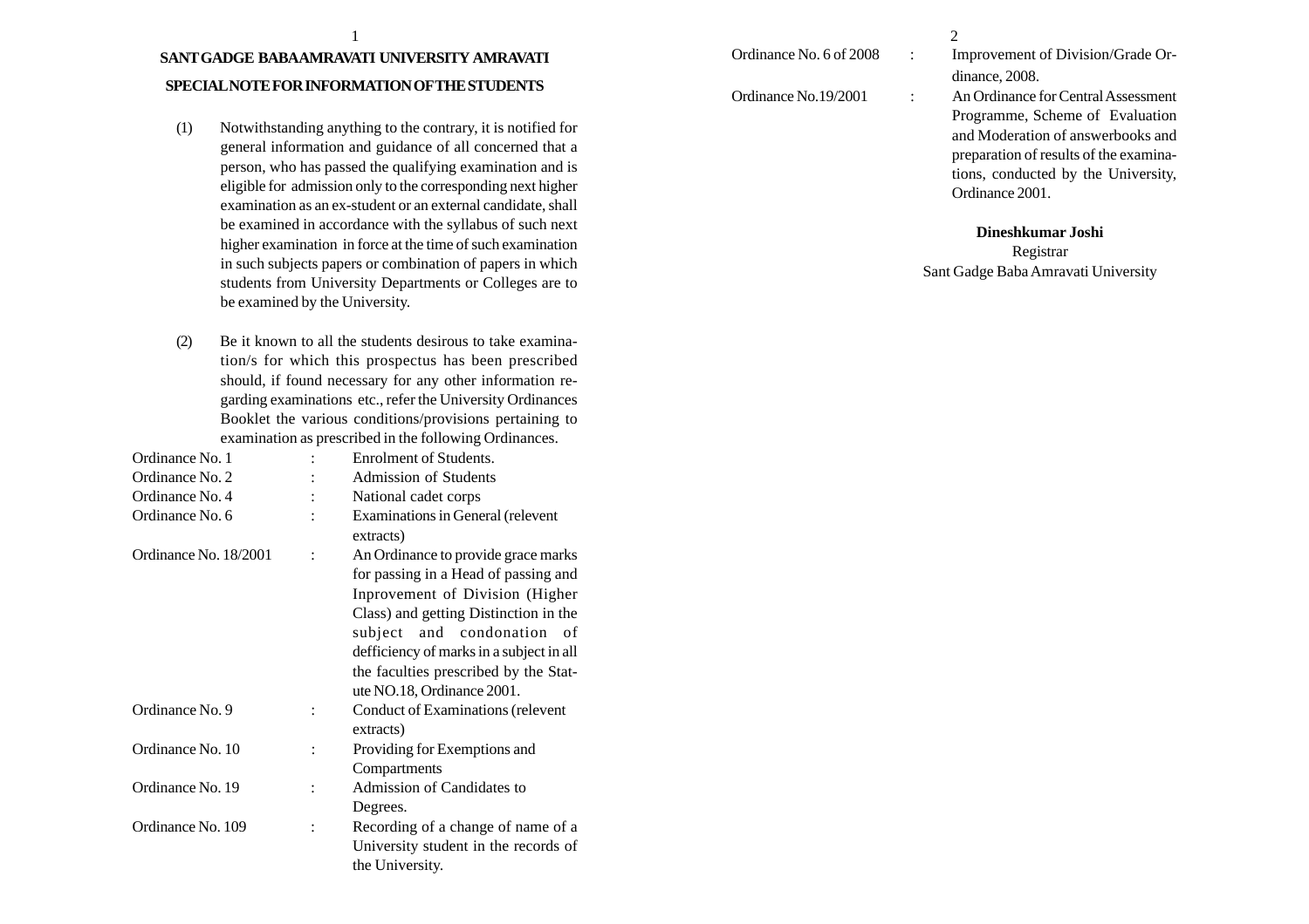# SANT GADGE BABA AMRAVATI UNIVERSITY AMRAVATI

## SPECIAL NOTE FOR INFORMATION OF THE STUDENTS

(1) Notwithstanding anything to the contrary, it is notified for general information and guidance of all concerned that a person, who has passed the qualifying examination and is eligible for admission only to the corresponding next higher examination as an ex-student or an external candidate, shall be examined in accordance with the syllabus of such next higher examination in force at the time of such examination in such subjects papers or combination of papers in which students from University Departments or Colleges are to be examined by the University.

(2) Be it known to all the students desirous to take examination/s for which this prospectus has been prescribed should, if found necessary for any other information regarding examinations etc., refer the University Ordinances Booklet the various conditions/provisions pertaining to examination as prescribed in the following Ordinances.

| | | |
|---|---|---|
| Ordinance No. 1 | : | Enrolment of Students. |
| Ordinance No. 2 | : | Admission of Students |
| Ordinance No. 4 | : | National cadet corps |
| Ordinance No. 6 | : | Examinations in General (relevent extracts) |
| Ordinance No. 18/2001 | : | An Ordinance to provide grace marks for passing in a Head of passing and Inprovement of Division (Higher Class) and getting Distinction in the subject and condonation of defficiency of marks in a subject in all the faculties prescribed by the Statute NO.18, Ordinance 2001. |
| Ordinance No. 9 | : | Conduct of Examinations (relevent extracts) |
| Ordinance No. 10 | : | Providing for Exemptions and Compartments |
| Ordinance No. 19 | : | Admission of Candidates to Degrees. |
| Ordinance No. 109 | : | Recording of a change of name of a University student in the records of the University. |
| Ordinance No. 6 of 2008 | : | Improvement of Division/Grade Ordinance, 2008. |
| Ordinance No.19/2001 | : | An Ordinance for Central Assessment Programme, Scheme of Evaluation and Moderation of answerbooks and preparation of results of the examinations, conducted by the University, Ordinance 2001. |

**Dineshkumar Joshi**
Registrar
Sant Gadge Baba Amravati University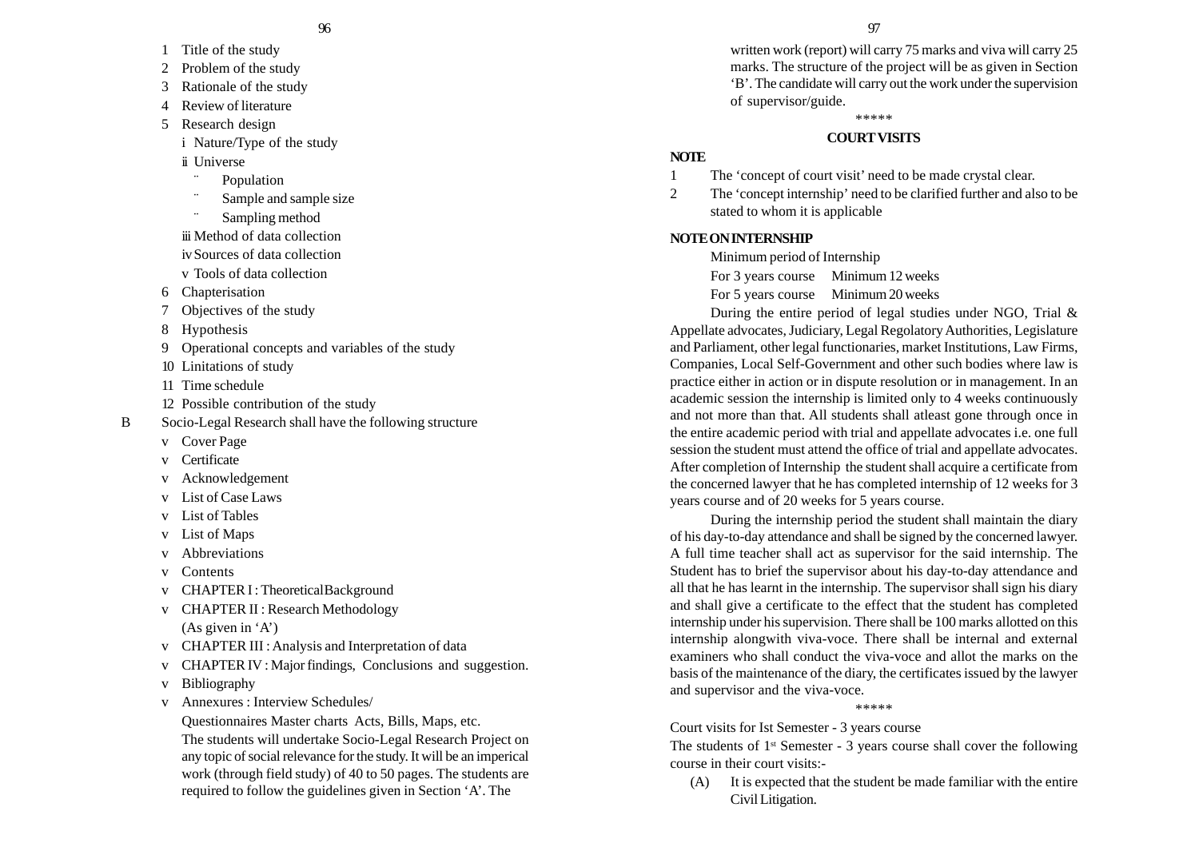1 Title of the study
2 Problem of the study
3 Rationale of the study
4 Review of literature
5 Research design
   - i Nature/Type of the study
   - ii Universe
     - Population
     - Sample and sample size
     - Sampling method
   - iii Method of data collection
   - iv Sources of data collection
   - v Tools of data collection
6 Chapterisation
7 Objectives of the study
8 Hypothesis
9 Operational concepts and variables of the study
10 Linitations of study
11 Time schedule
12 Possible contribution of the study

B Socio-Legal Research shall have the following structure

- Cover Page
- Certificate
- Acknowledgement
- List of Case Laws
- List of Tables
- List of Maps
- Abbreviations
- Contents
- CHAPTER I : TheoreticalBackground
- CHAPTER II : Research Methodology (As given in 'A')
- CHAPTER III : Analysis and Interpretation of data
- CHAPTER IV : Major findings, Conclusions and suggestion.
- Bibliography
- Annexures : Interview Schedules/ Questionnaires Master charts Acts, Bills, Maps, etc.

The students will undertake Socio-Legal Research Project on any topic of social relevance for the study. It will be an imperical work (through field study) of 40 to 50 pages. The students are required to follow the guidelines given in Section 'A'. The written work (report) will carry 75 marks and viva will carry 25 marks. The structure of the project will be as given in Section 'B'. The candidate will carry out the work under the supervision of supervisor/guide.

\*\*\*\*\*

## COURT VISITS

**NOTE**

1 The 'concept of court visit' need to be made crystal clear.

2 The 'concept internship' need to be clarified further and also to be stated to whom it is applicable

**NOTE ON INTERNSHIP**

Minimum period of Internship

For 3 years course Minimum 12 weeks

For 5 years course Minimum 20 weeks

During the entire period of legal studies under NGO, Trial & Appellate advocates, Judiciary, Legal Regolatory Authorities, Legislature and Parliament, other legal functionaries, market Institutions, Law Firms, Companies, Local Self-Government and other such bodies where law is practice either in action or in dispute resolution or in management. In an academic session the internship is limited only to 4 weeks continuously and not more than that. All students shall atleast gone through once in the entire academic period with trial and appellate advocates i.e. one full session the student must attend the office of trial and appellate advocates. After completion of Internship the student shall acquire a certificate from the concerned lawyer that he has completed internship of 12 weeks for 3 years course and of 20 weeks for 5 years course.

During the internship period the student shall maintain the diary of his day-to-day attendance and shall be signed by the concerned lawyer. A full time teacher shall act as supervisor for the said internship. The Student has to brief the supervisor about his day-to-day attendance and all that he has learnt in the internship. The supervisor shall sign his diary and shall give a certificate to the effect that the student has completed internship under his supervision. There shall be 100 marks allotted on this internship alongwith viva-voce. There shall be internal and external examiners who shall conduct the viva-voce and allot the marks on the basis of the maintenance of the diary, the certificates issued by the lawyer and supervisor and the viva-voce.

\*\*\*\*\*

Court visits for Ist Semester - 3 years course

The students of 1st Semester - 3 years course shall cover the following course in their court visits:-

(A) It is expected that the student be made familiar with the entire Civil Litigation.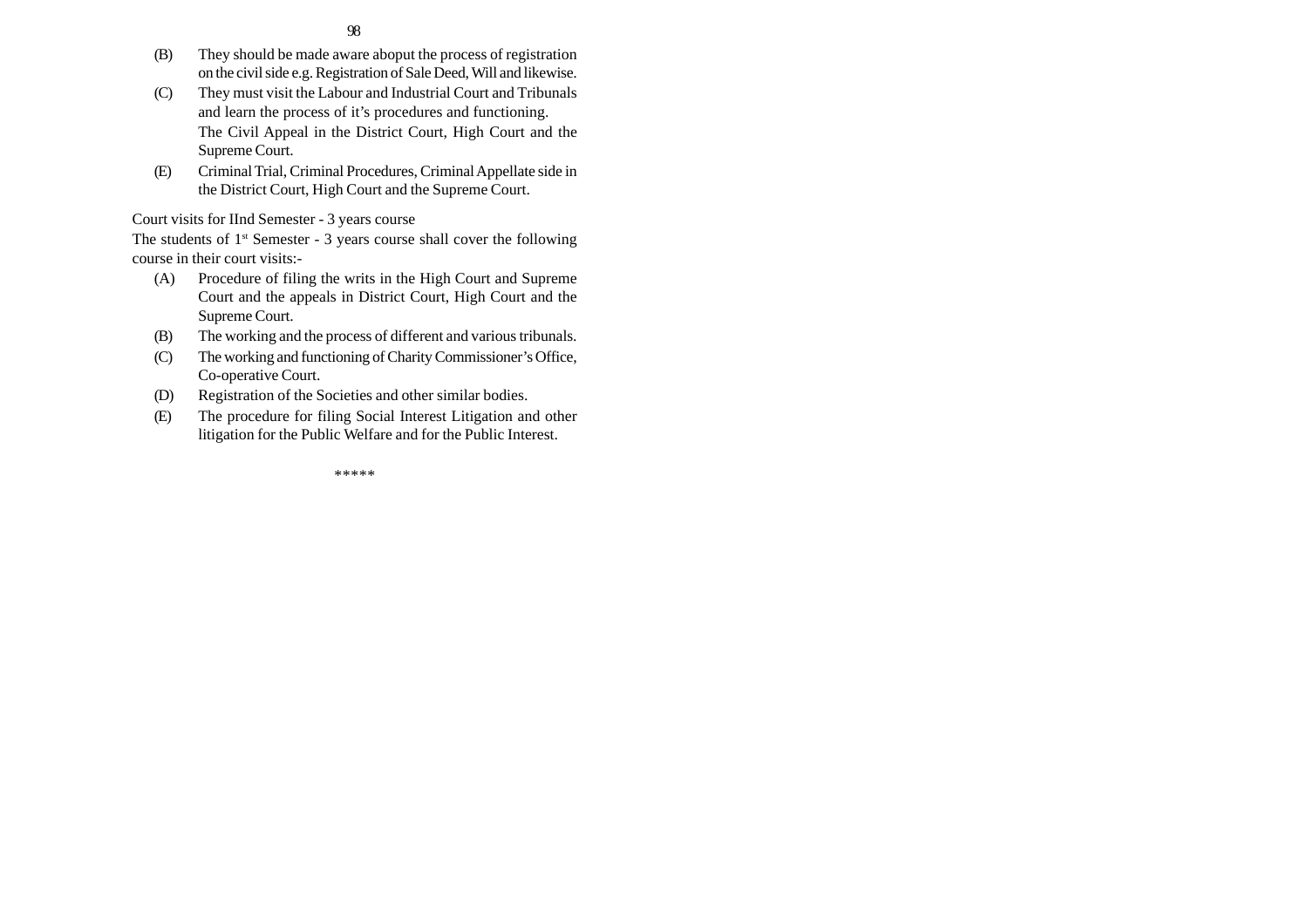(B) They should be made aware aboput the process of registration on the civil side e.g. Registration of Sale Deed, Will and likewise.

(C) They must visit the Labour and Industrial Court and Tribunals and learn the process of it's procedures and functioning.
The Civil Appeal in the District Court, High Court and the Supreme Court.

(E) Criminal Trial, Criminal Procedures, Criminal Appellate side in the District Court, High Court and the Supreme Court.

Court visits for IInd Semester - 3 years course

The students of 1st Semester - 3 years course shall cover the following course in their court visits:-

(A) Procedure of filing the writs in the High Court and Supreme Court and the appeals in District Court, High Court and the Supreme Court.

(B) The working and the process of different and various tribunals.

(C) The working and functioning of Charity Commissioner's Office, Co-operative Court.

(D) Registration of the Societies and other similar bodies.

(E) The procedure for filing Social Interest Litigation and other litigation for the Public Welfare and for the Public Interest.

*****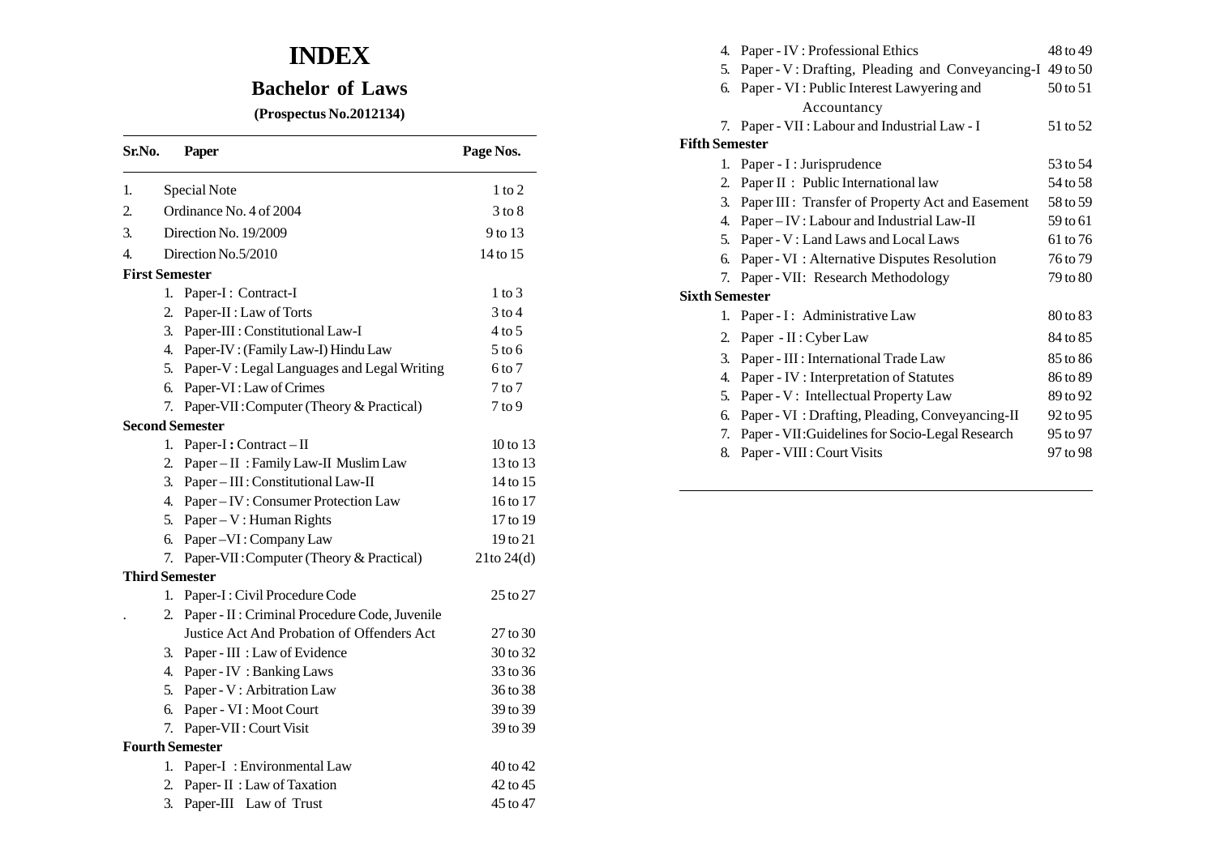# INDEX

## Bachelor of Laws

**(Prospectus No.2012134)**

| Sr.No. | Paper | Page Nos. |
|---|---|---|
| 1. | Special Note | 1 to 2 |
| 2. | Ordinance No. 4 of 2004 | 3 to 8 |
| 3. | Direction No. 19/2009 | 9 to 13 |
| 4. | Direction No.5/2010 | 14 to 15 |
| **First Semester** | | |
| 1. | Paper-I : Contract-I | 1 to 3 |
| 2. | Paper-II : Law of Torts | 3 to 4 |
| 3. | Paper-III : Constitutional Law-I | 4 to 5 |
| 4. | Paper-IV : (Family Law-I) Hindu Law | 5 to 6 |
| 5. | Paper-V : Legal Languages and Legal Writing | 6 to 7 |
| 6. | Paper-VI : Law of Crimes | 7 to 7 |
| 7. | Paper-VII : Computer (Theory & Practical) | 7 to 9 |
| **Second Semester** | | |
| 1. | Paper-I : Contract – II | 10 to 13 |
| 2. | Paper – II : Family Law-II Muslim Law | 13 to 13 |
| 3. | Paper – III : Constitutional Law-II | 14 to 15 |
| 4. | Paper – IV : Consumer Protection Law | 16 to 17 |
| 5. | Paper – V : Human Rights | 17 to 19 |
| 6. | Paper –VI : Company Law | 19 to 21 |
| 7. | Paper-VII : Computer (Theory & Practical) | 21to 24(d) |
| **Third Semester** | | |
| 1. | Paper-I : Civil Procedure Code | 25 to 27 |
| 2. | Paper - II : Criminal Procedure Code, Juvenile Justice Act And Probation of Offenders Act | 27 to 30 |
| 3. | Paper - III : Law of Evidence | 30 to 32 |
| 4. | Paper - IV : Banking Laws | 33 to 36 |
| 5. | Paper - V : Arbitration Law | 36 to 38 |
| 6. | Paper - VI : Moot Court | 39 to 39 |
| 7. | Paper-VII : Court Visit | 39 to 39 |
| **Fourth Semester** | | |
| 1. | Paper-I : Environmental Law | 40 to 42 |
| 2. | Paper- II : Law of Taxation | 42 to 45 |
| 3. | Paper-III Law of Trust | 45 to 47 |
| 4. | Paper - IV : Professional Ethics | 48 to 49 |
| 5. | Paper - V : Drafting, Pleading and Conveyancing-I | 49 to 50 |
| 6. | Paper - VI : Public Interest Lawyering and Accountancy | 50 to 51 |
| 7. | Paper - VII : Labour and Industrial Law - I | 51 to 52 |
| **Fifth Semester** | | |
| 1. | Paper - I : Jurisprudence | 53 to 54 |
| 2. | Paper II : Public International law | 54 to 58 |
| 3. | Paper III : Transfer of Property Act and Easement | 58 to 59 |
| 4. | Paper – IV : Labour and Industrial Law-II | 59 to 61 |
| 5. | Paper - V : Land Laws and Local Laws | 61 to 76 |
| 6. | Paper - VI : Alternative Disputes Resolution | 76 to 79 |
| 7. | Paper - VII: Research Methodology | 79 to 80 |
| **Sixth Semester** | | |
| 1. | Paper - I : Administrative Law | 80 to 83 |
| 2. | Paper - II : Cyber Law | 84 to 85 |
| 3. | Paper - III : International Trade Law | 85 to 86 |
| 4. | Paper - IV : Interpretation of Statutes | 86 to 89 |
| 5. | Paper - V : Intellectual Property Law | 89 to 92 |
| 6. | Paper - VI : Drafting, Pleading, Conveyancing-II | 92 to 95 |
| 7. | Paper - VII:Guidelines for Socio-Legal Research | 95 to 97 |
| 8. | Paper - VIII : Court Visits | 97 to 98 |